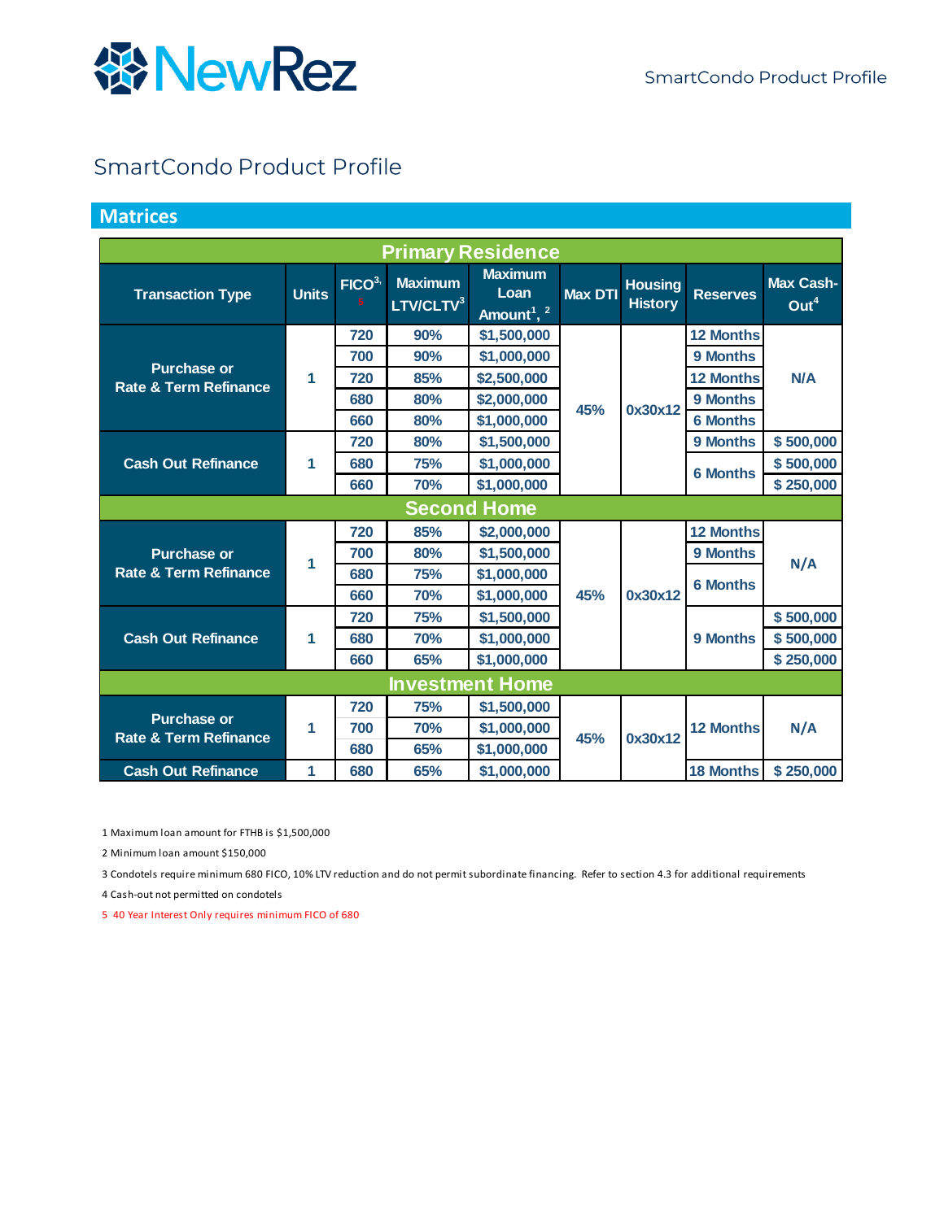# SmartCondo Product Profile

## Matrices

| Transaction Type | Units | FICO[3,5] | Maximum LTV/CLTV[3] | Maximum Loan Amount[1,2] | Max DTI | Housing History | Reserves | Max Cash-Out[4] |
|---|---|---|---|---|---|---|---|---|
| **Primary Residence** | | | | | | | | |
| Purchase or Rate & Term Refinance | 1 | 720 | 90% | $1,500,000 | 45% | 0x30x12 | 12 Months | N/A |
| | | 700 | 90% | $1,000,000 | | | 9 Months | |
| | | 720 | 85% | $2,500,000 | | | 12 Months | |
| | | 680 | 80% | $2,000,000 | | | 9 Months | |
| | | 660 | 80% | $1,000,000 | | | 6 Months | |
| Cash Out Refinance | 1 | 720 | 80% | $1,500,000 | | | 9 Months | $ 500,000 |
| | | 680 | 75% | $1,000,000 | | | 6 Months | $ 500,000 |
| | | 660 | 70% | $1,000,000 | | | | $ 250,000 |
| **Second Home** | | | | | | | | |
| Purchase or Rate & Term Refinance | 1 | 720 | 85% | $2,000,000 | 45% | 0x30x12 | 12 Months | N/A |
| | | 700 | 80% | $1,500,000 | | | 9 Months | |
| | | 680 | 75% | $1,000,000 | | | 6 Months | |
| | | 660 | 70% | $1,000,000 | | | | |
| Cash Out Refinance | 1 | 720 | 75% | $1,500,000 | | | 9 Months | $ 500,000 |
| | | 680 | 70% | $1,000,000 | | | | $ 500,000 |
| | | 660 | 65% | $1,000,000 | | | | $ 250,000 |
| **Investment Home** | | | | | | | | |
| Purchase or Rate & Term Refinance | 1 | 720 | 75% | $1,500,000 | 45% | 0x30x12 | 12 Months | N/A |
| | | 700 | 70% | $1,000,000 | | | | |
| | | 680 | 65% | $1,000,000 | | | | |
| Cash Out Refinance | 1 | 680 | 65% | $1,000,000 | | | 18 Months | $ 250,000 |

1 Maximum loan amount for FTHB is $1,500,000

2 Minimum loan amount $150,000

3 Condotels require minimum 680 FICO, 10% LTV reduction and do not permit subordinate financing. Refer to section 4.3 for additional requirements

4 Cash-out not permitted on condotels

5 40 Year Interest Only requires minimum FICO of 680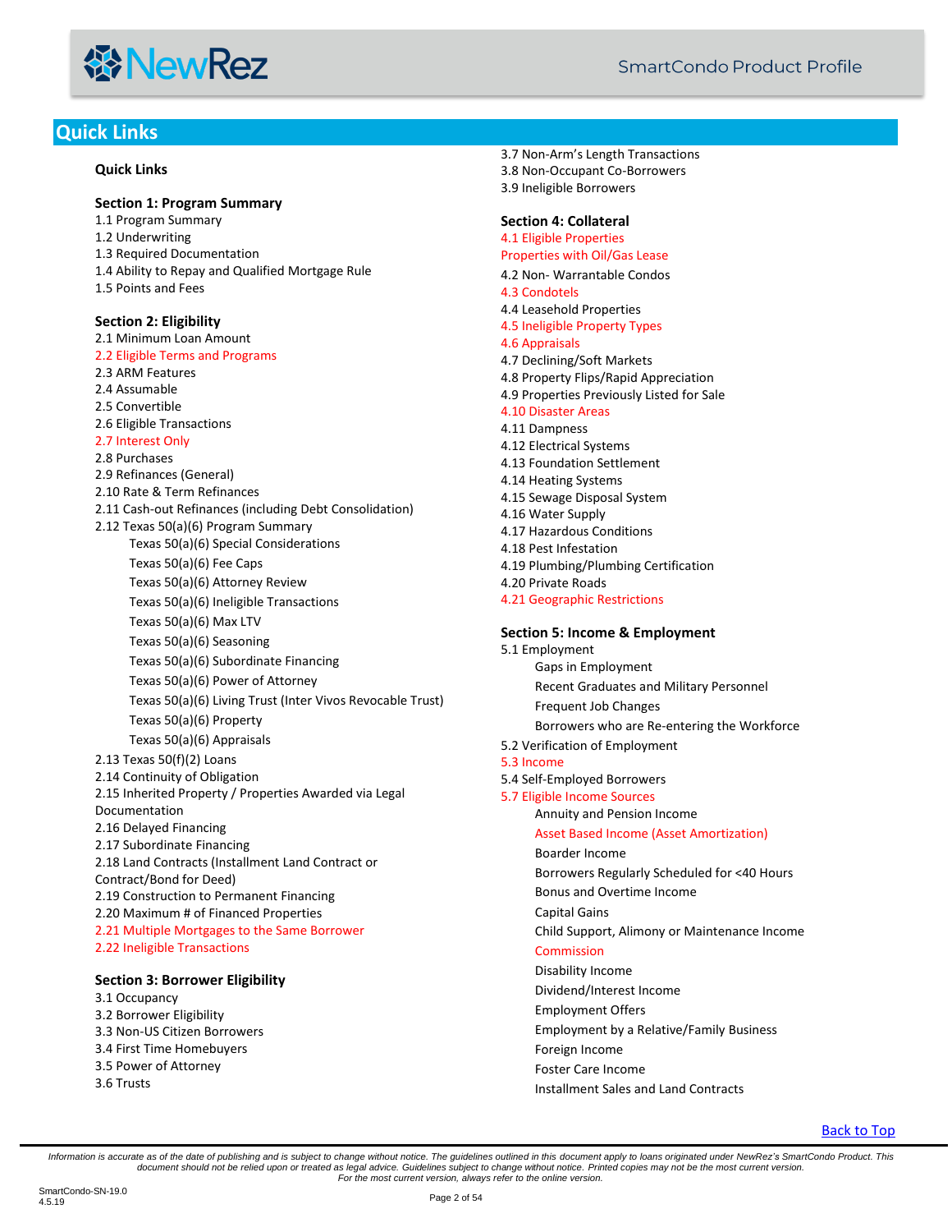## Quick Links

**Quick Links**

**Section 1: Program Summary**

1.1 Program Summary
1.2 Underwriting
1.3 Required Documentation
1.4 Ability to Repay and Qualified Mortgage Rule
1.5 Points and Fees

**Section 2: Eligibility**

2.1 Minimum Loan Amount
2.2 Eligible Terms and Programs
2.3 ARM Features
2.4 Assumable
2.5 Convertible
2.6 Eligible Transactions
2.7 Interest Only
2.8 Purchases
2.9 Refinances (General)
2.10 Rate & Term Refinances
2.11 Cash-out Refinances (including Debt Consolidation)
2.12 Texas 50(a)(6) Program Summary
- Texas 50(a)(6) Special Considerations
- Texas 50(a)(6) Fee Caps
- Texas 50(a)(6) Attorney Review
- Texas 50(a)(6) Ineligible Transactions
- Texas 50(a)(6) Max LTV
- Texas 50(a)(6) Seasoning
- Texas 50(a)(6) Subordinate Financing
- Texas 50(a)(6) Power of Attorney
- Texas 50(a)(6) Living Trust (Inter Vivos Revocable Trust)
- Texas 50(a)(6) Property
- Texas 50(a)(6) Appraisals

2.13 Texas 50(f)(2) Loans
2.14 Continuity of Obligation
2.15 Inherited Property / Properties Awarded via Legal Documentation
2.16 Delayed Financing
2.17 Subordinate Financing
2.18 Land Contracts (Installment Land Contract or Contract/Bond for Deed)
2.19 Construction to Permanent Financing
2.20 Maximum # of Financed Properties
2.21 Multiple Mortgages to the Same Borrower
2.22 Ineligible Transactions

**Section 3: Borrower Eligibility**

3.1 Occupancy
3.2 Borrower Eligibility
3.3 Non-US Citizen Borrowers
3.4 First Time Homebuyers
3.5 Power of Attorney
3.6 Trusts
3.7 Non-Arm's Length Transactions
3.8 Non-Occupant Co-Borrowers
3.9 Ineligible Borrowers

**Section 4: Collateral**

4.1 Eligible Properties
Properties with Oil/Gas Lease
4.2 Non- Warrantable Condos
4.3 Condotels
4.4 Leasehold Properties
4.5 Ineligible Property Types
4.6 Appraisals
4.7 Declining/Soft Markets
4.8 Property Flips/Rapid Appreciation
4.9 Properties Previously Listed for Sale
4.10 Disaster Areas
4.11 Dampness
4.12 Electrical Systems
4.13 Foundation Settlement
4.14 Heating Systems
4.15 Sewage Disposal System
4.16 Water Supply
4.17 Hazardous Conditions
4.18 Pest Infestation
4.19 Plumbing/Plumbing Certification
4.20 Private Roads
4.21 Geographic Restrictions

**Section 5: Income & Employment**

5.1 Employment
- Gaps in Employment
- Recent Graduates and Military Personnel
- Frequent Job Changes
- Borrowers who are Re-entering the Workforce

5.2 Verification of Employment
5.3 Income
5.4 Self-Employed Borrowers
5.7 Eligible Income Sources
- Annuity and Pension Income
- Asset Based Income (Asset Amortization)
- Boarder Income
- Borrowers Regularly Scheduled for <40 Hours
- Bonus and Overtime Income
- Capital Gains
- Child Support, Alimony or Maintenance Income
- Commission
- Disability Income
- Dividend/Interest Income
- Employment Offers
- Employment by a Relative/Family Business
- Foreign Income
- Foster Care Income
- Installment Sales and Land Contracts

Back to Top

*Information is accurate as of the date of publishing and is subject to change without notice. The guidelines outlined in this document apply to loans originated under NewRez's SmartCondo Product. This document should not be relied upon or treated as legal advice. Guidelines subject to change without notice. Printed copies may not be the most current version. For the most current version, always refer to the online version.*

SmartCondo-SN-19.0
4.5.19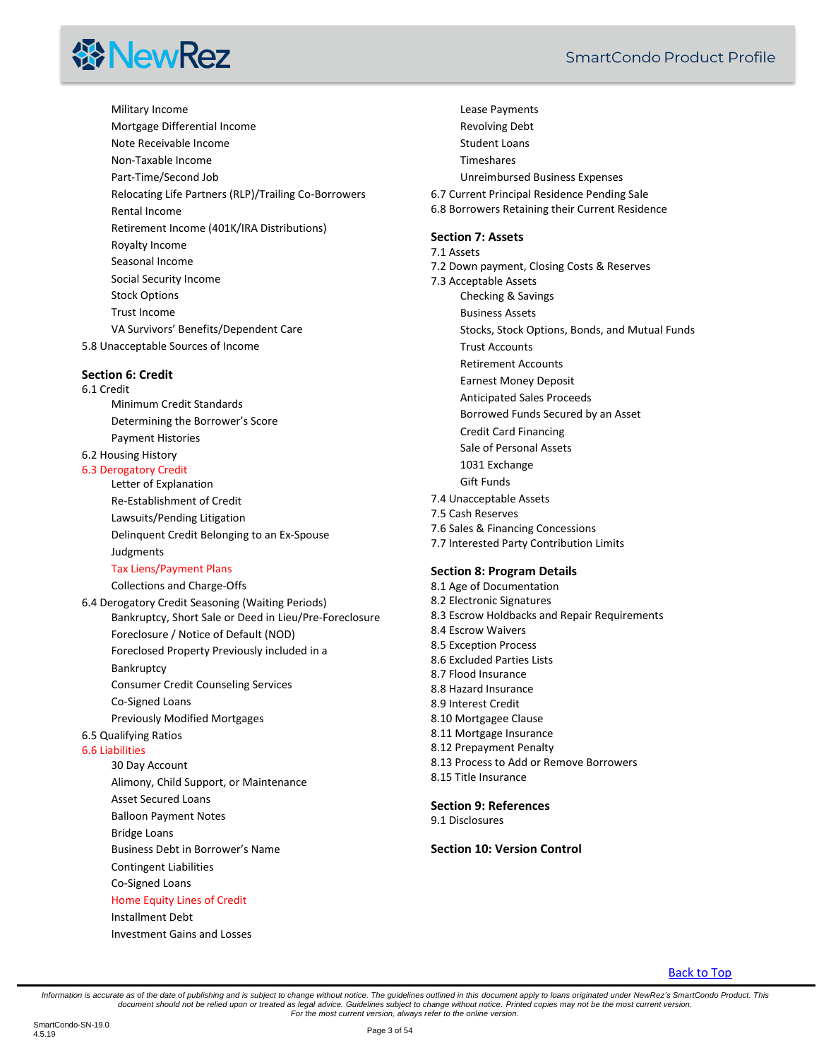- Military Income
- Mortgage Differential Income
- Note Receivable Income
- Non-Taxable Income
- Part-Time/Second Job
- Relocating Life Partners (RLP)/Trailing Co-Borrowers
- Rental Income
- Retirement Income (401K/IRA Distributions)
- Royalty Income
- Seasonal Income
- Social Security Income
- Stock Options
- Trust Income
- VA Survivors' Benefits/Dependent Care

5.8 Unacceptable Sources of Income

**Section 6: Credit**

6.1 Credit

- Minimum Credit Standards
- Determining the Borrower's Score
- Payment Histories

6.2 Housing History

6.3 Derogatory Credit

- Letter of Explanation
- Re-Establishment of Credit
- Lawsuits/Pending Litigation
- Delinquent Credit Belonging to an Ex-Spouse
- Judgments
- Tax Liens/Payment Plans
- Collections and Charge-Offs

6.4 Derogatory Credit Seasoning (Waiting Periods)

- Bankruptcy, Short Sale or Deed in Lieu/Pre-Foreclosure
- Foreclosure / Notice of Default (NOD)
- Foreclosed Property Previously included in a Bankruptcy
- Consumer Credit Counseling Services
- Co-Signed Loans
- Previously Modified Mortgages

6.5 Qualifying Ratios

6.6 Liabilities

- 30 Day Account
- Alimony, Child Support, or Maintenance
- Asset Secured Loans
- Balloon Payment Notes
- Bridge Loans
- Business Debt in Borrower's Name
- Contingent Liabilities
- Co-Signed Loans
- Home Equity Lines of Credit
- Installment Debt
- Investment Gains and Losses
- Lease Payments
- Revolving Debt
- Student Loans
- Timeshares
- Unreimbursed Business Expenses

6.7 Current Principal Residence Pending Sale

6.8 Borrowers Retaining their Current Residence

**Section 7: Assets**

7.1 Assets

7.2 Down payment, Closing Costs & Reserves

7.3 Acceptable Assets

- Checking & Savings
- Business Assets
- Stocks, Stock Options, Bonds, and Mutual Funds
- Trust Accounts
- Retirement Accounts
- Earnest Money Deposit
- Anticipated Sales Proceeds
- Borrowed Funds Secured by an Asset
- Credit Card Financing
- Sale of Personal Assets
- 1031 Exchange
- Gift Funds

7.4 Unacceptable Assets

7.5 Cash Reserves

7.6 Sales & Financing Concessions

7.7 Interested Party Contribution Limits

**Section 8: Program Details**

8.1 Age of Documentation

8.2 Electronic Signatures

8.3 Escrow Holdbacks and Repair Requirements

8.4 Escrow Waivers

8.5 Exception Process

8.6 Excluded Parties Lists

8.7 Flood Insurance

8.8 Hazard Insurance

8.9 Interest Credit

8.10 Mortgagee Clause

8.11 Mortgage Insurance

8.12 Prepayment Penalty

8.13 Process to Add or Remove Borrowers

8.15 Title Insurance

**Section 9: References**

9.1 Disclosures

**Section 10: Version Control**

Back to Top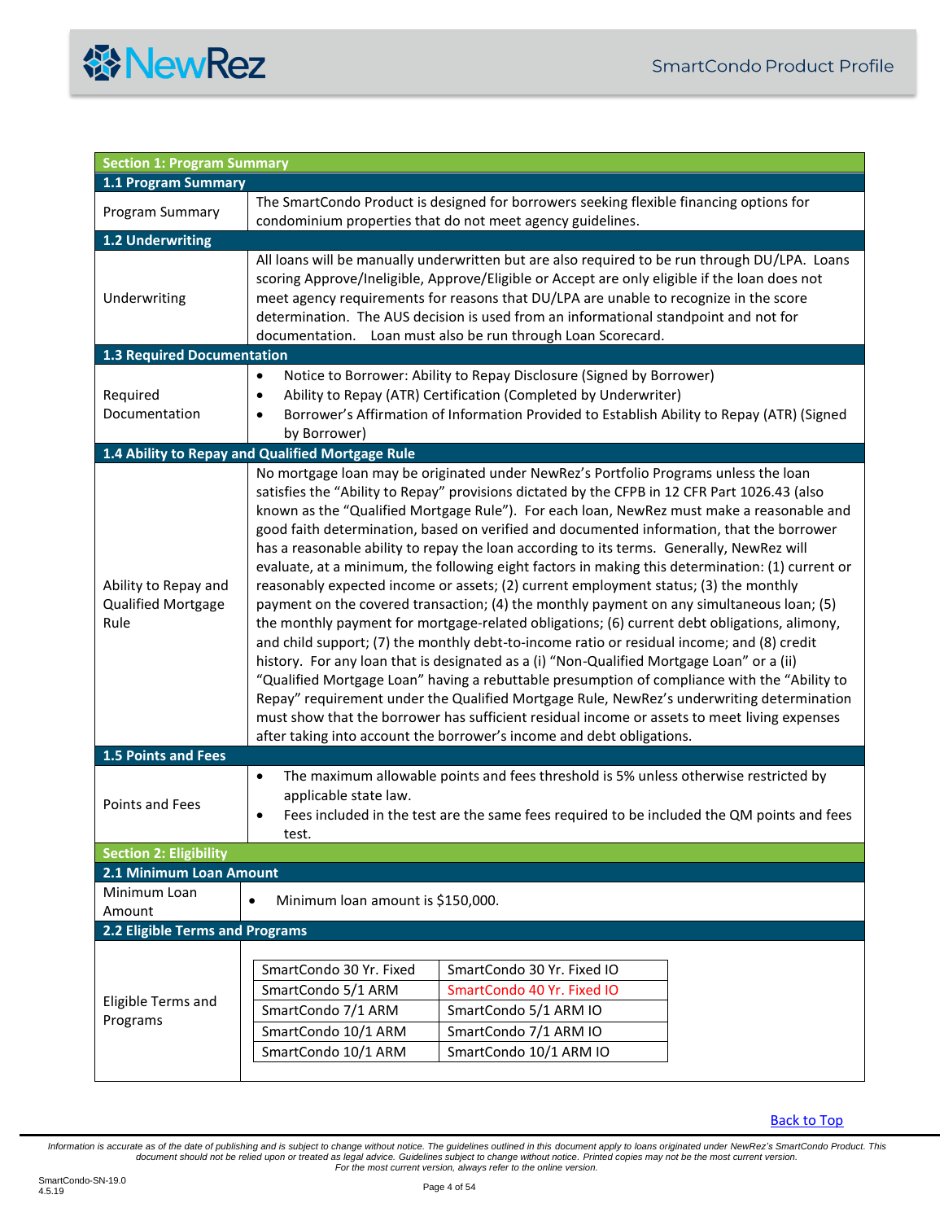## Section 1: Program Summary

### 1.1 Program Summary

| | |
|---|---|
| Program Summary | The SmartCondo Product is designed for borrowers seeking flexible financing options for condominium properties that do not meet agency guidelines. |

### 1.2 Underwriting

| | |
|---|---|
| Underwriting | All loans will be manually underwritten but are also required to be run through DU/LPA. Loans scoring Approve/Ineligible, Approve/Eligible or Accept are only eligible if the loan does not meet agency requirements for reasons that DU/LPA are unable to recognize in the score determination. The AUS decision is used from an informational standpoint and not for documentation. Loan must also be run through Loan Scorecard. |

### 1.3 Required Documentation

| | |
|---|---|
| Required Documentation | • Notice to Borrower: Ability to Repay Disclosure (Signed by Borrower)<br>• Ability to Repay (ATR) Certification (Completed by Underwriter)<br>• Borrower's Affirmation of Information Provided to Establish Ability to Repay (ATR) (Signed by Borrower) |

### 1.4 Ability to Repay and Qualified Mortgage Rule

| | |
|---|---|
| Ability to Repay and Qualified Mortgage Rule | No mortgage loan may be originated under NewRez's Portfolio Programs unless the loan satisfies the "Ability to Repay" provisions dictated by the CFPB in 12 CFR Part 1026.43 (also known as the "Qualified Mortgage Rule"). For each loan, NewRez must make a reasonable and good faith determination, based on verified and documented information, that the borrower has a reasonable ability to repay the loan according to its terms. Generally, NewRez will evaluate, at a minimum, the following eight factors in making this determination: (1) current or reasonably expected income or assets; (2) current employment status; (3) the monthly payment on the covered transaction; (4) the monthly payment on any simultaneous loan; (5) the monthly payment for mortgage-related obligations; (6) current debt obligations, alimony, and child support; (7) the monthly debt-to-income ratio or residual income; and (8) credit history. For any loan that is designated as a (i) "Non-Qualified Mortgage Loan" or a (ii) "Qualified Mortgage Loan" having a rebuttable presumption of compliance with the "Ability to Repay" requirement under the Qualified Mortgage Rule, NewRez's underwriting determination must show that the borrower has sufficient residual income or assets to meet living expenses after taking into account the borrower's income and debt obligations. |

### 1.5 Points and Fees

| | |
|---|---|
| Points and Fees | • The maximum allowable points and fees threshold is 5% unless otherwise restricted by applicable state law.<br>• Fees included in the test are the same fees required to be included the QM points and fees test. |

## Section 2: Eligibility

### 2.1 Minimum Loan Amount

| | |
|---|---|
| Minimum Loan Amount | • Minimum loan amount is $150,000. |

### 2.2 Eligible Terms and Programs

Eligible Terms and Programs

| | |
|---|---|
| SmartCondo 30 Yr. Fixed | SmartCondo 30 Yr. Fixed IO |
| SmartCondo 5/1 ARM | SmartCondo 40 Yr. Fixed IO |
| SmartCondo 7/1 ARM | SmartCondo 5/1 ARM IO |
| SmartCondo 10/1 ARM | SmartCondo 7/1 ARM IO |
| SmartCondo 10/1 ARM | SmartCondo 10/1 ARM IO |

Back to Top

*Information is accurate as of the date of publishing and is subject to change without notice. The guidelines outlined in this document apply to loans originated under NewRez's SmartCondo Product. This document should not be relied upon or treated as legal advice. Guidelines subject to change without notice. Printed copies may not be the most current version. For the most current version, always refer to the online version.*

SmartCondo-SN-19.0
4.5.19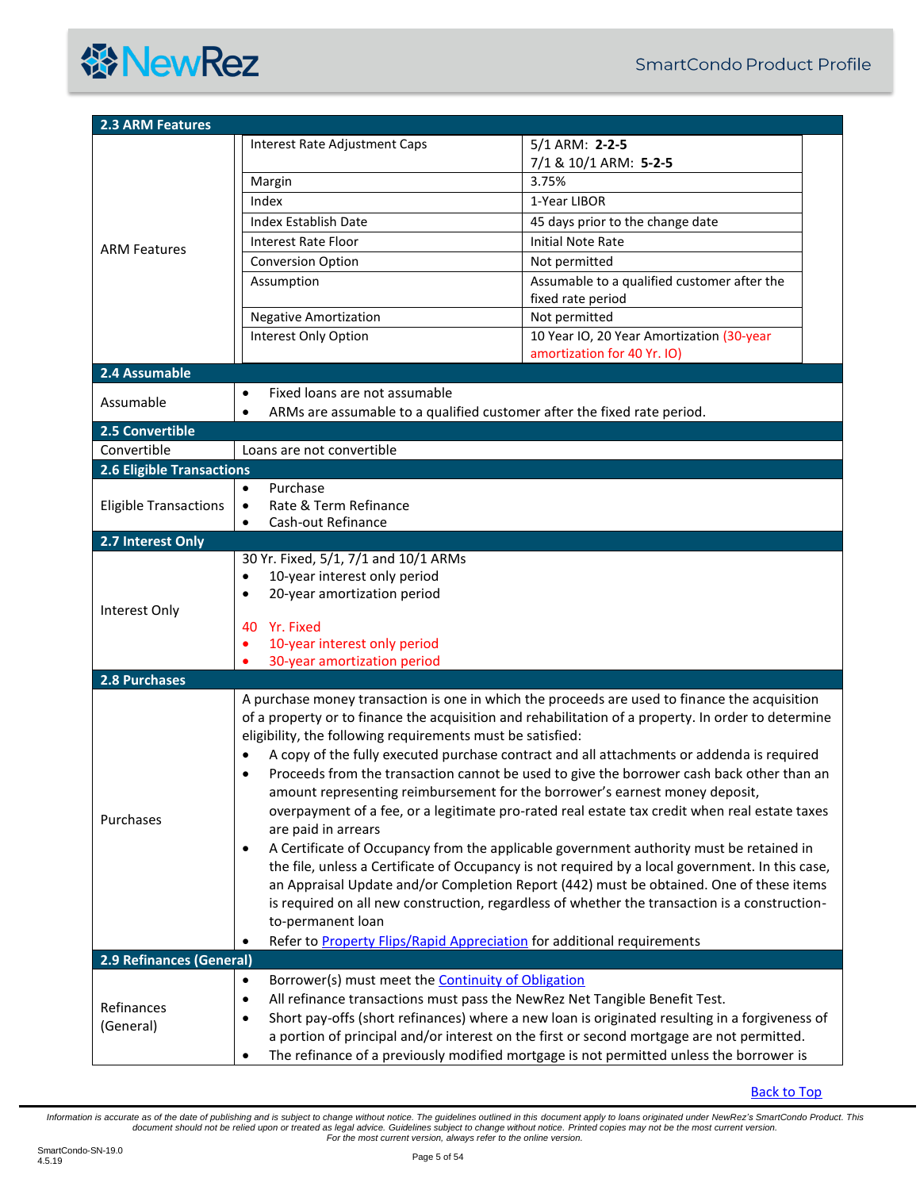## 2.3 ARM Features

**ARM Features**

| | |
|---|---|
| Interest Rate Adjustment Caps | 5/1 ARM: **2-2-5**<br>7/1 & 10/1 ARM: **5-2-5** |
| Margin | 3.75% |
| Index | 1-Year LIBOR |
| Index Establish Date | 45 days prior to the change date |
| Interest Rate Floor | Initial Note Rate |
| Conversion Option | Not permitted |
| Assumption | Assumable to a qualified customer after the fixed rate period |
| Negative Amortization | Not permitted |
| Interest Only Option | 10 Year IO, 20 Year Amortization (30-year amortization for 40 Yr. IO) |

## 2.4 Assumable

**Assumable**

- Fixed loans are not assumable
- ARMs are assumable to a qualified customer after the fixed rate period.

## 2.5 Convertible

**Convertible**

Loans are not convertible

## 2.6 Eligible Transactions

**Eligible Transactions**

- Purchase
- Rate & Term Refinance
- Cash-out Refinance

## 2.7 Interest Only

**Interest Only**

30 Yr. Fixed, 5/1, 7/1 and 10/1 ARMs

- 10-year interest only period
- 20-year amortization period

40 Yr. Fixed

- 10-year interest only period
- 30-year amortization period

## 2.8 Purchases

**Purchases**

A purchase money transaction is one in which the proceeds are used to finance the acquisition of a property or to finance the acquisition and rehabilitation of a property. In order to determine eligibility, the following requirements must be satisfied:

- A copy of the fully executed purchase contract and all attachments or addenda is required
- Proceeds from the transaction cannot be used to give the borrower cash back other than an amount representing reimbursement for the borrower's earnest money deposit, overpayment of a fee, or a legitimate pro-rated real estate tax credit when real estate taxes are paid in arrears
- A Certificate of Occupancy from the applicable government authority must be retained in the file, unless a Certificate of Occupancy is not required by a local government. In this case, an Appraisal Update and/or Completion Report (442) must be obtained. One of these items is required on all new construction, regardless of whether the transaction is a construction-to-permanent loan
- Refer to Property Flips/Rapid Appreciation for additional requirements

## 2.9 Refinances (General)

**Refinances (General)**

- Borrower(s) must meet the Continuity of Obligation
- All refinance transactions must pass the NewRez Net Tangible Benefit Test.
- Short pay-offs (short refinances) where a new loan is originated resulting in a forgiveness of a portion of principal and/or interest on the first or second mortgage are not permitted.
- The refinance of a previously modified mortgage is not permitted unless the borrower is

Back to Top

*Information is accurate as of the date of publishing and is subject to change without notice. The guidelines outlined in this document apply to loans originated under NewRez's SmartCondo Product. This document should not be relied upon or treated as legal advice. Guidelines subject to change without notice. Printed copies may not be the most current version. For the most current version, always refer to the online version.*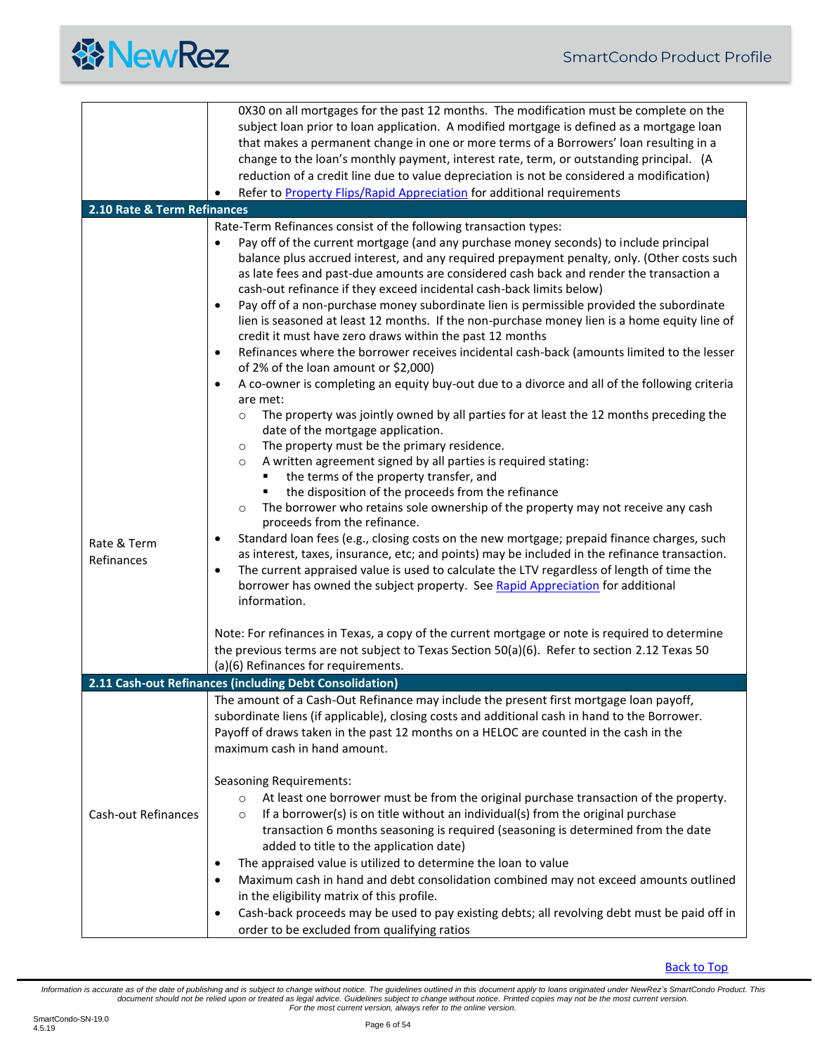| | |
|---|---|
| | 0X30 on all mortgages for the past 12 months. The modification must be complete on the subject loan prior to loan application. A modified mortgage is defined as a mortgage loan that makes a permanent change in one or more terms of a Borrowers' loan resulting in a change to the loan's monthly payment, interest rate, term, or outstanding principal. (A reduction of a credit line due to value depreciation is not be considered a modification)<br>• Refer to Property Flips/Rapid Appreciation for additional requirements |
| **2.10 Rate & Term Refinances** | |
| Rate & Term Refinances | Rate-Term Refinances consist of the following transaction types:<br>• Pay off of the current mortgage (and any purchase money seconds) to include principal balance plus accrued interest, and any required prepayment penalty, only. (Other costs such as late fees and past-due amounts are considered cash back and render the transaction a cash-out refinance if they exceed incidental cash-back limits below)<br>• Pay off of a non-purchase money subordinate lien is permissible provided the subordinate lien is seasoned at least 12 months. If the non-purchase money lien is a home equity line of credit it must have zero draws within the past 12 months<br>• Refinances where the borrower receives incidental cash-back (amounts limited to the lesser of 2% of the loan amount or $2,000)<br>• A co-owner is completing an equity buy-out due to a divorce and all of the following criteria are met:<br>  ○ The property was jointly owned by all parties for at least the 12 months preceding the date of the mortgage application.<br>  ○ The property must be the primary residence.<br>  ○ A written agreement signed by all parties is required stating:<br>    ▪ the terms of the property transfer, and<br>    ▪ the disposition of the proceeds from the refinance<br>  ○ The borrower who retains sole ownership of the property may not receive any cash proceeds from the refinance.<br>• Standard loan fees (e.g., closing costs on the new mortgage; prepaid finance charges, such as interest, taxes, insurance, etc; and points) may be included in the refinance transaction.<br>• The current appraised value is used to calculate the LTV regardless of length of time the borrower has owned the subject property. See Rapid Appreciation for additional information.<br><br>Note: For refinances in Texas, a copy of the current mortgage or note is required to determine the previous terms are not subject to Texas Section 50(a)(6). Refer to section 2.12 Texas 50 (a)(6) Refinances for requirements. |
| **2.11 Cash-out Refinances (including Debt Consolidation)** | |
| Cash-out Refinances | The amount of a Cash-Out Refinance may include the present first mortgage loan payoff, subordinate liens (if applicable), closing costs and additional cash in hand to the Borrower. Payoff of draws taken in the past 12 months on a HELOC are counted in the cash in the maximum cash in hand amount.<br><br>Seasoning Requirements:<br>  ○ At least one borrower must be from the original purchase transaction of the property.<br>  ○ If a borrower(s) is on title without an individual(s) from the original purchase transaction 6 months seasoning is required (seasoning is determined from the date added to title to the application date)<br>• The appraised value is utilized to determine the loan to value<br>• Maximum cash in hand and debt consolidation combined may not exceed amounts outlined in the eligibility matrix of this profile.<br>• Cash-back proceeds may be used to pay existing debts; all revolving debt must be paid off in order to be excluded from qualifying ratios |

Back to Top

*Information is accurate as of the date of publishing and is subject to change without notice. The guidelines outlined in this document apply to loans originated under NewRez's SmartCondo Product. This document should not be relied upon or treated as legal advice. Guidelines subject to change without notice. Printed copies may not be the most current version. For the most current version, always refer to the online version.*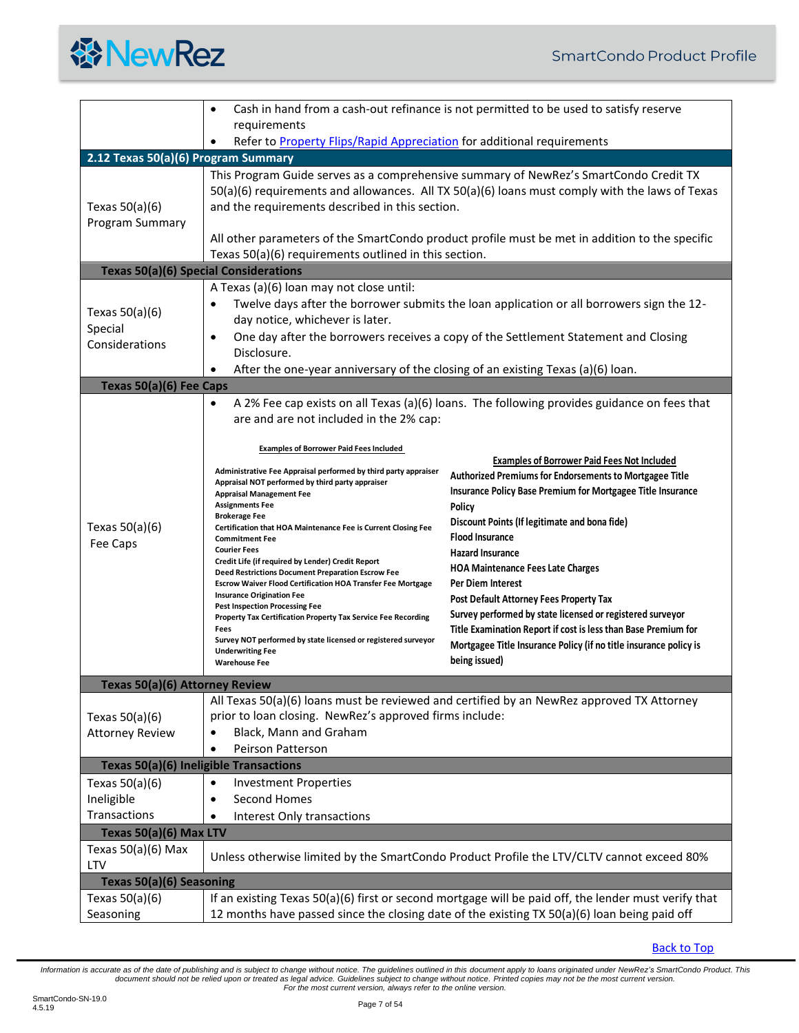| | |
|---|---|
| | • Cash in hand from a cash-out refinance is not permitted to be used to satisfy reserve requirements<br>• Refer to Property Flips/Rapid Appreciation for additional requirements |
| **2.12 Texas 50(a)(6) Program Summary** | |
| Texas 50(a)(6) Program Summary | This Program Guide serves as a comprehensive summary of NewRez's SmartCondo Credit TX 50(a)(6) requirements and allowances. All TX 50(a)(6) loans must comply with the laws of Texas and the requirements described in this section.<br><br>All other parameters of the SmartCondo product profile must be met in addition to the specific Texas 50(a)(6) requirements outlined in this section. |
| **Texas 50(a)(6) Special Considerations** | |
| Texas 50(a)(6) Special Considerations | A Texas (a)(6) loan may not close until:<br>• Twelve days after the borrower submits the loan application or all borrowers sign the 12-day notice, whichever is later.<br>• One day after the borrowers receives a copy of the Settlement Statement and Closing Disclosure.<br>• After the one-year anniversary of the closing of an existing Texas (a)(6) loan. |
| **Texas 50(a)(6) Fee Caps** | |
| Texas 50(a)(6) Fee Caps | • A 2% Fee cap exists on all Texas (a)(6) loans. The following provides guidance on fees that are and are not included in the 2% cap:<br><br>**Examples of Borrower Paid Fees Included**<br>Administrative Fee Appraisal performed by third party appraiser<br>Appraisal NOT performed by third party appraiser<br>Appraisal Management Fee<br>Assignments Fee<br>Brokerage Fee<br>Certification that HOA Maintenance Fee is Current Closing Fee<br>Commitment Fee<br>Courier Fees<br>Credit Life (if required by Lender) Credit Report<br>Deed Restrictions Document Preparation Escrow Fee<br>Escrow Waiver Flood Certification HOA Transfer Fee Mortgage Insurance Origination Fee<br>Pest Inspection Processing Fee<br>Property Tax Certification Property Tax Service Fee Recording Fees<br>Survey NOT performed by state licensed or registered surveyor<br>Underwriting Fee<br>Warehouse Fee<br><br>**Examples of Borrower Paid Fees Not Included**<br>Authorized Premiums for Endorsements to Mortgagee Title Insurance Policy Base Premium for Mortgagee Title Insurance Policy<br>Discount Points (If legitimate and bona fide)<br>Flood Insurance<br>Hazard Insurance<br>HOA Maintenance Fees Late Charges<br>Per Diem Interest<br>Post Default Attorney Fees Property Tax<br>Survey performed by state licensed or registered surveyor<br>Title Examination Report if cost is less than Base Premium for Mortgagee Title Insurance Policy (if no title insurance policy is being issued) |
| **Texas 50(a)(6) Attorney Review** | |
| Texas 50(a)(6) Attorney Review | All Texas 50(a)(6) loans must be reviewed and certified by an NewRez approved TX Attorney prior to loan closing. NewRez's approved firms include:<br>• Black, Mann and Graham<br>• Peirson Patterson |
| **Texas 50(a)(6) Ineligible Transactions** | |
| Texas 50(a)(6) Ineligible Transactions | • Investment Properties<br>• Second Homes<br>• Interest Only transactions |
| **Texas 50(a)(6) Max LTV** | |
| Texas 50(a)(6) Max LTV | Unless otherwise limited by the SmartCondo Product Profile the LTV/CLTV cannot exceed 80% |
| **Texas 50(a)(6) Seasoning** | |
| Texas 50(a)(6) Seasoning | If an existing Texas 50(a)(6) first or second mortgage will be paid off, the lender must verify that 12 months have passed since the closing date of the existing TX 50(a)(6) loan being paid off |

Back to Top

*Information is accurate as of the date of publishing and is subject to change without notice. The guidelines outlined in this document apply to loans originated under NewRez's SmartCondo Product. This document should not be relied upon or treated as legal advice. Guidelines subject to change without notice. Printed copies may not be the most current version. For the most current version, always refer to the online version.*

SmartCondo-SN-19.0
4.5.19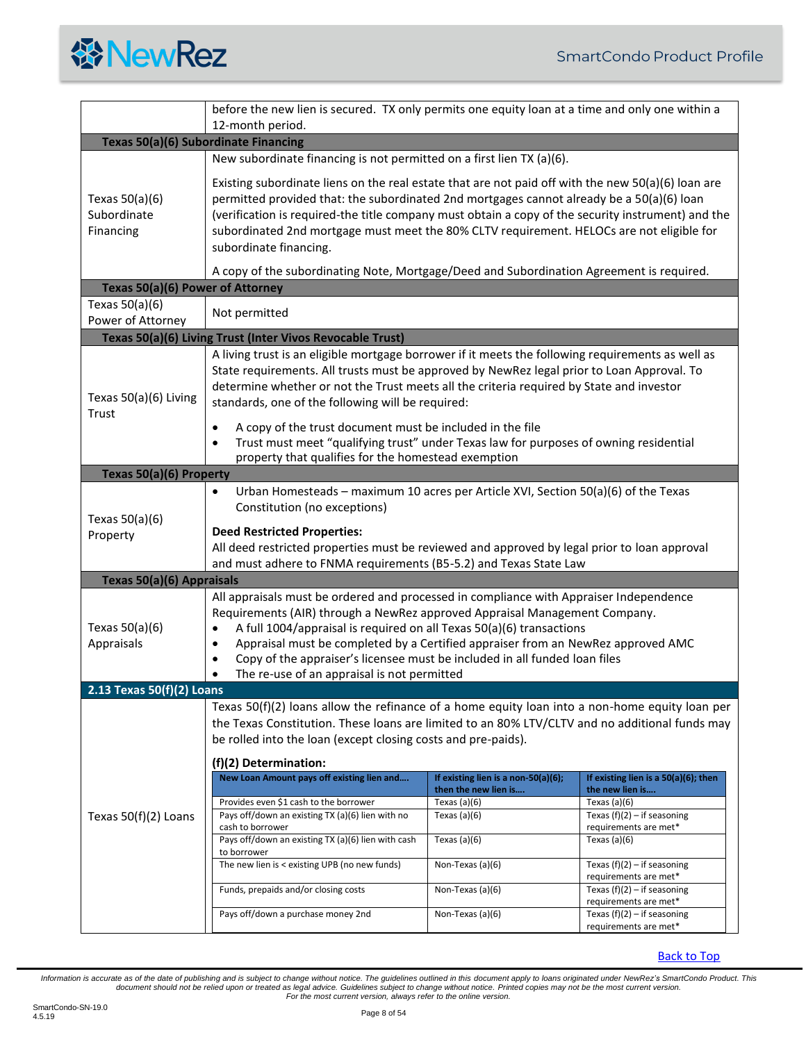| | |
|---|---|
| | before the new lien is secured. TX only permits one equity loan at a time and only one within a 12-month period. |

**Texas 50(a)(6) Subordinate Financing**

| | |
|---|---|
| Texas 50(a)(6) Subordinate Financing | New subordinate financing is not permitted on a first lien TX (a)(6).<br><br>Existing subordinate liens on the real estate that are not paid off with the new 50(a)(6) loan are permitted provided that: the subordinated 2nd mortgages cannot already be a 50(a)(6) loan (verification is required-the title company must obtain a copy of the security instrument) and the subordinated 2nd mortgage must meet the 80% CLTV requirement. HELOCs are not eligible for subordinate financing.<br><br>A copy of the subordinating Note, Mortgage/Deed and Subordination Agreement is required. |

**Texas 50(a)(6) Power of Attorney**

| | |
|---|---|
| Texas 50(a)(6) Power of Attorney | Not permitted |

**Texas 50(a)(6) Living Trust (Inter Vivos Revocable Trust)**

| | |
|---|---|
| Texas 50(a)(6) Living Trust | A living trust is an eligible mortgage borrower if it meets the following requirements as well as State requirements. All trusts must be approved by NewRez legal prior to Loan Approval. To determine whether or not the Trust meets all the criteria required by State and investor standards, one of the following will be required:<br>• A copy of the trust document must be included in the file<br>• Trust must meet "qualifying trust" under Texas law for purposes of owning residential property that qualifies for the homestead exemption |

**Texas 50(a)(6) Property**

| | |
|---|---|
| Texas 50(a)(6) Property | • Urban Homesteads – maximum 10 acres per Article XVI, Section 50(a)(6) of the Texas Constitution (no exceptions)<br><br>**Deed Restricted Properties:**<br>All deed restricted properties must be reviewed and approved by legal prior to loan approval and must adhere to FNMA requirements (B5-5.2) and Texas State Law |

**Texas 50(a)(6) Appraisals**

| | |
|---|---|
| Texas 50(a)(6) Appraisals | All appraisals must be ordered and processed in compliance with Appraiser Independence Requirements (AIR) through a NewRez approved Appraisal Management Company.<br>• A full 1004/appraisal is required on all Texas 50(a)(6) transactions<br>• Appraisal must be completed by a Certified appraiser from an NewRez approved AMC<br>• Copy of the appraiser's licensee must be included in all funded loan files<br>• The re-use of an appraisal is not permitted |

## 2.13 Texas 50(f)(2) Loans

**Texas 50(f)(2) Loans**

Texas 50(f)(2) loans allow the refinance of a home equity loan into a non-home equity loan per the Texas Constitution. These loans are limited to an 80% LTV/CLTV and no additional funds may be rolled into the loan (except closing costs and pre-paids).

**(f)(2) Determination:**

| New Loan Amount pays off existing lien and…. | If existing lien is a non-50(a)(6); then the new lien is…. | If existing lien is a 50(a)(6); then the new lien is…. |
|---|---|---|
| Provides even $1 cash to the borrower | Texas (a)(6) | Texas (a)(6) |
| Pays off/down an existing TX (a)(6) lien with no cash to borrower | Texas (a)(6) | Texas (f)(2) – if seasoning requirements are met* |
| Pays off/down an existing TX (a)(6) lien with cash to borrower | Texas (a)(6) | Texas (a)(6) |
| The new lien is < existing UPB (no new funds) | Non-Texas (a)(6) | Texas (f)(2) – if seasoning requirements are met* |
| Funds, prepaids and/or closing costs | Non-Texas (a)(6) | Texas (f)(2) – if seasoning requirements are met* |
| Pays off/down a purchase money 2nd | Non-Texas (a)(6) | Texas (f)(2) – if seasoning requirements are met* |

Back to Top

*Information is accurate as of the date of publishing and is subject to change without notice. The guidelines outlined in this document apply to loans originated under NewRez's SmartCondo Product. This document should not be relied upon or treated as legal advice. Guidelines subject to change without notice. Printed copies may not be the most current version. For the most current version, always refer to the online version.*

SmartCondo-SN-19.0
4.5.19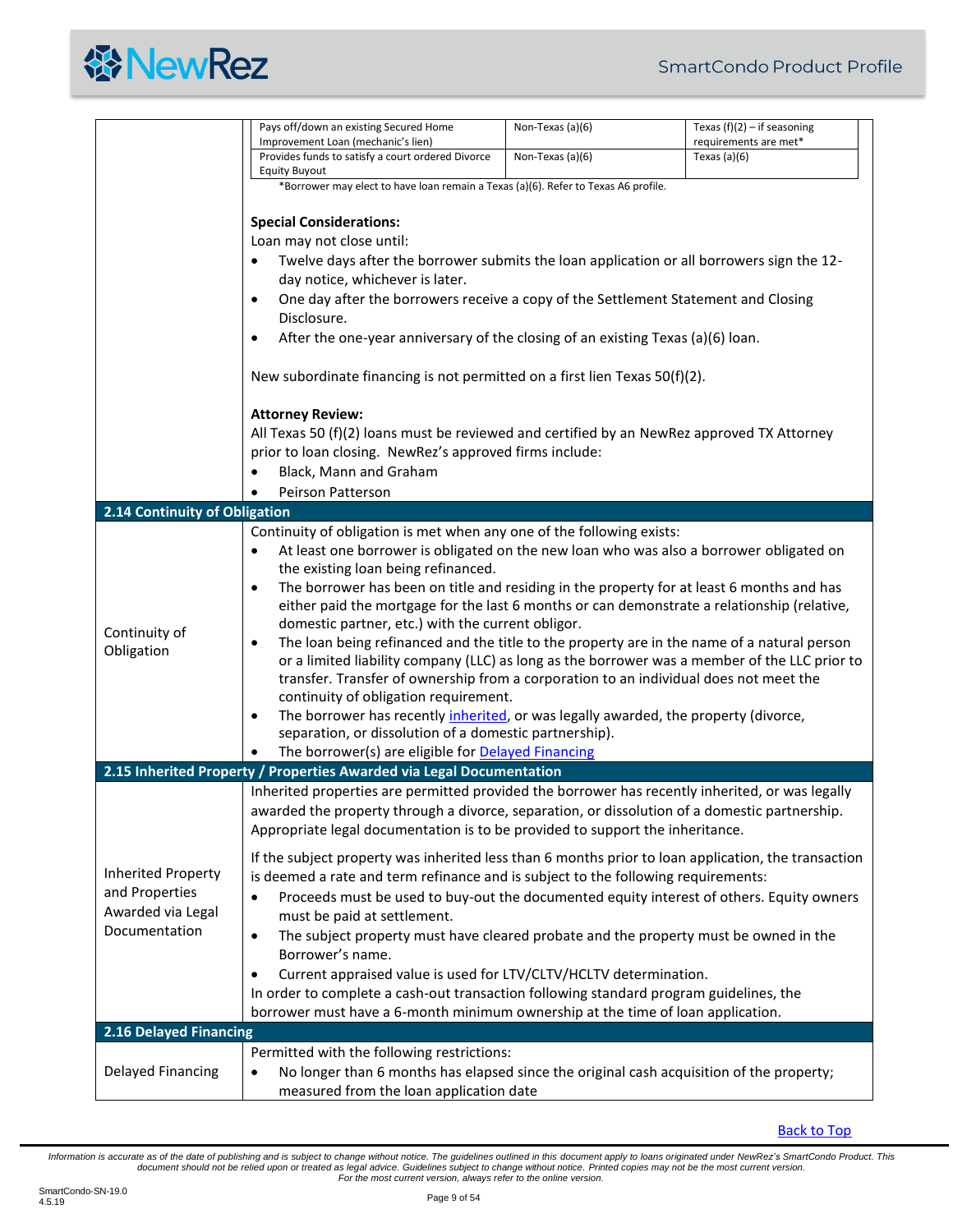| | | |
|---|---|---|
| Pays off/down an existing Secured Home Improvement Loan (mechanic's lien) | Non-Texas (a)(6) | Texas (f)(2) – if seasoning requirements are met* |
| Provides funds to satisfy a court ordered Divorce Equity Buyout | Non-Texas (a)(6) | Texas (a)(6) |

*Borrower may elect to have loan remain a Texas (a)(6). Refer to Texas A6 profile.

**Special Considerations:**

Loan may not close until:

- Twelve days after the borrower submits the loan application or all borrowers sign the 12-day notice, whichever is later.
- One day after the borrowers receive a copy of the Settlement Statement and Closing Disclosure.
- After the one-year anniversary of the closing of an existing Texas (a)(6) loan.

New subordinate financing is not permitted on a first lien Texas 50(f)(2).

**Attorney Review:**

All Texas 50 (f)(2) loans must be reviewed and certified by an NewRez approved TX Attorney prior to loan closing. NewRez's approved firms include:

- Black, Mann and Graham
- Peirson Patterson

## 2.14 Continuity of Obligation

**Continuity of Obligation**

Continuity of obligation is met when any one of the following exists:

- At least one borrower is obligated on the new loan who was also a borrower obligated on the existing loan being refinanced.
- The borrower has been on title and residing in the property for at least 6 months and has either paid the mortgage for the last 6 months or can demonstrate a relationship (relative, domestic partner, etc.) with the current obligor.
- The loan being refinanced and the title to the property are in the name of a natural person or a limited liability company (LLC) as long as the borrower was a member of the LLC prior to transfer. Transfer of ownership from a corporation to an individual does not meet the continuity of obligation requirement.
- The borrower has recently inherited, or was legally awarded, the property (divorce, separation, or dissolution of a domestic partnership).
- The borrower(s) are eligible for Delayed Financing

## 2.15 Inherited Property / Properties Awarded via Legal Documentation

**Inherited Property and Properties Awarded via Legal Documentation**

Inherited properties are permitted provided the borrower has recently inherited, or was legally awarded the property through a divorce, separation, or dissolution of a domestic partnership. Appropriate legal documentation is to be provided to support the inheritance.

If the subject property was inherited less than 6 months prior to loan application, the transaction is deemed a rate and term refinance and is subject to the following requirements:

- Proceeds must be used to buy-out the documented equity interest of others. Equity owners must be paid at settlement.
- The subject property must have cleared probate and the property must be owned in the Borrower's name.
- Current appraised value is used for LTV/CLTV/HCLTV determination.

In order to complete a cash-out transaction following standard program guidelines, the borrower must have a 6-month minimum ownership at the time of loan application.

## 2.16 Delayed Financing

**Delayed Financing**

Permitted with the following restrictions:

- No longer than 6 months has elapsed since the original cash acquisition of the property; measured from the loan application date

Back to Top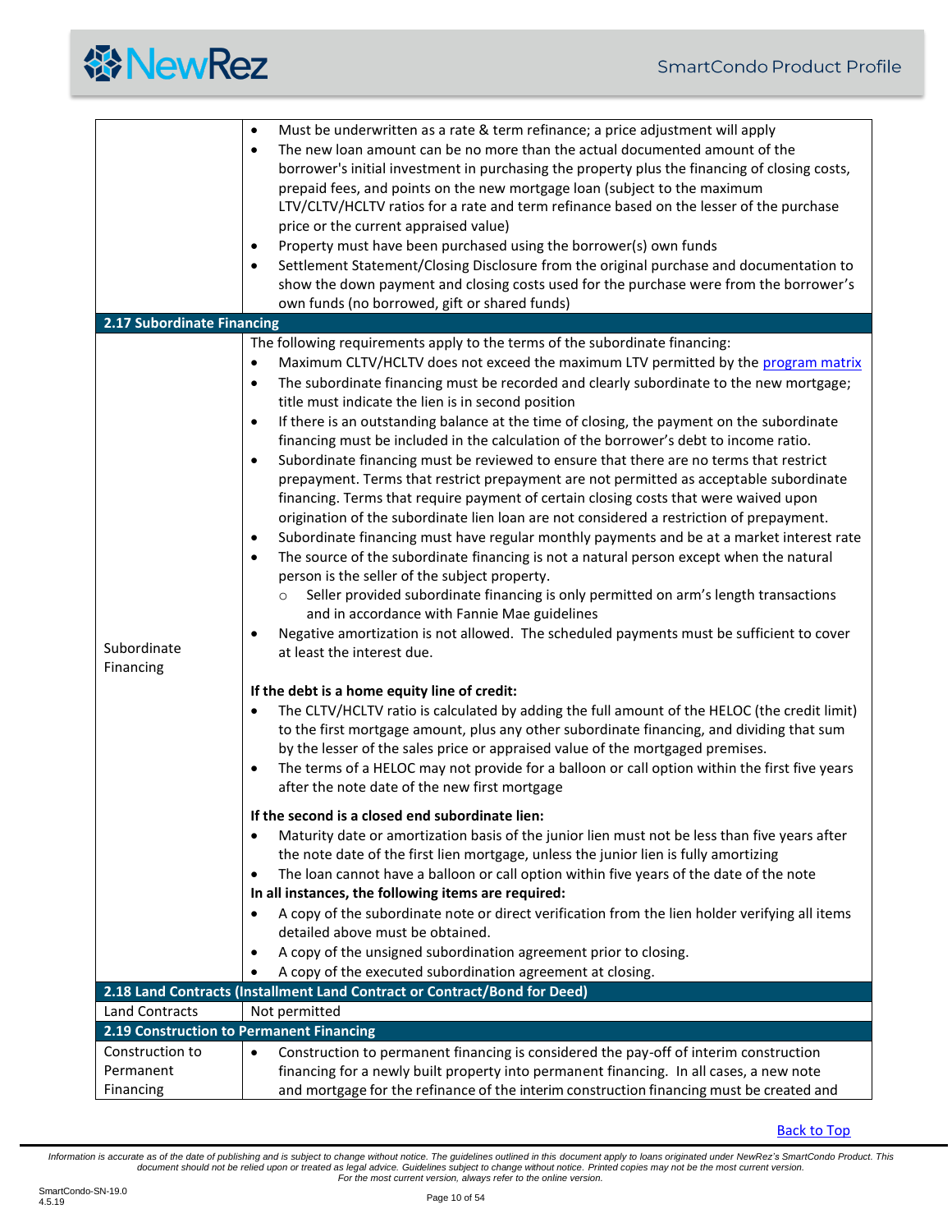| | |
|---|---|
| | • Must be underwritten as a rate & term refinance; a price adjustment will apply<br>• The new loan amount can be no more than the actual documented amount of the borrower's initial investment in purchasing the property plus the financing of closing costs, prepaid fees, and points on the new mortgage loan (subject to the maximum LTV/CLTV/HCLTV ratios for a rate and term refinance based on the lesser of the purchase price or the current appraised value)<br>• Property must have been purchased using the borrower(s) own funds<br>• Settlement Statement/Closing Disclosure from the original purchase and documentation to show the down payment and closing costs used for the purchase were from the borrower's own funds (no borrowed, gift or shared funds) |
| **2.17 Subordinate Financing** | |
| Subordinate Financing | The following requirements apply to the terms of the subordinate financing:<br>• Maximum CLTV/HCLTV does not exceed the maximum LTV permitted by the [program matrix](program matrix)<br>• The subordinate financing must be recorded and clearly subordinate to the new mortgage; title must indicate the lien is in second position<br>• If there is an outstanding balance at the time of closing, the payment on the subordinate financing must be included in the calculation of the borrower's debt to income ratio.<br>• Subordinate financing must be reviewed to ensure that there are no terms that restrict prepayment. Terms that restrict prepayment are not permitted as acceptable subordinate financing. Terms that require payment of certain closing costs that were waived upon origination of the subordinate lien loan are not considered a restriction of prepayment.<br>• Subordinate financing must have regular monthly payments and be at a market interest rate<br>• The source of the subordinate financing is not a natural person except when the natural person is the seller of the subject property.<br>&nbsp;&nbsp;&nbsp;&nbsp;○ Seller provided subordinate financing is only permitted on arm's length transactions and in accordance with Fannie Mae guidelines<br>• Negative amortization is not allowed. The scheduled payments must be sufficient to cover at least the interest due.<br><br>**If the debt is a home equity line of credit:**<br>• The CLTV/HCLTV ratio is calculated by adding the full amount of the HELOC (the credit limit) to the first mortgage amount, plus any other subordinate financing, and dividing that sum by the lesser of the sales price or appraised value of the mortgaged premises.<br>• The terms of a HELOC may not provide for a balloon or call option within the first five years after the note date of the new first mortgage<br><br>**If the second is a closed end subordinate lien:**<br>• Maturity date or amortization basis of the junior lien must not be less than five years after the note date of the first lien mortgage, unless the junior lien is fully amortizing<br>• The loan cannot have a balloon or call option within five years of the date of the note<br>**In all instances, the following items are required:**<br>• A copy of the subordinate note or direct verification from the lien holder verifying all items detailed above must be obtained.<br>• A copy of the unsigned subordination agreement prior to closing.<br>• A copy of the executed subordination agreement at closing. |
| **2.18 Land Contracts (Installment Land Contract or Contract/Bond for Deed)** | |
| Land Contracts | Not permitted |
| **2.19 Construction to Permanent Financing** | |
| Construction to Permanent Financing | • Construction to permanent financing is considered the pay-off of interim construction financing for a newly built property into permanent financing. In all cases, a new note and mortgage for the refinance of the interim construction financing must be created and |

[Back to Top](Back to Top)

*Information is accurate as of the date of publishing and is subject to change without notice. The guidelines outlined in this document apply to loans originated under NewRez's SmartCondo Product. This document should not be relied upon or treated as legal advice. Guidelines subject to change without notice. Printed copies may not be the most current version. For the most current version, always refer to the online version.*

SmartCondo-SN-19.0
4.5.19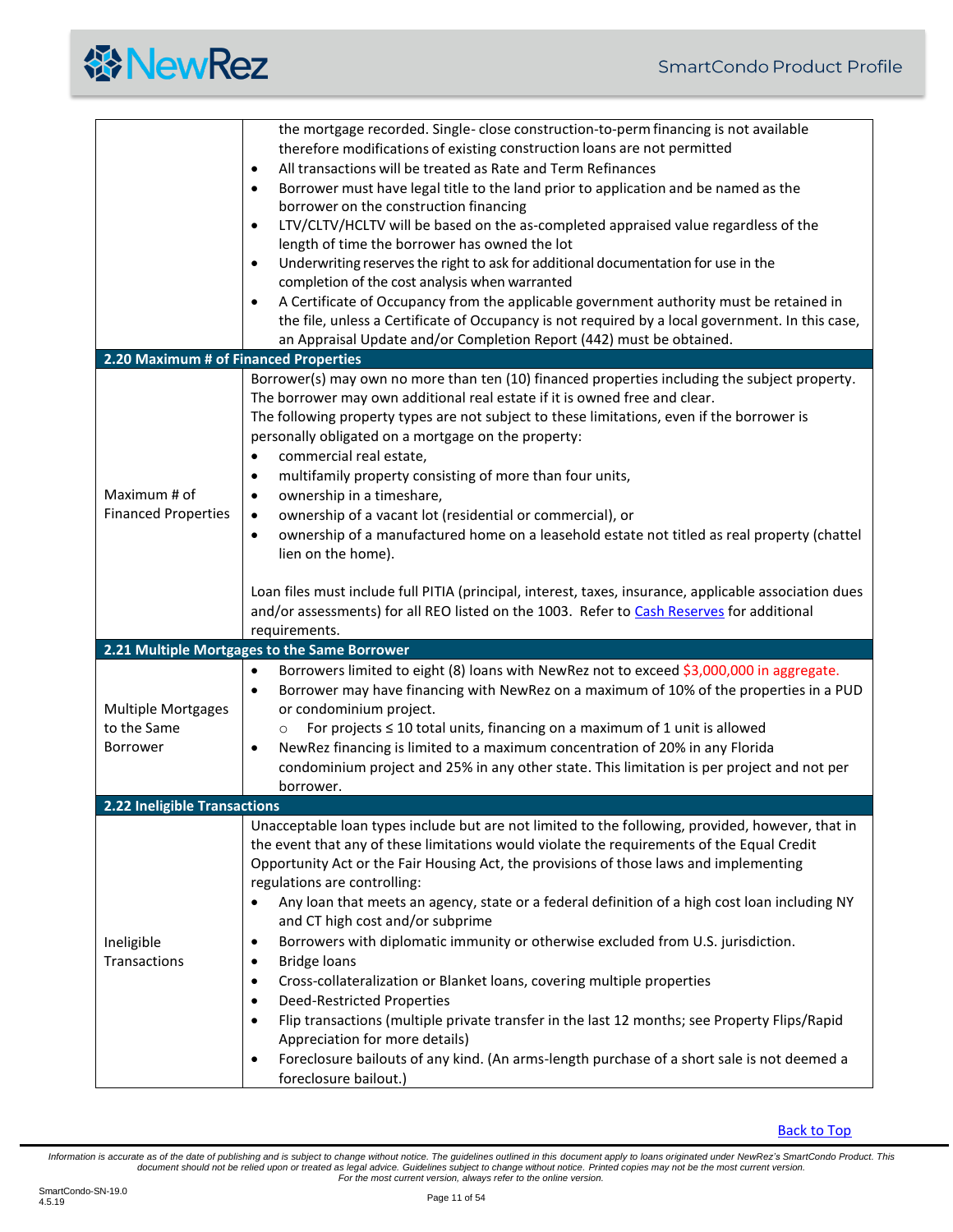the mortgage recorded. Single- close construction-to-perm financing is not available therefore modifications of existing construction loans are not permitted

- All transactions will be treated as Rate and Term Refinances
- Borrower must have legal title to the land prior to application and be named as the borrower on the construction financing
- LTV/CLTV/HCLTV will be based on the as-completed appraised value regardless of the length of time the borrower has owned the lot
- Underwriting reserves the right to ask for additional documentation for use in the completion of the cost analysis when warranted
- A Certificate of Occupancy from the applicable government authority must be retained in the file, unless a Certificate of Occupancy is not required by a local government. In this case, an Appraisal Update and/or Completion Report (442) must be obtained.

## 2.20 Maximum # of Financed Properties

**Maximum # of Financed Properties**

Borrower(s) may own no more than ten (10) financed properties including the subject property. The borrower may own additional real estate if it is owned free and clear.
The following property types are not subject to these limitations, even if the borrower is personally obligated on a mortgage on the property:

- commercial real estate,
- multifamily property consisting of more than four units,
- ownership in a timeshare,
- ownership of a vacant lot (residential or commercial), or
- ownership of a manufactured home on a leasehold estate not titled as real property (chattel lien on the home).

Loan files must include full PITIA (principal, interest, taxes, insurance, applicable association dues and/or assessments) for all REO listed on the 1003. Refer to Cash Reserves for additional requirements.

## 2.21 Multiple Mortgages to the Same Borrower

**Multiple Mortgages to the Same Borrower**

- Borrowers limited to eight (8) loans with NewRez not to exceed $3,000,000 in aggregate.
- Borrower may have financing with NewRez on a maximum of 10% of the properties in a PUD or condominium project.
  - For projects ≤ 10 total units, financing on a maximum of 1 unit is allowed
- NewRez financing is limited to a maximum concentration of 20% in any Florida condominium project and 25% in any other state. This limitation is per project and not per borrower.

## 2.22 Ineligible Transactions

**Ineligible Transactions**

Unacceptable loan types include but are not limited to the following, provided, however, that in the event that any of these limitations would violate the requirements of the Equal Credit Opportunity Act or the Fair Housing Act, the provisions of those laws and implementing regulations are controlling:

- Any loan that meets an agency, state or a federal definition of a high cost loan including NY and CT high cost and/or subprime
- Borrowers with diplomatic immunity or otherwise excluded from U.S. jurisdiction.
- Bridge loans
- Cross-collateralization or Blanket loans, covering multiple properties
- Deed-Restricted Properties
- Flip transactions (multiple private transfer in the last 12 months; see Property Flips/Rapid Appreciation for more details)
- Foreclosure bailouts of any kind. (An arms-length purchase of a short sale is not deemed a foreclosure bailout.)

Back to Top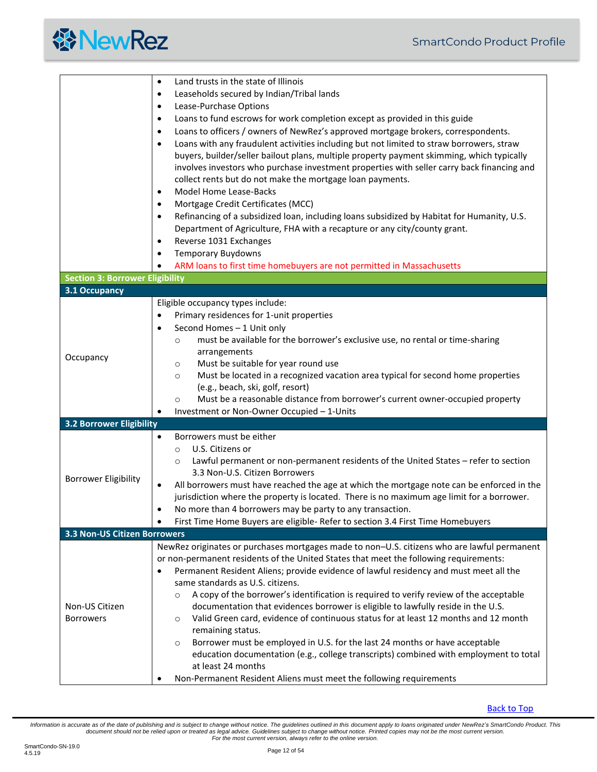| | |
|---|---|
| | • Land trusts in the state of Illinois<br>• Leaseholds secured by Indian/Tribal lands<br>• Lease-Purchase Options<br>• Loans to fund escrows for work completion except as provided in this guide<br>• Loans to officers / owners of NewRez's approved mortgage brokers, correspondents.<br>• Loans with any fraudulent activities including but not limited to straw borrowers, straw buyers, builder/seller bailout plans, multiple property payment skimming, which typically involves investors who purchase investment properties with seller carry back financing and collect rents but do not make the mortgage loan payments.<br>• Model Home Lease-Backs<br>• Mortgage Credit Certificates (MCC)<br>• Refinancing of a subsidized loan, including loans subsidized by Habitat for Humanity, U.S. Department of Agriculture, FHA with a recapture or any city/county grant.<br>• Reverse 1031 Exchanges<br>• Temporary Buydowns<br>• ARM loans to first time homebuyers are not permitted in Massachusetts |

## Section 3: Borrower Eligibility

### 3.1 Occupancy

| | |
|---|---|
| Occupancy | Eligible occupancy types include:<br>• Primary residences for 1-unit properties<br>• Second Homes – 1 Unit only<br>  ○ must be available for the borrower's exclusive use, no rental or time-sharing arrangements<br>  ○ Must be suitable for year round use<br>  ○ Must be located in a recognized vacation area typical for second home properties (e.g., beach, ski, golf, resort)<br>  ○ Must be a reasonable distance from borrower's current owner-occupied property<br>• Investment or Non-Owner Occupied – 1-Units |

### 3.2 Borrower Eligibility

| | |
|---|---|
| Borrower Eligibility | • Borrowers must be either<br>  ○ U.S. Citizens or<br>  ○ Lawful permanent or non-permanent residents of the United States – refer to section 3.3 Non-U.S. Citizen Borrowers<br>• All borrowers must have reached the age at which the mortgage note can be enforced in the jurisdiction where the property is located. There is no maximum age limit for a borrower.<br>• No more than 4 borrowers may be party to any transaction.<br>• First Time Home Buyers are eligible- Refer to section 3.4 First Time Homebuyers |

### 3.3 Non-US Citizen Borrowers

| | |
|---|---|
| Non-US Citizen Borrowers | NewRez originates or purchases mortgages made to non–U.S. citizens who are lawful permanent or non-permanent residents of the United States that meet the following requirements:<br>• Permanent Resident Aliens; provide evidence of lawful residency and must meet all the same standards as U.S. citizens.<br>  ○ A copy of the borrower's identification is required to verify review of the acceptable documentation that evidences borrower is eligible to lawfully reside in the U.S.<br>  ○ Valid Green card, evidence of continuous status for at least 12 months and 12 month remaining status.<br>  ○ Borrower must be employed in U.S. for the last 24 months or have acceptable education documentation (e.g., college transcripts) combined with employment to total at least 24 months<br>• Non-Permanent Resident Aliens must meet the following requirements |

Back to Top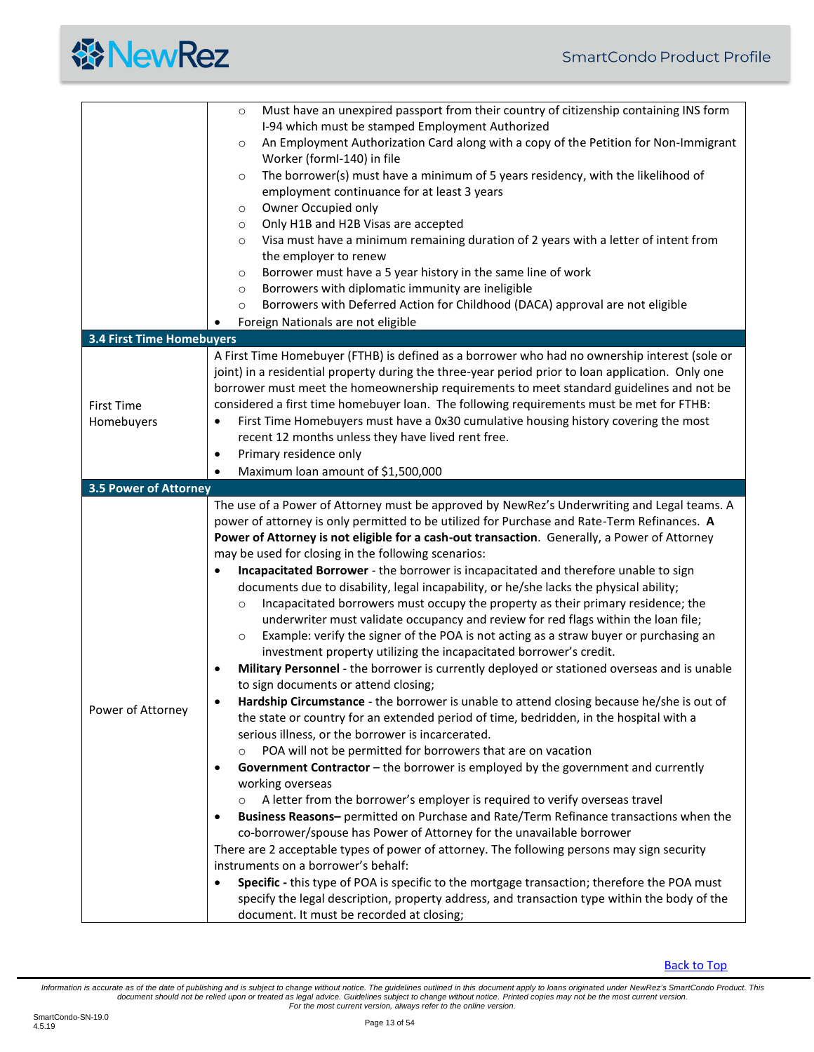| | |
|---|---|
| | ○ Must have an unexpired passport from their country of citizenship containing INS form I-94 which must be stamped Employment Authorized<br>○ An Employment Authorization Card along with a copy of the Petition for Non-Immigrant Worker (formI-140) in file<br>○ The borrower(s) must have a minimum of 5 years residency, with the likelihood of employment continuance for at least 3 years<br>○ Owner Occupied only<br>○ Only H1B and H2B Visas are accepted<br>○ Visa must have a minimum remaining duration of 2 years with a letter of intent from the employer to renew<br>○ Borrower must have a 5 year history in the same line of work<br>○ Borrowers with diplomatic immunity are ineligible<br>○ Borrowers with Deferred Action for Childhood (DACA) approval are not eligible<br>• Foreign Nationals are not eligible |
| **3.4 First Time Homebuyers** | |
| First Time Homebuyers | A First Time Homebuyer (FTHB) is defined as a borrower who had no ownership interest (sole or joint) in a residential property during the three-year period prior to loan application. Only one borrower must meet the homeownership requirements to meet standard guidelines and not be considered a first time homebuyer loan. The following requirements must be met for FTHB:<br>• First Time Homebuyers must have a 0x30 cumulative housing history covering the most recent 12 months unless they have lived rent free.<br>• Primary residence only<br>• Maximum loan amount of $1,500,000 |
| **3.5 Power of Attorney** | |
| Power of Attorney | The use of a Power of Attorney must be approved by NewRez's Underwriting and Legal teams. A power of attorney is only permitted to be utilized for Purchase and Rate-Term Refinances. **A Power of Attorney is not eligible for a cash-out transaction**. Generally, a Power of Attorney may be used for closing in the following scenarios:<br>• **Incapacitated Borrower** - the borrower is incapacitated and therefore unable to sign documents due to disability, legal incapability, or he/she lacks the physical ability;<br>○ Incapacitated borrowers must occupy the property as their primary residence; the underwriter must validate occupancy and review for red flags within the loan file;<br>○ Example: verify the signer of the POA is not acting as a straw buyer or purchasing an investment property utilizing the incapacitated borrower's credit.<br>• **Military Personnel** - the borrower is currently deployed or stationed overseas and is unable to sign documents or attend closing;<br>• **Hardship Circumstance** - the borrower is unable to attend closing because he/she is out of the state or country for an extended period of time, bedridden, in the hospital with a serious illness, or the borrower is incarcerated.<br>○ POA will not be permitted for borrowers that are on vacation<br>• **Government Contractor** – the borrower is employed by the government and currently working overseas<br>○ A letter from the borrower's employer is required to verify overseas travel<br>• **Business Reasons–** permitted on Purchase and Rate/Term Refinance transactions when the co-borrower/spouse has Power of Attorney for the unavailable borrower<br>There are 2 acceptable types of power of attorney. The following persons may sign security instruments on a borrower's behalf:<br>• **Specific -** this type of POA is specific to the mortgage transaction; therefore the POA must specify the legal description, property address, and transaction type within the body of the document. It must be recorded at closing; |

Back to Top

*Information is accurate as of the date of publishing and is subject to change without notice. The guidelines outlined in this document apply to loans originated under NewRez's SmartCondo Product. This document should not be relied upon or treated as legal advice. Guidelines subject to change without notice. Printed copies may not be the most current version. For the most current version, always refer to the online version.*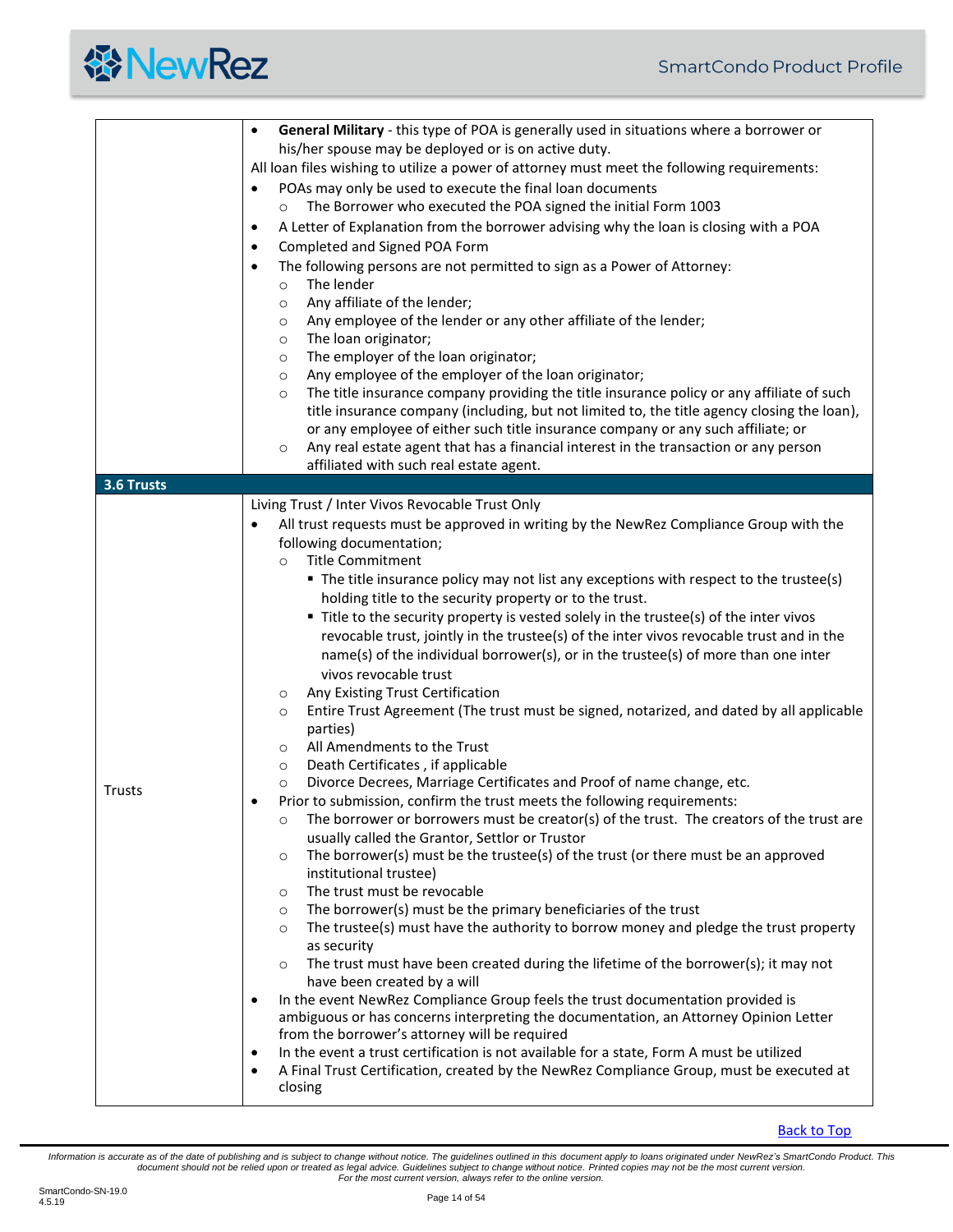| | |
|---|---|
| | • **General Military** - this type of POA is generally used in situations where a borrower or his/her spouse may be deployed or is on active duty.<br>All loan files wishing to utilize a power of attorney must meet the following requirements:<br>• POAs may only be used to execute the final loan documents<br>  ○ The Borrower who executed the POA signed the initial Form 1003<br>• A Letter of Explanation from the borrower advising why the loan is closing with a POA<br>• Completed and Signed POA Form<br>• The following persons are not permitted to sign as a Power of Attorney:<br>  ○ The lender<br>  ○ Any affiliate of the lender;<br>  ○ Any employee of the lender or any other affiliate of the lender;<br>  ○ The loan originator;<br>  ○ The employer of the loan originator;<br>  ○ Any employee of the employer of the loan originator;<br>  ○ The title insurance company providing the title insurance policy or any affiliate of such title insurance company (including, but not limited to, the title agency closing the loan), or any employee of either such title insurance company or any such affiliate; or<br>  ○ Any real estate agent that has a financial interest in the transaction or any person affiliated with such real estate agent. |
| **3.6 Trusts** | |
| Trusts | Living Trust / Inter Vivos Revocable Trust Only<br>• All trust requests must be approved in writing by the NewRez Compliance Group with the following documentation;<br>  ○ Title Commitment<br>    ▪ The title insurance policy may not list any exceptions with respect to the trustee(s) holding title to the security property or to the trust.<br>    ▪ Title to the security property is vested solely in the trustee(s) of the inter vivos revocable trust, jointly in the trustee(s) of the inter vivos revocable trust and in the name(s) of the individual borrower(s), or in the trustee(s) of more than one inter vivos revocable trust<br>  ○ Any Existing Trust Certification<br>  ○ Entire Trust Agreement (The trust must be signed, notarized, and dated by all applicable parties)<br>  ○ All Amendments to the Trust<br>  ○ Death Certificates , if applicable<br>  ○ Divorce Decrees, Marriage Certificates and Proof of name change, etc.<br>• Prior to submission, confirm the trust meets the following requirements:<br>  ○ The borrower or borrowers must be creator(s) of the trust. The creators of the trust are usually called the Grantor, Settlor or Trustor<br>  ○ The borrower(s) must be the trustee(s) of the trust (or there must be an approved institutional trustee)<br>  ○ The trust must be revocable<br>  ○ The borrower(s) must be the primary beneficiaries of the trust<br>  ○ The trustee(s) must have the authority to borrow money and pledge the trust property as security<br>  ○ The trust must have been created during the lifetime of the borrower(s); it may not have been created by a will<br>• In the event NewRez Compliance Group feels the trust documentation provided is ambiguous or has concerns interpreting the documentation, an Attorney Opinion Letter from the borrower's attorney will be required<br>• In the event a trust certification is not available for a state, Form A must be utilized<br>• A Final Trust Certification, created by the NewRez Compliance Group, must be executed at closing |

Back to Top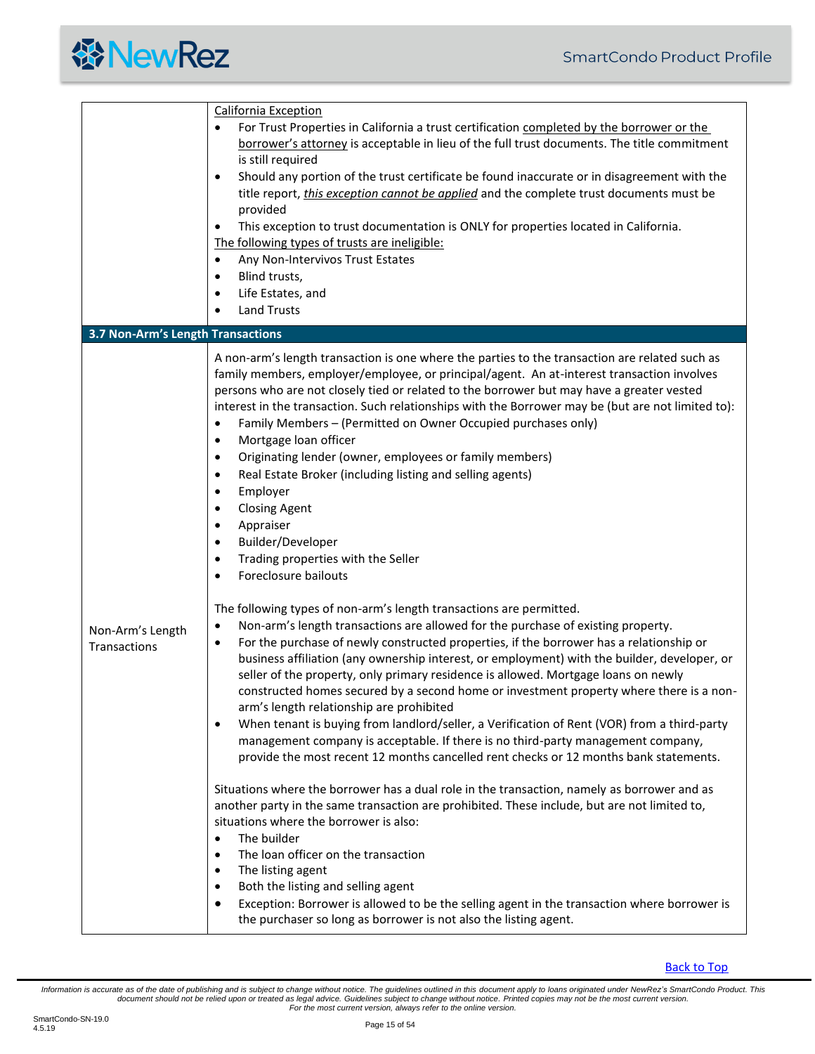| | |
|---|---|
| | <u>California Exception</u><br>• For Trust Properties in California a trust certification <u>completed by the borrower or the borrower's attorney</u> is acceptable in lieu of the full trust documents. The title commitment is still required<br>• Should any portion of the trust certificate be found inaccurate or in disagreement with the title report, <u>*this exception cannot be applied*</u> and the complete trust documents must be provided<br>• This exception to trust documentation is ONLY for properties located in California.<br><u>The following types of trusts are ineligible:</u><br>• Any Non-Intervivos Trust Estates<br>• Blind trusts,<br>• Life Estates, and<br>• Land Trusts |
| **3.7 Non-Arm's Length Transactions** | |
| Non-Arm's Length Transactions | A non-arm's length transaction is one where the parties to the transaction are related such as family members, employer/employee, or principal/agent. An at-interest transaction involves persons who are not closely tied or related to the borrower but may have a greater vested interest in the transaction. Such relationships with the Borrower may be (but are not limited to):<br>• Family Members – (Permitted on Owner Occupied purchases only)<br>• Mortgage loan officer<br>• Originating lender (owner, employees or family members)<br>• Real Estate Broker (including listing and selling agents)<br>• Employer<br>• Closing Agent<br>• Appraiser<br>• Builder/Developer<br>• Trading properties with the Seller<br>• Foreclosure bailouts<br><br>The following types of non-arm's length transactions are permitted.<br>• Non-arm's length transactions are allowed for the purchase of existing property.<br>• For the purchase of newly constructed properties, if the borrower has a relationship or business affiliation (any ownership interest, or employment) with the builder, developer, or seller of the property, only primary residence is allowed. Mortgage loans on newly constructed homes secured by a second home or investment property where there is a non-arm's length relationship are prohibited<br>• When tenant is buying from landlord/seller, a Verification of Rent (VOR) from a third-party management company is acceptable. If there is no third-party management company, provide the most recent 12 months cancelled rent checks or 12 months bank statements.<br><br>Situations where the borrower has a dual role in the transaction, namely as borrower and as another party in the same transaction are prohibited. These include, but are not limited to, situations where the borrower is also:<br>• The builder<br>• The loan officer on the transaction<br>• The listing agent<br>• Both the listing and selling agent<br>• Exception: Borrower is allowed to be the selling agent in the transaction where borrower is the purchaser so long as borrower is not also the listing agent. |

Back to Top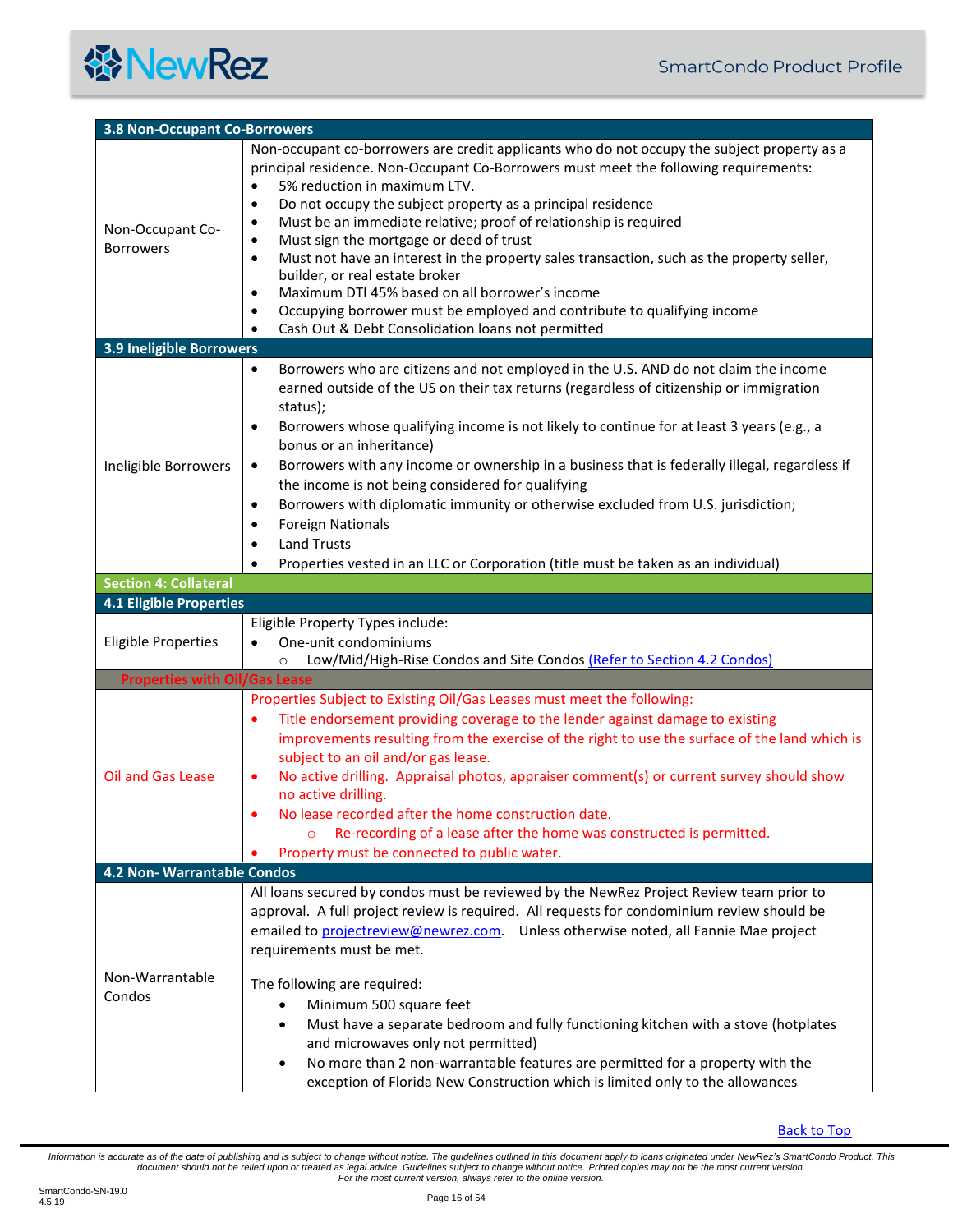| 3.8 Non-Occupant Co-Borrowers | |
|---|---|
| Non-Occupant Co-Borrowers | Non-occupant co-borrowers are credit applicants who do not occupy the subject property as a principal residence. Non-Occupant Co-Borrowers must meet the following requirements:<br>• 5% reduction in maximum LTV.<br>• Do not occupy the subject property as a principal residence<br>• Must be an immediate relative; proof of relationship is required<br>• Must sign the mortgage or deed of trust<br>• Must not have an interest in the property sales transaction, such as the property seller, builder, or real estate broker<br>• Maximum DTI 45% based on all borrower's income<br>• Occupying borrower must be employed and contribute to qualifying income<br>• Cash Out & Debt Consolidation loans not permitted |
| **3.9 Ineligible Borrowers** | |
| Ineligible Borrowers | • Borrowers who are citizens and not employed in the U.S. AND do not claim the income earned outside of the US on their tax returns (regardless of citizenship or immigration status);<br>• Borrowers whose qualifying income is not likely to continue for at least 3 years (e.g., a bonus or an inheritance)<br>• Borrowers with any income or ownership in a business that is federally illegal, regardless if the income is not being considered for qualifying<br>• Borrowers with diplomatic immunity or otherwise excluded from U.S. jurisdiction;<br>• Foreign Nationals<br>• Land Trusts<br>• Properties vested in an LLC or Corporation (title must be taken as an individual) |
| **Section 4: Collateral** | |
| **4.1 Eligible Properties** | |
| Eligible Properties | Eligible Property Types include:<br>• One-unit condominiums<br>  ○ Low/Mid/High-Rise Condos and Site Condos (Refer to Section 4.2 Condos) |
| **Properties with Oil/Gas Lease** | |
| Oil and Gas Lease | Properties Subject to Existing Oil/Gas Leases must meet the following:<br>• Title endorsement providing coverage to the lender against damage to existing improvements resulting from the exercise of the right to use the surface of the land which is subject to an oil and/or gas lease.<br>• No active drilling. Appraisal photos, appraiser comment(s) or current survey should show no active drilling.<br>• No lease recorded after the home construction date.<br>  ○ Re-recording of a lease after the home was constructed is permitted.<br>• Property must be connected to public water. |
| **4.2 Non- Warrantable Condos** | |
| Non-Warrantable Condos | All loans secured by condos must be reviewed by the NewRez Project Review team prior to approval. A full project review is required. All requests for condominium review should be emailed to projectreview@newrez.com. Unless otherwise noted, all Fannie Mae project requirements must be met.<br><br>The following are required:<br>• Minimum 500 square feet<br>• Must have a separate bedroom and fully functioning kitchen with a stove (hotplates and microwaves only not permitted)<br>• No more than 2 non-warrantable features are permitted for a property with the exception of Florida New Construction which is limited only to the allowances |

Back to Top

*Information is accurate as of the date of publishing and is subject to change without notice. The guidelines outlined in this document apply to loans originated under NewRez's SmartCondo Product. This document should not be relied upon or treated as legal advice. Guidelines subject to change without notice. Printed copies may not be the most current version. For the most current version, always refer to the online version.*

SmartCondo-SN-19.0
4.5.19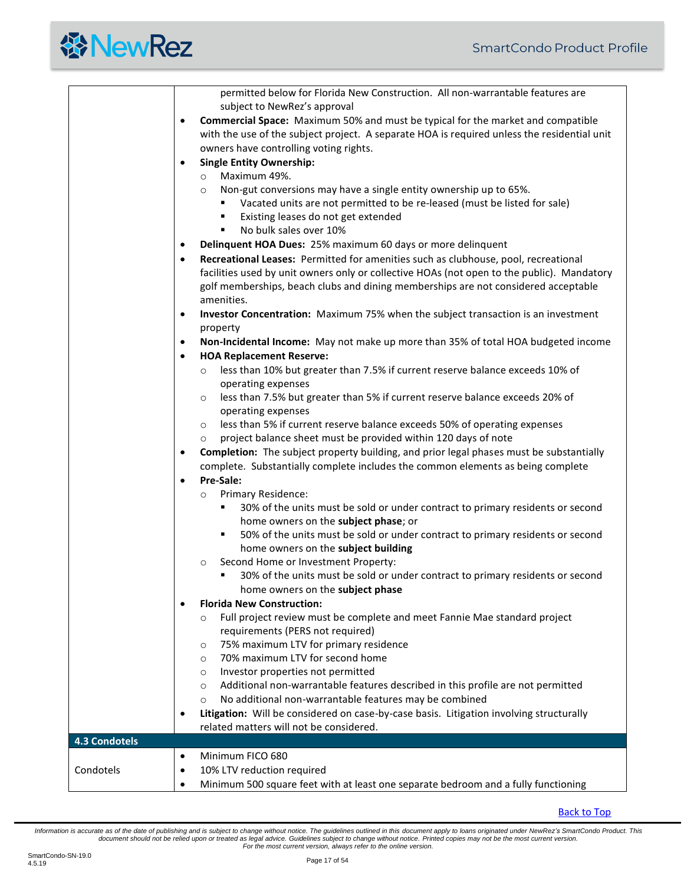| | |
|---|---|
| | permitted below for Florida New Construction. All non-warrantable features are subject to NewRez's approval<br>• **Commercial Space:** Maximum 50% and must be typical for the market and compatible with the use of the subject project. A separate HOA is required unless the residential unit owners have controlling voting rights.<br>• **Single Entity Ownership:**<br>  ○ Maximum 49%.<br>  ○ Non-gut conversions may have a single entity ownership up to 65%.<br>    ▪ Vacated units are not permitted to be re-leased (must be listed for sale)<br>    ▪ Existing leases do not get extended<br>    ▪ No bulk sales over 10%<br>• **Delinquent HOA Dues:** 25% maximum 60 days or more delinquent<br>• **Recreational Leases:** Permitted for amenities such as clubhouse, pool, recreational facilities used by unit owners only or collective HOAs (not open to the public). Mandatory golf memberships, beach clubs and dining memberships are not considered acceptable amenities.<br>• **Investor Concentration:** Maximum 75% when the subject transaction is an investment property<br>• **Non-Incidental Income:** May not make up more than 35% of total HOA budgeted income<br>• **HOA Replacement Reserve:**<br>  ○ less than 10% but greater than 7.5% if current reserve balance exceeds 10% of operating expenses<br>  ○ less than 7.5% but greater than 5% if current reserve balance exceeds 20% of operating expenses<br>  ○ less than 5% if current reserve balance exceeds 50% of operating expenses<br>  ○ project balance sheet must be provided within 120 days of note<br>• **Completion:** The subject property building, and prior legal phases must be substantially complete. Substantially complete includes the common elements as being complete<br>• **Pre-Sale:**<br>  ○ Primary Residence:<br>    ▪ 30% of the units must be sold or under contract to primary residents or second home owners on the **subject phase**; or<br>    ▪ 50% of the units must be sold or under contract to primary residents or second home owners on the **subject building**<br>  ○ Second Home or Investment Property:<br>    ▪ 30% of the units must be sold or under contract to primary residents or second home owners on the **subject phase**<br>• **Florida New Construction:**<br>  ○ Full project review must be complete and meet Fannie Mae standard project requirements (PERS not required)<br>  ○ 75% maximum LTV for primary residence<br>  ○ 70% maximum LTV for second home<br>  ○ Investor properties not permitted<br>  ○ Additional non-warrantable features described in this profile are not permitted<br>  ○ No additional non-warrantable features may be combined<br>• **Litigation:** Will be considered on case-by-case basis. Litigation involving structurally related matters will not be considered. |
| **4.3 Condotels** | |
| Condotels | • Minimum FICO 680<br>• 10% LTV reduction required<br>• Minimum 500 square feet with at least one separate bedroom and a fully functioning |

[Back to Top](#)

*Information is accurate as of the date of publishing and is subject to change without notice. The guidelines outlined in this document apply to loans originated under NewRez's SmartCondo Product. This document should not be relied upon or treated as legal advice. Guidelines subject to change without notice. Printed copies may not be the most current version. For the most current version, always refer to the online version.*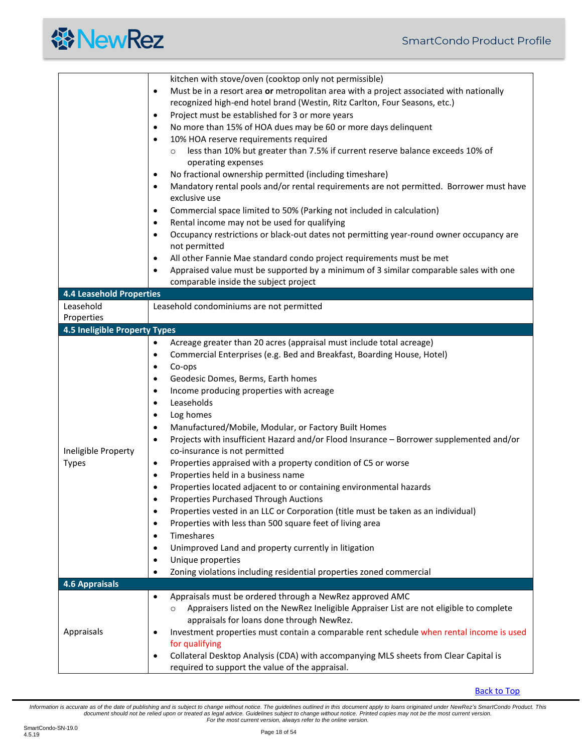| | |
|---|---|
| | kitchen with stove/oven (cooktop only not permissible)<br>• Must be in a resort area **or** metropolitan area with a project associated with nationally recognized high-end hotel brand (Westin, Ritz Carlton, Four Seasons, etc.)<br>• Project must be established for 3 or more years<br>• No more than 15% of HOA dues may be 60 or more days delinquent<br>• 10% HOA reserve requirements required<br>  ○ less than 10% but greater than 7.5% if current reserve balance exceeds 10% of operating expenses<br>• No fractional ownership permitted (including timeshare)<br>• Mandatory rental pools and/or rental requirements are not permitted. Borrower must have exclusive use<br>• Commercial space limited to 50% (Parking not included in calculation)<br>• Rental income may not be used for qualifying<br>• Occupancy restrictions or black-out dates not permitting year-round owner occupancy are not permitted<br>• All other Fannie Mae standard condo project requirements must be met<br>• Appraised value must be supported by a minimum of 3 similar comparable sales with one comparable inside the subject project |
| **4.4 Leasehold Properties** | |
| Leasehold Properties | Leasehold condominiums are not permitted |
| **4.5 Ineligible Property Types** | |
| Ineligible Property Types | • Acreage greater than 20 acres (appraisal must include total acreage)<br>• Commercial Enterprises (e.g. Bed and Breakfast, Boarding House, Hotel)<br>• Co-ops<br>• Geodesic Domes, Berms, Earth homes<br>• Income producing properties with acreage<br>• Leaseholds<br>• Log homes<br>• Manufactured/Mobile, Modular, or Factory Built Homes<br>• Projects with insufficient Hazard and/or Flood Insurance – Borrower supplemented and/or co-insurance is not permitted<br>• Properties appraised with a property condition of C5 or worse<br>• Properties held in a business name<br>• Properties located adjacent to or containing environmental hazards<br>• Properties Purchased Through Auctions<br>• Properties vested in an LLC or Corporation (title must be taken as an individual)<br>• Properties with less than 500 square feet of living area<br>• Timeshares<br>• Unimproved Land and property currently in litigation<br>• Unique properties<br>• Zoning violations including residential properties zoned commercial |
| **4.6 Appraisals** | |
| Appraisals | • Appraisals must be ordered through a NewRez approved AMC<br>  ○ Appraisers listed on the NewRez Ineligible Appraiser List are not eligible to complete appraisals for loans done through NewRez.<br>• Investment properties must contain a comparable rent schedule when rental income is used for qualifying<br>• Collateral Desktop Analysis (CDA) with accompanying MLS sheets from Clear Capital is required to support the value of the appraisal. |

Back to Top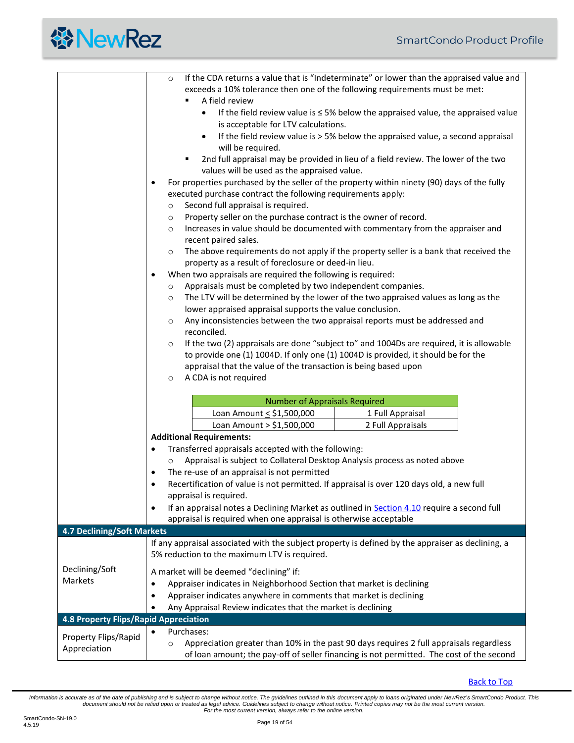- If the CDA returns a value that is "Indeterminate" or lower than the appraised value and exceeds a 10% tolerance then one of the following requirements must be met:
  - A field review
    - If the field review value is ≤ 5% below the appraised value, the appraised value is acceptable for LTV calculations.
    - If the field review value is > 5% below the appraised value, a second appraisal will be required.
  - 2nd full appraisal may be provided in lieu of a field review. The lower of the two values will be used as the appraised value.

- For properties purchased by the seller of the property within ninety (90) days of the fully executed purchase contract the following requirements apply:
  - Second full appraisal is required.
  - Property seller on the purchase contract is the owner of record.
  - Increases in value should be documented with commentary from the appraiser and recent paired sales.
  - The above requirements do not apply if the property seller is a bank that received the property as a result of foreclosure or deed-in lieu.
- When two appraisals are required the following is required:
  - Appraisals must be completed by two independent companies.
  - The LTV will be determined by the lower of the two appraised values as long as the lower appraised appraisal supports the value conclusion.
  - Any inconsistencies between the two appraisal reports must be addressed and reconciled.
  - If the two (2) appraisals are done "subject to" and 1004Ds are required, it is allowable to provide one (1) 1004D. If only one (1) 1004D is provided, it should be for the appraisal that the value of the transaction is being based upon
  - A CDA is not required

| Number of Appraisals Required | |
|---|---|
| Loan Amount ≤ $1,500,000 | 1 Full Appraisal |
| Loan Amount > $1,500,000 | 2 Full Appraisals |

**Additional Requirements:**

- Transferred appraisals accepted with the following:
  - Appraisal is subject to Collateral Desktop Analysis process as noted above
- The re-use of an appraisal is not permitted
- Recertification of value is not permitted. If appraisal is over 120 days old, a new full appraisal is required.
- If an appraisal notes a Declining Market as outlined in Section 4.10 require a second full appraisal is required when one appraisal is otherwise acceptable

## 4.7 Declining/Soft Markets

**Declining/Soft Markets**

If any appraisal associated with the subject property is defined by the appraiser as declining, a 5% reduction to the maximum LTV is required.

A market will be deemed "declining" if:

- Appraiser indicates in Neighborhood Section that market is declining
- Appraiser indicates anywhere in comments that market is declining
- Any Appraisal Review indicates that the market is declining

## 4.8 Property Flips/Rapid Appreciation

**Property Flips/Rapid Appreciation**

- Purchases:
  - Appreciation greater than 10% in the past 90 days requires 2 full appraisals regardless of loan amount; the pay-off of seller financing is not permitted. The cost of the second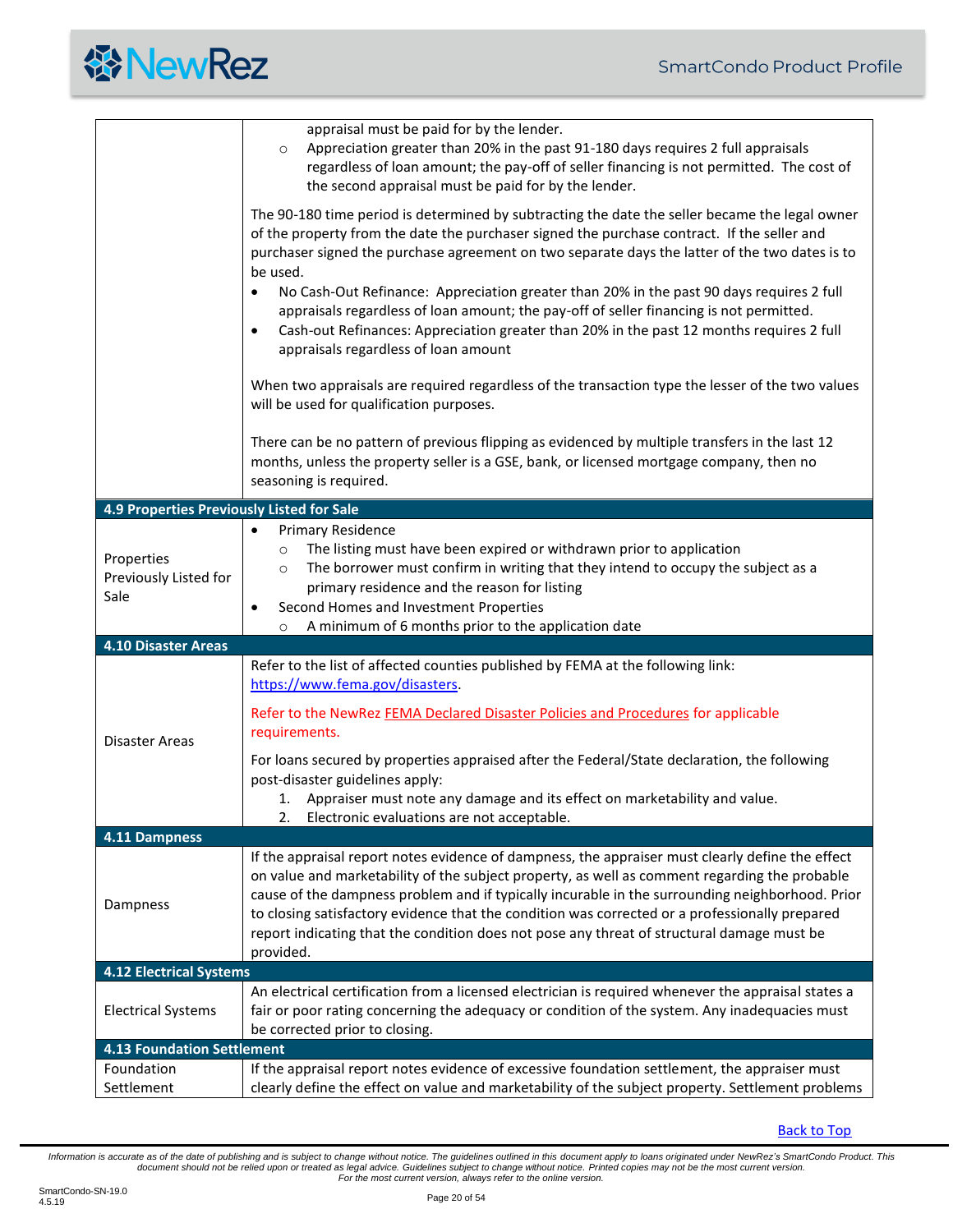| | |
|---|---|
| | appraisal must be paid for by the lender.<br>◦ Appreciation greater than 20% in the past 91-180 days requires 2 full appraisals regardless of loan amount; the pay-off of seller financing is not permitted. The cost of the second appraisal must be paid for by the lender.<br><br>The 90-180 time period is determined by subtracting the date the seller became the legal owner of the property from the date the purchaser signed the purchase contract. If the seller and purchaser signed the purchase agreement on two separate days the latter of the two dates is to be used.<br>• No Cash-Out Refinance: Appreciation greater than 20% in the past 90 days requires 2 full appraisals regardless of loan amount; the pay-off of seller financing is not permitted.<br>• Cash-out Refinances: Appreciation greater than 20% in the past 12 months requires 2 full appraisals regardless of loan amount<br><br>When two appraisals are required regardless of the transaction type the lesser of the two values will be used for qualification purposes.<br><br>There can be no pattern of previous flipping as evidenced by multiple transfers in the last 12 months, unless the property seller is a GSE, bank, or licensed mortgage company, then no seasoning is required. |
| **4.9 Properties Previously Listed for Sale** | |
| Properties Previously Listed for Sale | • Primary Residence<br>◦ The listing must have been expired or withdrawn prior to application<br>◦ The borrower must confirm in writing that they intend to occupy the subject as a primary residence and the reason for listing<br>• Second Homes and Investment Properties<br>◦ A minimum of 6 months prior to the application date |
| **4.10 Disaster Areas** | |
| Disaster Areas | Refer to the list of affected counties published by FEMA at the following link: https://www.fema.gov/disasters.<br><br>Refer to the NewRez FEMA Declared Disaster Policies and Procedures for applicable requirements.<br><br>For loans secured by properties appraised after the Federal/State declaration, the following post-disaster guidelines apply:<br>1. Appraiser must note any damage and its effect on marketability and value.<br>2. Electronic evaluations are not acceptable. |
| **4.11 Dampness** | |
| Dampness | If the appraisal report notes evidence of dampness, the appraiser must clearly define the effect on value and marketability of the subject property, as well as comment regarding the probable cause of the dampness problem and if typically incurable in the surrounding neighborhood. Prior to closing satisfactory evidence that the condition was corrected or a professionally prepared report indicating that the condition does not pose any threat of structural damage must be provided. |
| **4.12 Electrical Systems** | |
| Electrical Systems | An electrical certification from a licensed electrician is required whenever the appraisal states a fair or poor rating concerning the adequacy or condition of the system. Any inadequacies must be corrected prior to closing. |
| **4.13 Foundation Settlement** | |
| Foundation Settlement | If the appraisal report notes evidence of excessive foundation settlement, the appraiser must clearly define the effect on value and marketability of the subject property. Settlement problems |

Back to Top

*Information is accurate as of the date of publishing and is subject to change without notice. The guidelines outlined in this document apply to loans originated under NewRez's SmartCondo Product. This document should not be relied upon or treated as legal advice. Guidelines subject to change without notice. Printed copies may not be the most current version. For the most current version, always refer to the online version.*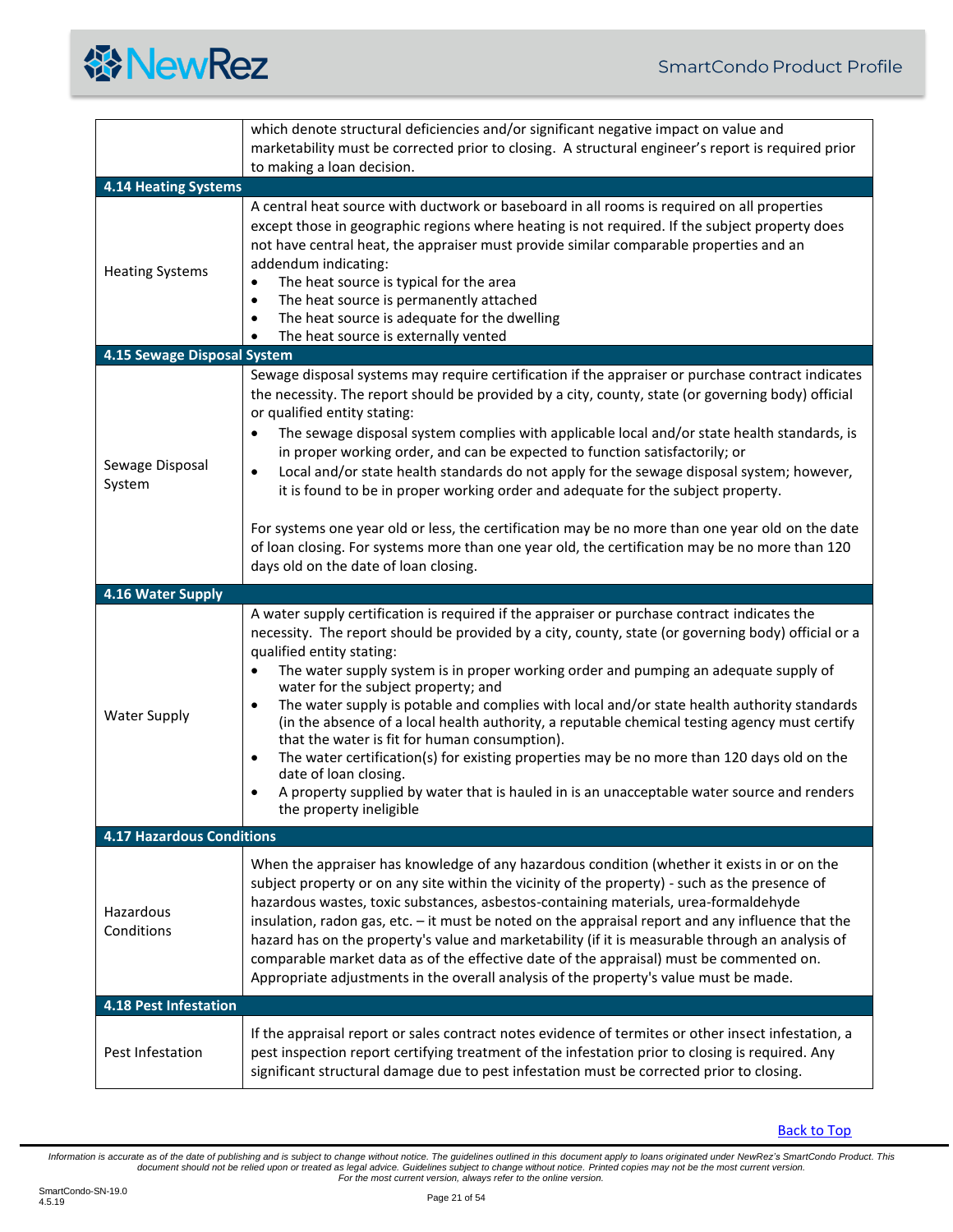| | |
|---|---|
| | which denote structural deficiencies and/or significant negative impact on value and marketability must be corrected prior to closing. A structural engineer's report is required prior to making a loan decision. |
| **4.14 Heating Systems** | |
| Heating Systems | A central heat source with ductwork or baseboard in all rooms is required on all properties except those in geographic regions where heating is not required. If the subject property does not have central heat, the appraiser must provide similar comparable properties and an addendum indicating:<br>• The heat source is typical for the area<br>• The heat source is permanently attached<br>• The heat source is adequate for the dwelling<br>• The heat source is externally vented |
| **4.15 Sewage Disposal System** | |
| Sewage Disposal System | Sewage disposal systems may require certification if the appraiser or purchase contract indicates the necessity. The report should be provided by a city, county, state (or governing body) official or qualified entity stating:<br>• The sewage disposal system complies with applicable local and/or state health standards, is in proper working order, and can be expected to function satisfactorily; or<br>• Local and/or state health standards do not apply for the sewage disposal system; however, it is found to be in proper working order and adequate for the subject property.<br><br>For systems one year old or less, the certification may be no more than one year old on the date of loan closing. For systems more than one year old, the certification may be no more than 120 days old on the date of loan closing. |
| **4.16 Water Supply** | |
| Water Supply | A water supply certification is required if the appraiser or purchase contract indicates the necessity. The report should be provided by a city, county, state (or governing body) official or a qualified entity stating:<br>• The water supply system is in proper working order and pumping an adequate supply of water for the subject property; and<br>• The water supply is potable and complies with local and/or state health authority standards (in the absence of a local health authority, a reputable chemical testing agency must certify that the water is fit for human consumption).<br>• The water certification(s) for existing properties may be no more than 120 days old on the date of loan closing.<br>• A property supplied by water that is hauled in is an unacceptable water source and renders the property ineligible |
| **4.17 Hazardous Conditions** | |
| Hazardous Conditions | When the appraiser has knowledge of any hazardous condition (whether it exists in or on the subject property or on any site within the vicinity of the property) - such as the presence of hazardous wastes, toxic substances, asbestos-containing materials, urea-formaldehyde insulation, radon gas, etc. – it must be noted on the appraisal report and any influence that the hazard has on the property's value and marketability (if it is measurable through an analysis of comparable market data as of the effective date of the appraisal) must be commented on. Appropriate adjustments in the overall analysis of the property's value must be made. |
| **4.18 Pest Infestation** | |
| Pest Infestation | If the appraisal report or sales contract notes evidence of termites or other insect infestation, a pest inspection report certifying treatment of the infestation prior to closing is required. Any significant structural damage due to pest infestation must be corrected prior to closing. |

Back to Top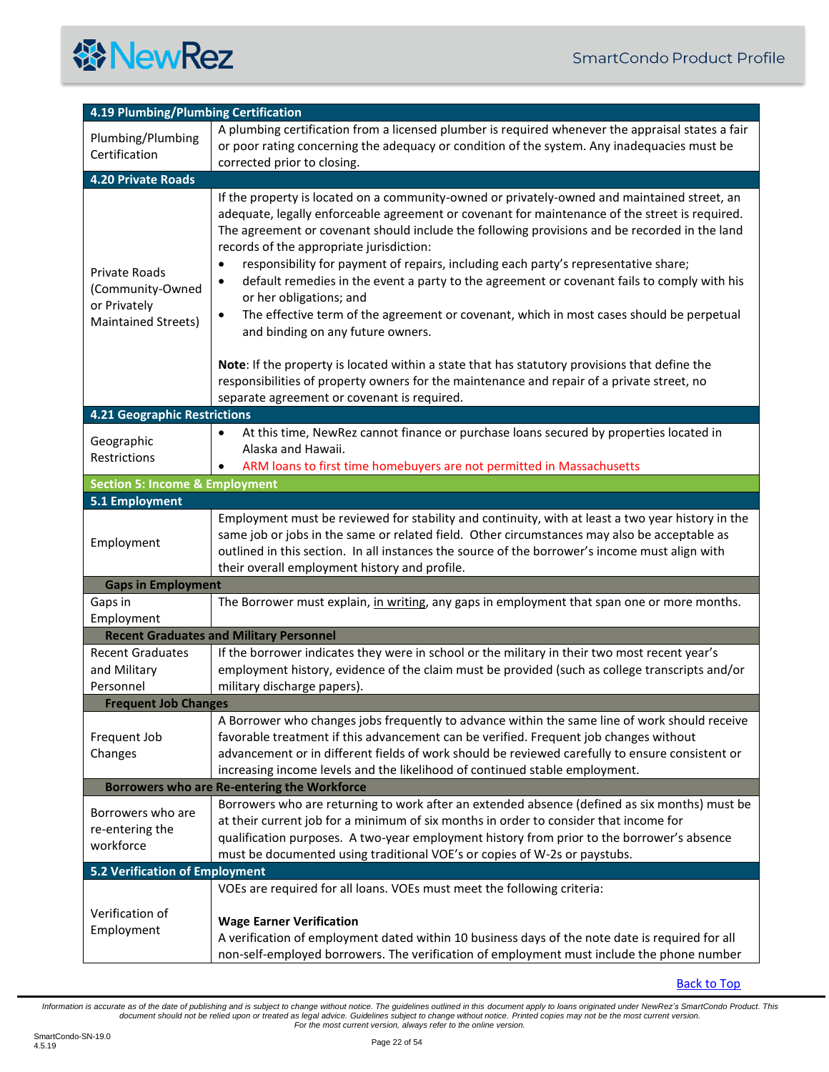| 4.19 Plumbing/Plumbing Certification | |
|---|---|
| Plumbing/Plumbing Certification | A plumbing certification from a licensed plumber is required whenever the appraisal states a fair or poor rating concerning the adequacy or condition of the system. Any inadequacies must be corrected prior to closing. |
| **4.20 Private Roads** | |
| Private Roads (Community-Owned or Privately Maintained Streets) | If the property is located on a community-owned or privately-owned and maintained street, an adequate, legally enforceable agreement or covenant for maintenance of the street is required. The agreement or covenant should include the following provisions and be recorded in the land records of the appropriate jurisdiction:<br>• responsibility for payment of repairs, including each party's representative share;<br>• default remedies in the event a party to the agreement or covenant fails to comply with his or her obligations; and<br>• The effective term of the agreement or covenant, which in most cases should be perpetual and binding on any future owners.<br><br>**Note**: If the property is located within a state that has statutory provisions that define the responsibilities of property owners for the maintenance and repair of a private street, no separate agreement or covenant is required. |
| **4.21 Geographic Restrictions** | |
| Geographic Restrictions | • At this time, NewRez cannot finance or purchase loans secured by properties located in Alaska and Hawaii.<br>• ARM loans to first time homebuyers are not permitted in Massachusetts |
| **Section 5: Income & Employment** | |
| **5.1 Employment** | |
| Employment | Employment must be reviewed for stability and continuity, with at least a two year history in the same job or jobs in the same or related field. Other circumstances may also be acceptable as outlined in this section. In all instances the source of the borrower's income must align with their overall employment history and profile. |
| **Gaps in Employment** | |
| Gaps in Employment | The Borrower must explain, in writing, any gaps in employment that span one or more months. |
| **Recent Graduates and Military Personnel** | |
| Recent Graduates and Military Personnel | If the borrower indicates they were in school or the military in their two most recent year's employment history, evidence of the claim must be provided (such as college transcripts and/or military discharge papers). |
| **Frequent Job Changes** | |
| Frequent Job Changes | A Borrower who changes jobs frequently to advance within the same line of work should receive favorable treatment if this advancement can be verified. Frequent job changes without advancement or in different fields of work should be reviewed carefully to ensure consistent or increasing income levels and the likelihood of continued stable employment. |
| **Borrowers who are Re-entering the Workforce** | |
| Borrowers who are re-entering the workforce | Borrowers who are returning to work after an extended absence (defined as six months) must be at their current job for a minimum of six months in order to consider that income for qualification purposes. A two-year employment history from prior to the borrower's absence must be documented using traditional VOE's or copies of W-2s or paystubs. |
| **5.2 Verification of Employment** | |
| Verification of Employment | VOEs are required for all loans. VOEs must meet the following criteria:<br><br>**Wage Earner Verification**<br>A verification of employment dated within 10 business days of the note date is required for all non-self-employed borrowers. The verification of employment must include the phone number |

Back to Top

*Information is accurate as of the date of publishing and is subject to change without notice. The guidelines outlined in this document apply to loans originated under NewRez's SmartCondo Product. This document should not be relied upon or treated as legal advice. Guidelines subject to change without notice. Printed copies may not be the most current version. For the most current version, always refer to the online version.*

SmartCondo-SN-19.0
4.5.19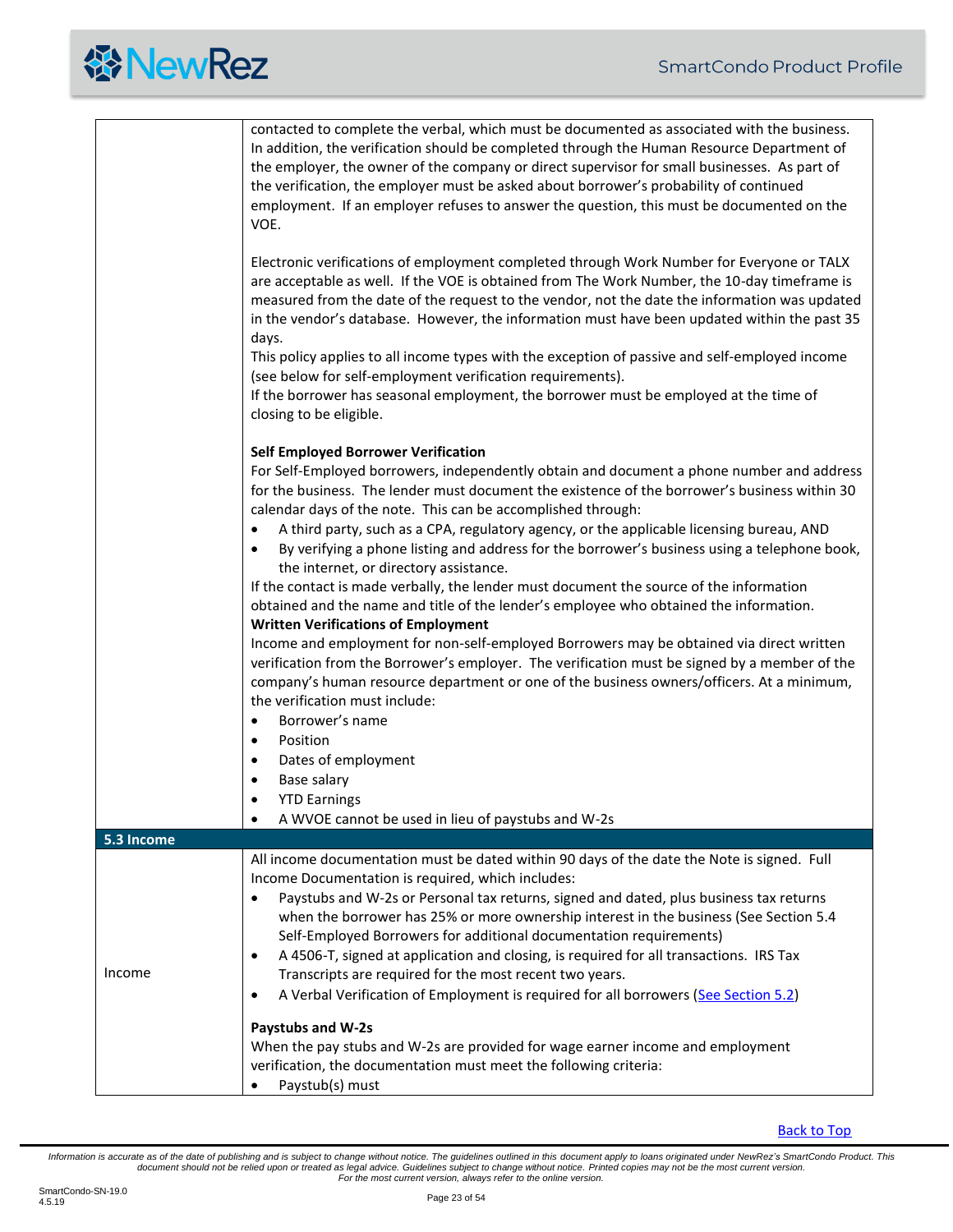| | |
|---|---|
| | contacted to complete the verbal, which must be documented as associated with the business. In addition, the verification should be completed through the Human Resource Department of the employer, the owner of the company or direct supervisor for small businesses. As part of the verification, the employer must be asked about borrower's probability of continued employment. If an employer refuses to answer the question, this must be documented on the VOE.<br><br>Electronic verifications of employment completed through Work Number for Everyone or TALX are acceptable as well. If the VOE is obtained from The Work Number, the 10-day timeframe is measured from the date of the request to the vendor, not the date the information was updated in the vendor's database. However, the information must have been updated within the past 35 days.<br>This policy applies to all income types with the exception of passive and self-employed income (see below for self-employment verification requirements).<br>If the borrower has seasonal employment, the borrower must be employed at the time of closing to be eligible.<br><br>**Self Employed Borrower Verification**<br>For Self-Employed borrowers, independently obtain and document a phone number and address for the business. The lender must document the existence of the borrower's business within 30 calendar days of the note. This can be accomplished through:<br>• A third party, such as a CPA, regulatory agency, or the applicable licensing bureau, AND<br>• By verifying a phone listing and address for the borrower's business using a telephone book, the internet, or directory assistance.<br>If the contact is made verbally, the lender must document the source of the information obtained and the name and title of the lender's employee who obtained the information.<br>**Written Verifications of Employment**<br>Income and employment for non-self-employed Borrowers may be obtained via direct written verification from the Borrower's employer. The verification must be signed by a member of the company's human resource department or one of the business owners/officers. At a minimum, the verification must include:<br>• Borrower's name<br>• Position<br>• Dates of employment<br>• Base salary<br>• YTD Earnings<br>• A WVOE cannot be used in lieu of paystubs and W-2s |
| **5.3 Income** | |
| Income | All income documentation must be dated within 90 days of the date the Note is signed. Full Income Documentation is required, which includes:<br>• Paystubs and W-2s or Personal tax returns, signed and dated, plus business tax returns when the borrower has 25% or more ownership interest in the business (See Section 5.4 Self-Employed Borrowers for additional documentation requirements)<br>• A 4506-T, signed at application and closing, is required for all transactions. IRS Tax Transcripts are required for the most recent two years.<br>• A Verbal Verification of Employment is required for all borrowers (See Section 5.2)<br><br>**Paystubs and W-2s**<br>When the pay stubs and W-2s are provided for wage earner income and employment verification, the documentation must meet the following criteria:<br>• Paystub(s) must |

Back to Top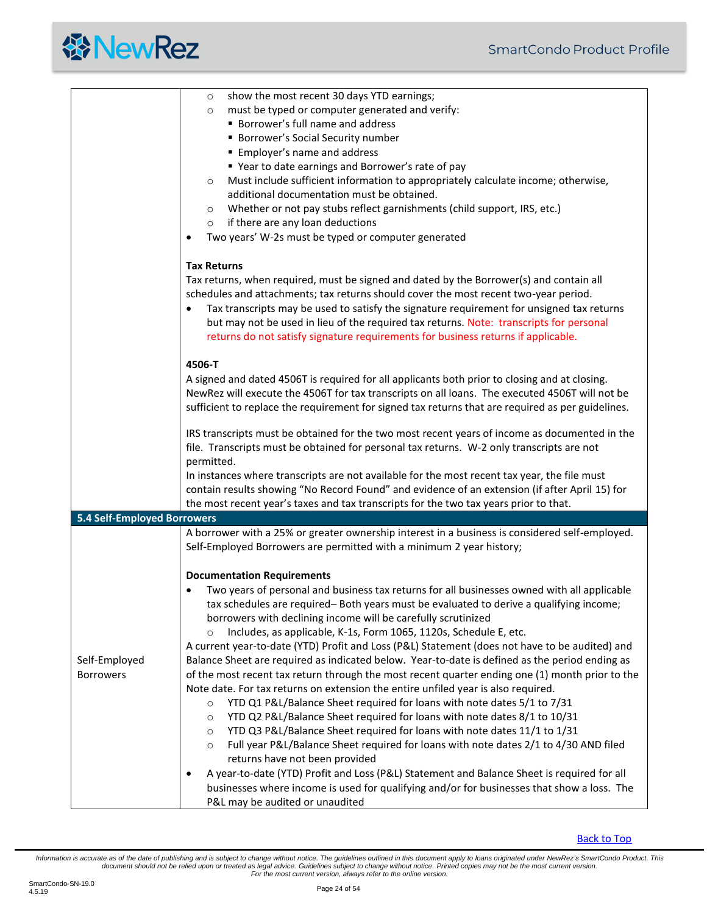| | |
|---|---|
| | ○ show the most recent 30 days YTD earnings;<br>○ must be typed or computer generated and verify:<br>&nbsp;&nbsp;▪ Borrower's full name and address<br>&nbsp;&nbsp;▪ Borrower's Social Security number<br>&nbsp;&nbsp;▪ Employer's name and address<br>&nbsp;&nbsp;▪ Year to date earnings and Borrower's rate of pay<br>○ Must include sufficient information to appropriately calculate income; otherwise, additional documentation must be obtained.<br>○ Whether or not pay stubs reflect garnishments (child support, IRS, etc.)<br>○ if there are any loan deductions<br>• Two years' W-2s must be typed or computer generated<br><br>**Tax Returns**<br>Tax returns, when required, must be signed and dated by the Borrower(s) and contain all schedules and attachments; tax returns should cover the most recent two-year period.<br>• Tax transcripts may be used to satisfy the signature requirement for unsigned tax returns but may not be used in lieu of the required tax returns. Note: transcripts for personal returns do not satisfy signature requirements for business returns if applicable.<br><br>**4506-T**<br>A signed and dated 4506T is required for all applicants both prior to closing and at closing. NewRez will execute the 4506T for tax transcripts on all loans. The executed 4506T will not be sufficient to replace the requirement for signed tax returns that are required as per guidelines.<br><br>IRS transcripts must be obtained for the two most recent years of income as documented in the file. Transcripts must be obtained for personal tax returns. W-2 only transcripts are not permitted.<br>In instances where transcripts are not available for the most recent tax year, the file must contain results showing "No Record Found" and evidence of an extension (if after April 15) for the most recent year's taxes and tax transcripts for the two tax years prior to that. |
| **5.4 Self-Employed Borrowers** | |
| Self-Employed Borrowers | A borrower with a 25% or greater ownership interest in a business is considered self-employed. Self-Employed Borrowers are permitted with a minimum 2 year history;<br><br>**Documentation Requirements**<br>• Two years of personal and business tax returns for all businesses owned with all applicable tax schedules are required– Both years must be evaluated to derive a qualifying income; borrowers with declining income will be carefully scrutinized<br>&nbsp;&nbsp;○ Includes, as applicable, K-1s, Form 1065, 1120s, Schedule E, etc.<br>A current year-to-date (YTD) Profit and Loss (P&L) Statement (does not have to be audited) and Balance Sheet are required as indicated below. Year-to-date is defined as the period ending as of the most recent tax return through the most recent quarter ending one (1) month prior to the Note date. For tax returns on extension the entire unfiled year is also required.<br>○ YTD Q1 P&L/Balance Sheet required for loans with note dates 5/1 to 7/31<br>○ YTD Q2 P&L/Balance Sheet required for loans with note dates 8/1 to 10/31<br>○ YTD Q3 P&L/Balance Sheet required for loans with note dates 11/1 to 1/31<br>○ Full year P&L/Balance Sheet required for loans with note dates 2/1 to 4/30 AND filed returns have not been provided<br>• A year-to-date (YTD) Profit and Loss (P&L) Statement and Balance Sheet is required for all businesses where income is used for qualifying and/or for businesses that show a loss. The P&L may be audited or unaudited |

Back to Top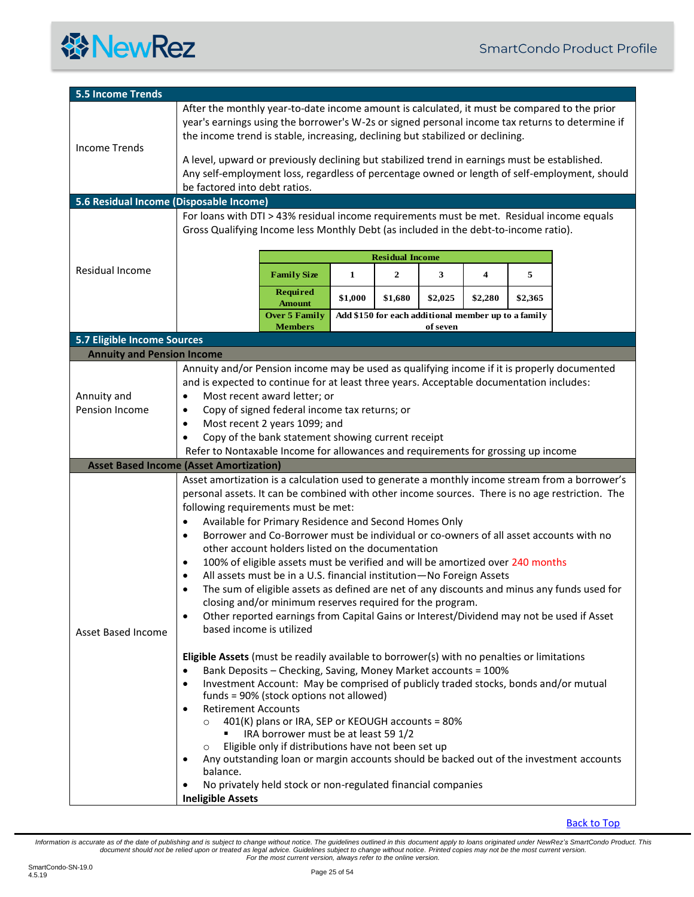## 5.5 Income Trends

**Income Trends**

After the monthly year-to-date income amount is calculated, it must be compared to the prior year's earnings using the borrower's W-2s or signed personal income tax returns to determine if the income trend is stable, increasing, declining but stabilized or declining.

A level, upward or previously declining but stabilized trend in earnings must be established. Any self-employment loss, regardless of percentage owned or length of self-employment, should be factored into debt ratios.

## 5.6 Residual Income (Disposable Income)

**Residual Income**

For loans with DTI > 43% residual income requirements must be met. Residual income equals Gross Qualifying Income less Monthly Debt (as included in the debt-to-income ratio).

| Residual Income | | | | | |
|---|---|---|---|---|---|
| **Family Size** | 1 | 2 | 3 | 4 | 5 |
| **Required Amount** | $1,000 | $1,680 | $2,025 | $2,280 | $2,365 |
| **Over 5 Family Members** | Add $150 for each additional member up to a family of seven | | | | |

## 5.7 Eligible Income Sources

### Annuity and Pension Income

**Annuity and Pension Income**

Annuity and/or Pension income may be used as qualifying income if it is properly documented and is expected to continue for at least three years. Acceptable documentation includes:

- Most recent award letter; or
- Copy of signed federal income tax returns; or
- Most recent 2 years 1099; and
- Copy of the bank statement showing current receipt

Refer to Nontaxable Income for allowances and requirements for grossing up income

### Asset Based Income (Asset Amortization)

**Asset Based Income**

Asset amortization is a calculation used to generate a monthly income stream from a borrower's personal assets. It can be combined with other income sources. There is no age restriction. The following requirements must be met:

- Available for Primary Residence and Second Homes Only
- Borrower and Co-Borrower must be individual or co-owners of all asset accounts with no other account holders listed on the documentation
- 100% of eligible assets must be verified and will be amortized over 240 months
- All assets must be in a U.S. financial institution—No Foreign Assets
- The sum of eligible assets as defined are net of any discounts and minus any funds used for closing and/or minimum reserves required for the program.
- Other reported earnings from Capital Gains or Interest/Dividend may not be used if Asset based income is utilized

**Eligible Assets** (must be readily available to borrower(s) with no penalties or limitations

- Bank Deposits – Checking, Saving, Money Market accounts = 100%
- Investment Account: May be comprised of publicly traded stocks, bonds and/or mutual funds = 90% (stock options not allowed)
- Retirement Accounts
  - 401(K) plans or IRA, SEP or KEOUGH accounts = 80%
    - IRA borrower must be at least 59 1/2
  - Eligible only if distributions have not been set up
- Any outstanding loan or margin accounts should be backed out of the investment accounts balance.
- No privately held stock or non-regulated financial companies

**Ineligible Assets**

Back to Top

*Information is accurate as of the date of publishing and is subject to change without notice. The guidelines outlined in this document apply to loans originated under NewRez's SmartCondo Product. This document should not be relied upon or treated as legal advice. Guidelines subject to change without notice. Printed copies may not be the most current version. For the most current version, always refer to the online version.*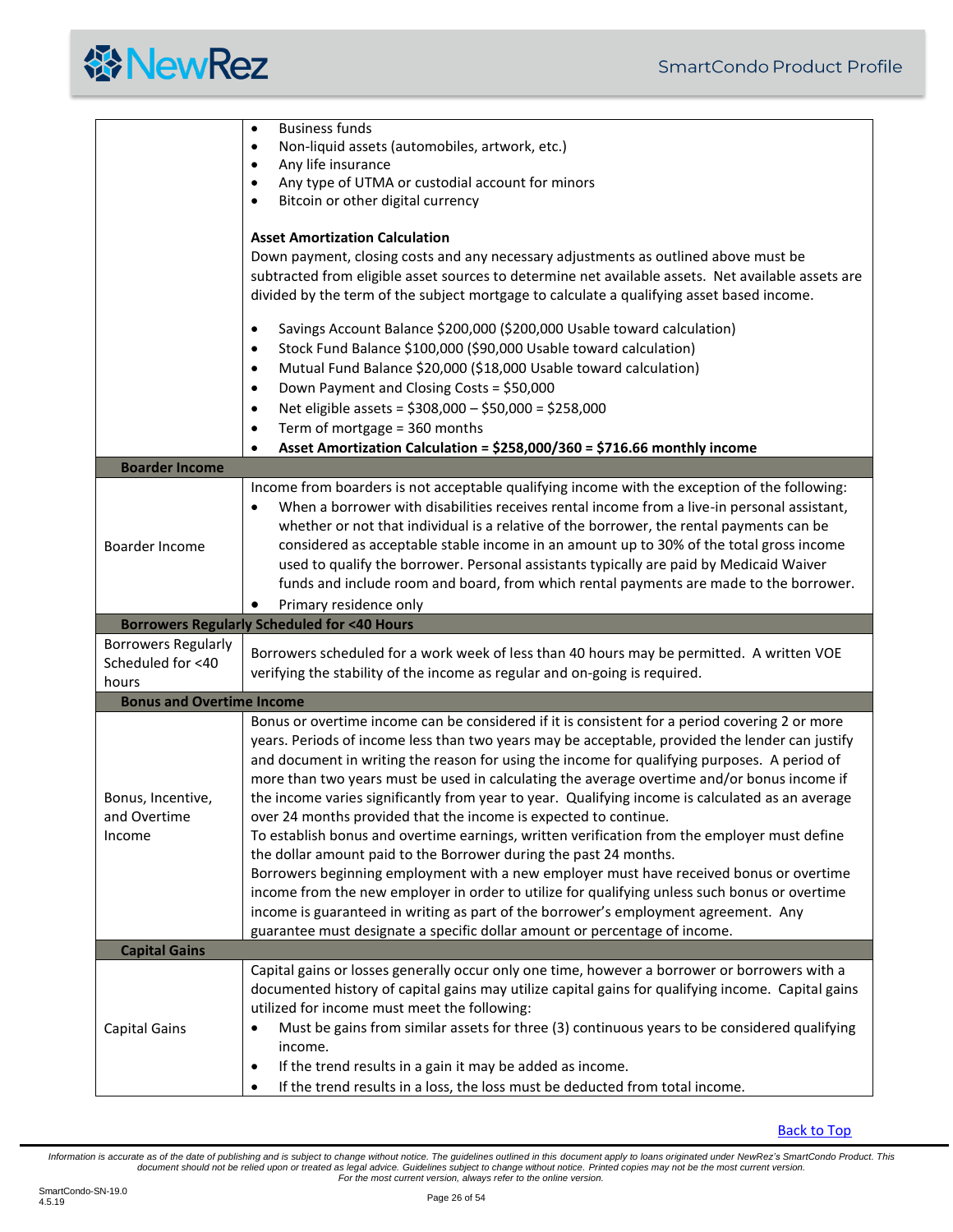| | |
|---|---|
| | • Business funds<br>• Non-liquid assets (automobiles, artwork, etc.)<br>• Any life insurance<br>• Any type of UTMA or custodial account for minors<br>• Bitcoin or other digital currency<br><br>**Asset Amortization Calculation**<br>Down payment, closing costs and any necessary adjustments as outlined above must be subtracted from eligible asset sources to determine net available assets. Net available assets are divided by the term of the subject mortgage to calculate a qualifying asset based income.<br><br>• Savings Account Balance $200,000 ($200,000 Usable toward calculation)<br>• Stock Fund Balance $100,000 ($90,000 Usable toward calculation)<br>• Mutual Fund Balance $20,000 ($18,000 Usable toward calculation)<br>• Down Payment and Closing Costs = $50,000<br>• Net eligible assets = $308,000 – $50,000 = $258,000<br>• Term of mortgage = 360 months<br>• **Asset Amortization Calculation = $258,000/360 = $716.66 monthly income** |
| **Boarder Income** | |
| Boarder Income | Income from boarders is not acceptable qualifying income with the exception of the following:<br>• When a borrower with disabilities receives rental income from a live-in personal assistant, whether or not that individual is a relative of the borrower, the rental payments can be considered as acceptable stable income in an amount up to 30% of the total gross income used to qualify the borrower. Personal assistants typically are paid by Medicaid Waiver funds and include room and board, from which rental payments are made to the borrower.<br>• Primary residence only |
| **Borrowers Regularly Scheduled for <40 Hours** | |
| Borrowers Regularly Scheduled for <40 hours | Borrowers scheduled for a work week of less than 40 hours may be permitted. A written VOE verifying the stability of the income as regular and on-going is required. |
| **Bonus and Overtime Income** | |
| Bonus, Incentive, and Overtime Income | Bonus or overtime income can be considered if it is consistent for a period covering 2 or more years. Periods of income less than two years may be acceptable, provided the lender can justify and document in writing the reason for using the income for qualifying purposes. A period of more than two years must be used in calculating the average overtime and/or bonus income if the income varies significantly from year to year. Qualifying income is calculated as an average over 24 months provided that the income is expected to continue.<br>To establish bonus and overtime earnings, written verification from the employer must define the dollar amount paid to the Borrower during the past 24 months.<br>Borrowers beginning employment with a new employer must have received bonus or overtime income from the new employer in order to utilize for qualifying unless such bonus or overtime income is guaranteed in writing as part of the borrower's employment agreement. Any guarantee must designate a specific dollar amount or percentage of income. |
| **Capital Gains** | |
| Capital Gains | Capital gains or losses generally occur only one time, however a borrower or borrowers with a documented history of capital gains may utilize capital gains for qualifying income. Capital gains utilized for income must meet the following:<br>• Must be gains from similar assets for three (3) continuous years to be considered qualifying income.<br>• If the trend results in a gain it may be added as income.<br>• If the trend results in a loss, the loss must be deducted from total income. |

Back to Top

*Information is accurate as of the date of publishing and is subject to change without notice. The guidelines outlined in this document apply to loans originated under NewRez's SmartCondo Product. This document should not be relied upon or treated as legal advice. Guidelines subject to change without notice. Printed copies may not be the most current version. For the most current version, always refer to the online version.*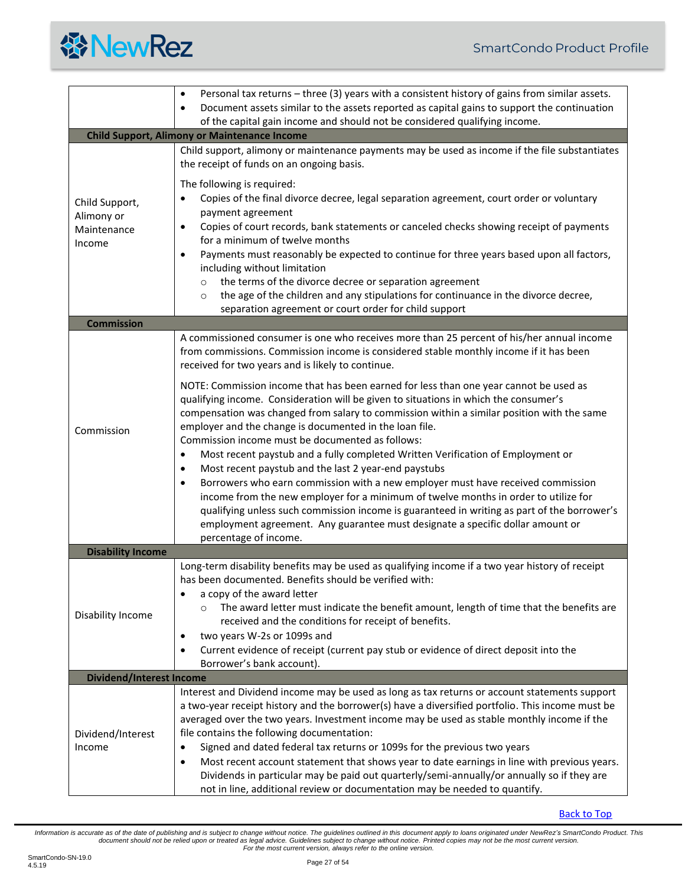| | |
|---|---|
| | • Personal tax returns – three (3) years with a consistent history of gains from similar assets.<br>• Document assets similar to the assets reported as capital gains to support the continuation of the capital gain income and should not be considered qualifying income. |
| **Child Support, Alimony or Maintenance Income** | |
| Child Support, Alimony or Maintenance Income | Child support, alimony or maintenance payments may be used as income if the file substantiates the receipt of funds on an ongoing basis.<br><br>The following is required:<br>• Copies of the final divorce decree, legal separation agreement, court order or voluntary payment agreement<br>• Copies of court records, bank statements or canceled checks showing receipt of payments for a minimum of twelve months<br>• Payments must reasonably be expected to continue for three years based upon all factors, including without limitation<br>  ○ the terms of the divorce decree or separation agreement<br>  ○ the age of the children and any stipulations for continuance in the divorce decree, separation agreement or court order for child support |
| **Commission** | |
| Commission | A commissioned consumer is one who receives more than 25 percent of his/her annual income from commissions. Commission income is considered stable monthly income if it has been received for two years and is likely to continue.<br><br>NOTE: Commission income that has been earned for less than one year cannot be used as qualifying income. Consideration will be given to situations in which the consumer's compensation was changed from salary to commission within a similar position with the same employer and the change is documented in the loan file.<br>Commission income must be documented as follows:<br>• Most recent paystub and a fully completed Written Verification of Employment or<br>• Most recent paystub and the last 2 year-end paystubs<br>• Borrowers who earn commission with a new employer must have received commission income from the new employer for a minimum of twelve months in order to utilize for qualifying unless such commission income is guaranteed in writing as part of the borrower's employment agreement. Any guarantee must designate a specific dollar amount or percentage of income. |
| **Disability Income** | |
| Disability Income | Long-term disability benefits may be used as qualifying income if a two year history of receipt has been documented. Benefits should be verified with:<br>• a copy of the award letter<br>  ○ The award letter must indicate the benefit amount, length of time that the benefits are received and the conditions for receipt of benefits.<br>• two years W-2s or 1099s and<br>• Current evidence of receipt (current pay stub or evidence of direct deposit into the Borrower's bank account). |
| **Dividend/Interest Income** | |
| Dividend/Interest Income | Interest and Dividend income may be used as long as tax returns or account statements support a two-year receipt history and the borrower(s) have a diversified portfolio. This income must be averaged over the two years. Investment income may be used as stable monthly income if the file contains the following documentation:<br>• Signed and dated federal tax returns or 1099s for the previous two years<br>• Most recent account statement that shows year to date earnings in line with previous years. Dividends in particular may be paid out quarterly/semi-annually/or annually so if they are not in line, additional review or documentation may be needed to quantify. |

Back to Top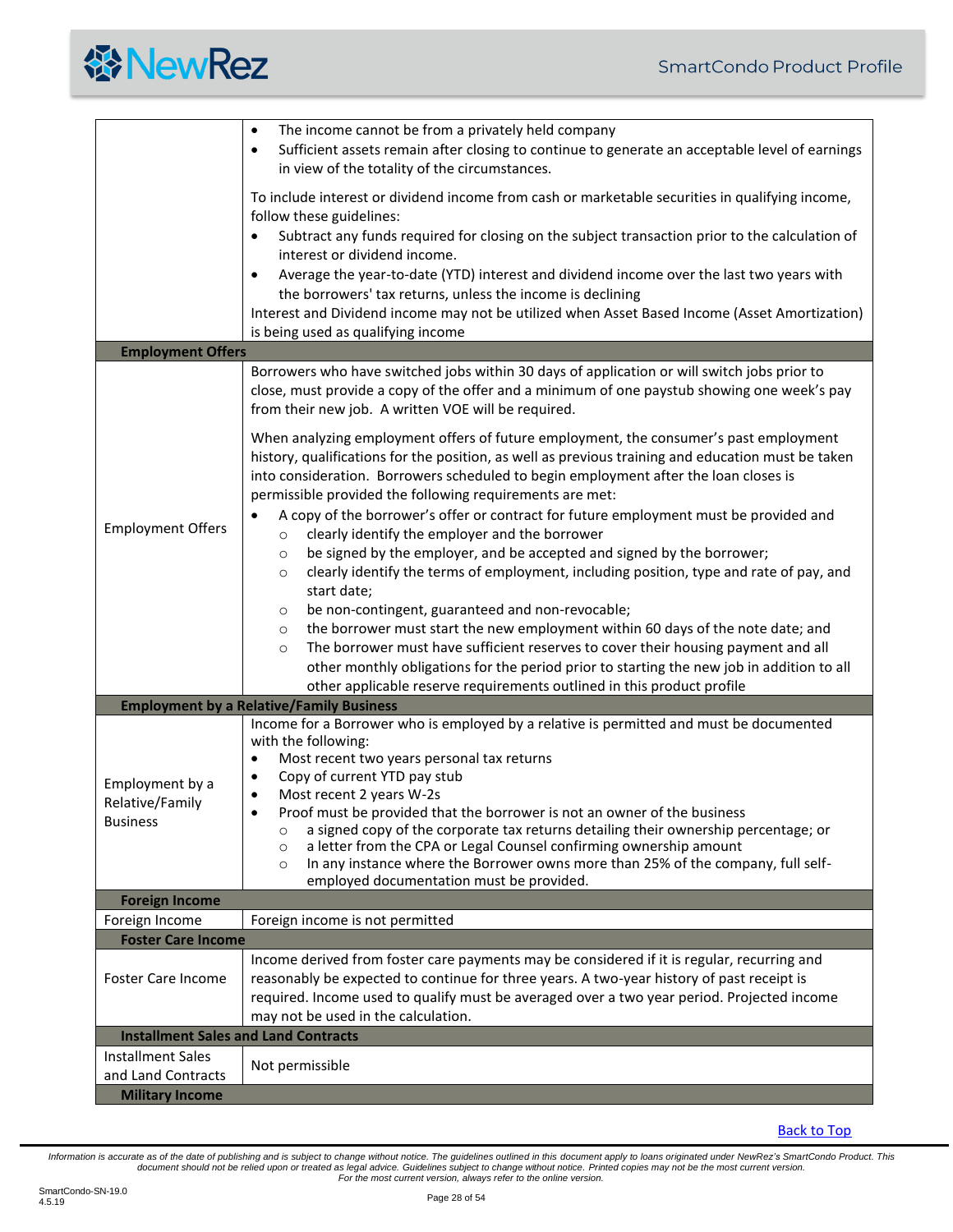| | |
|---|---|
| | • The income cannot be from a privately held company<br>• Sufficient assets remain after closing to continue to generate an acceptable level of earnings in view of the totality of the circumstances.<br><br>To include interest or dividend income from cash or marketable securities in qualifying income, follow these guidelines:<br>• Subtract any funds required for closing on the subject transaction prior to the calculation of interest or dividend income.<br>• Average the year-to-date (YTD) interest and dividend income over the last two years with the borrowers' tax returns, unless the income is declining<br>Interest and Dividend income may not be utilized when Asset Based Income (Asset Amortization) is being used as qualifying income |
| **Employment Offers** | |
| Employment Offers | Borrowers who have switched jobs within 30 days of application or will switch jobs prior to close, must provide a copy of the offer and a minimum of one paystub showing one week's pay from their new job. A written VOE will be required.<br><br>When analyzing employment offers of future employment, the consumer's past employment history, qualifications for the position, as well as previous training and education must be taken into consideration. Borrowers scheduled to begin employment after the loan closes is permissible provided the following requirements are met:<br>• A copy of the borrower's offer or contract for future employment must be provided and<br>  ○ clearly identify the employer and the borrower<br>  ○ be signed by the employer, and be accepted and signed by the borrower;<br>  ○ clearly identify the terms of employment, including position, type and rate of pay, and start date;<br>  ○ be non-contingent, guaranteed and non-revocable;<br>  ○ the borrower must start the new employment within 60 days of the note date; and<br>  ○ The borrower must have sufficient reserves to cover their housing payment and all other monthly obligations for the period prior to starting the new job in addition to all other applicable reserve requirements outlined in this product profile |
| **Employment by a Relative/Family Business** | |
| Employment by a Relative/Family Business | Income for a Borrower who is employed by a relative is permitted and must be documented with the following:<br>• Most recent two years personal tax returns<br>• Copy of current YTD pay stub<br>• Most recent 2 years W-2s<br>• Proof must be provided that the borrower is not an owner of the business<br>  ○ a signed copy of the corporate tax returns detailing their ownership percentage; or<br>  ○ a letter from the CPA or Legal Counsel confirming ownership amount<br>  ○ In any instance where the Borrower owns more than 25% of the company, full self-employed documentation must be provided. |
| **Foreign Income** | |
| Foreign Income | Foreign income is not permitted |
| **Foster Care Income** | |
| Foster Care Income | Income derived from foster care payments may be considered if it is regular, recurring and reasonably be expected to continue for three years. A two-year history of past receipt is required. Income used to qualify must be averaged over a two year period. Projected income may not be used in the calculation. |
| **Installment Sales and Land Contracts** | |
| Installment Sales and Land Contracts | Not permissible |
| **Military Income** | |

Back to Top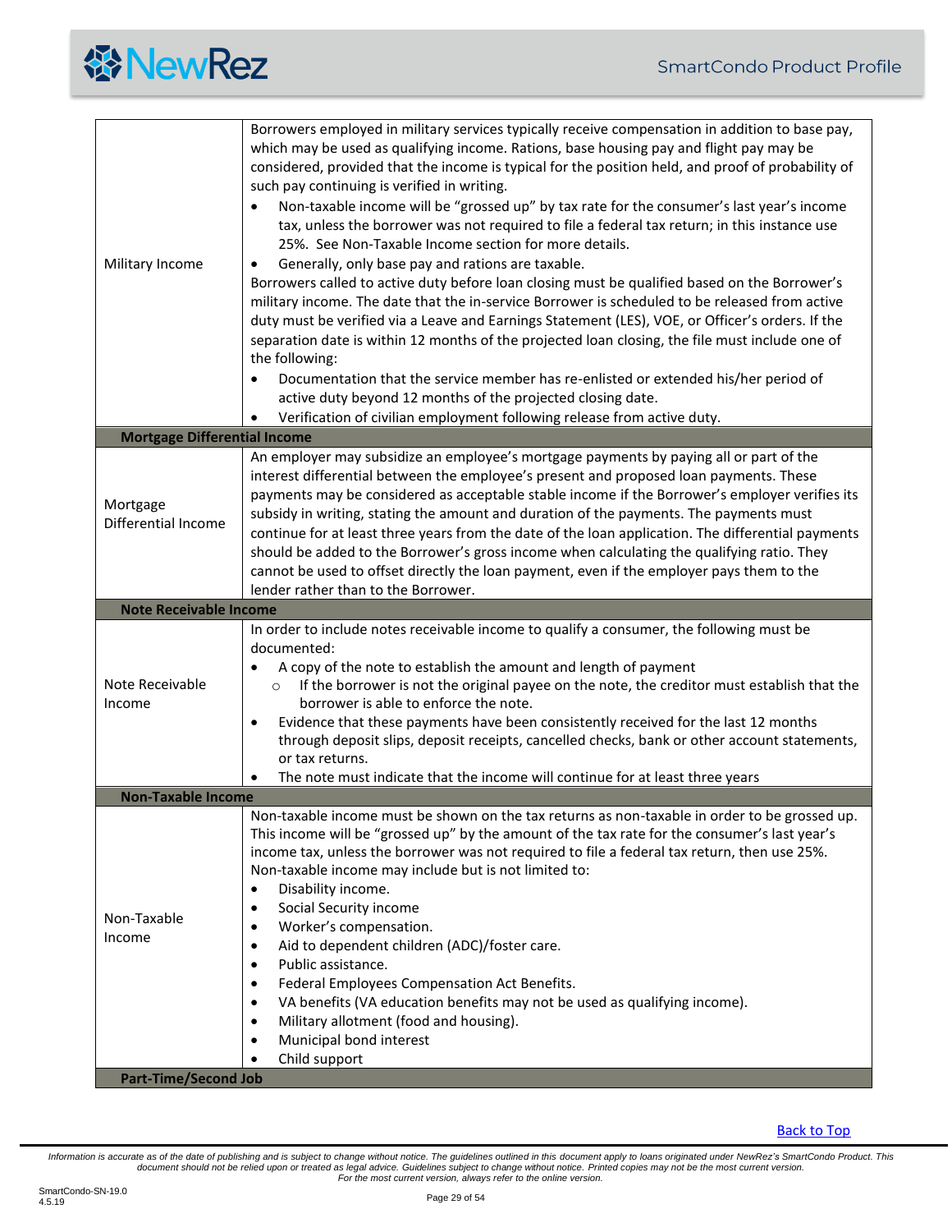| | |
|---|---|
| Military Income | Borrowers employed in military services typically receive compensation in addition to base pay, which may be used as qualifying income. Rations, base housing pay and flight pay may be considered, provided that the income is typical for the position held, and proof of probability of such pay continuing is verified in writing.<br>• Non-taxable income will be "grossed up" by tax rate for the consumer's last year's income tax, unless the borrower was not required to file a federal tax return; in this instance use 25%. See Non-Taxable Income section for more details.<br>• Generally, only base pay and rations are taxable.<br>Borrowers called to active duty before loan closing must be qualified based on the Borrower's military income. The date that the in-service Borrower is scheduled to be released from active duty must be verified via a Leave and Earnings Statement (LES), VOE, or Officer's orders. If the separation date is within 12 months of the projected loan closing, the file must include one of the following:<br>• Documentation that the service member has re-enlisted or extended his/her period of active duty beyond 12 months of the projected closing date.<br>• Verification of civilian employment following release from active duty. |
| **Mortgage Differential Income** | |
| Mortgage Differential Income | An employer may subsidize an employee's mortgage payments by paying all or part of the interest differential between the employee's present and proposed loan payments. These payments may be considered as acceptable stable income if the Borrower's employer verifies its subsidy in writing, stating the amount and duration of the payments. The payments must continue for at least three years from the date of the loan application. The differential payments should be added to the Borrower's gross income when calculating the qualifying ratio. They cannot be used to offset directly the loan payment, even if the employer pays them to the lender rather than to the Borrower. |
| **Note Receivable Income** | |
| Note Receivable Income | In order to include notes receivable income to qualify a consumer, the following must be documented:<br>• A copy of the note to establish the amount and length of payment<br>&nbsp;&nbsp;&nbsp;&nbsp;○ If the borrower is not the original payee on the note, the creditor must establish that the borrower is able to enforce the note.<br>• Evidence that these payments have been consistently received for the last 12 months through deposit slips, deposit receipts, cancelled checks, bank or other account statements, or tax returns.<br>• The note must indicate that the income will continue for at least three years |
| **Non-Taxable Income** | |
| Non-Taxable Income | Non-taxable income must be shown on the tax returns as non-taxable in order to be grossed up. This income will be "grossed up" by the amount of the tax rate for the consumer's last year's income tax, unless the borrower was not required to file a federal tax return, then use 25%. Non-taxable income may include but is not limited to:<br>• Disability income.<br>• Social Security income<br>• Worker's compensation.<br>• Aid to dependent children (ADC)/foster care.<br>• Public assistance.<br>• Federal Employees Compensation Act Benefits.<br>• VA benefits (VA education benefits may not be used as qualifying income).<br>• Military allotment (food and housing).<br>• Municipal bond interest<br>• Child support |
| **Part-Time/Second Job** | |

Back to Top

*Information is accurate as of the date of publishing and is subject to change without notice. The guidelines outlined in this document apply to loans originated under NewRez's SmartCondo Product. This document should not be relied upon or treated as legal advice. Guidelines subject to change without notice. Printed copies may not be the most current version. For the most current version, always refer to the online version.*

SmartCondo-SN-19.0
4.5.19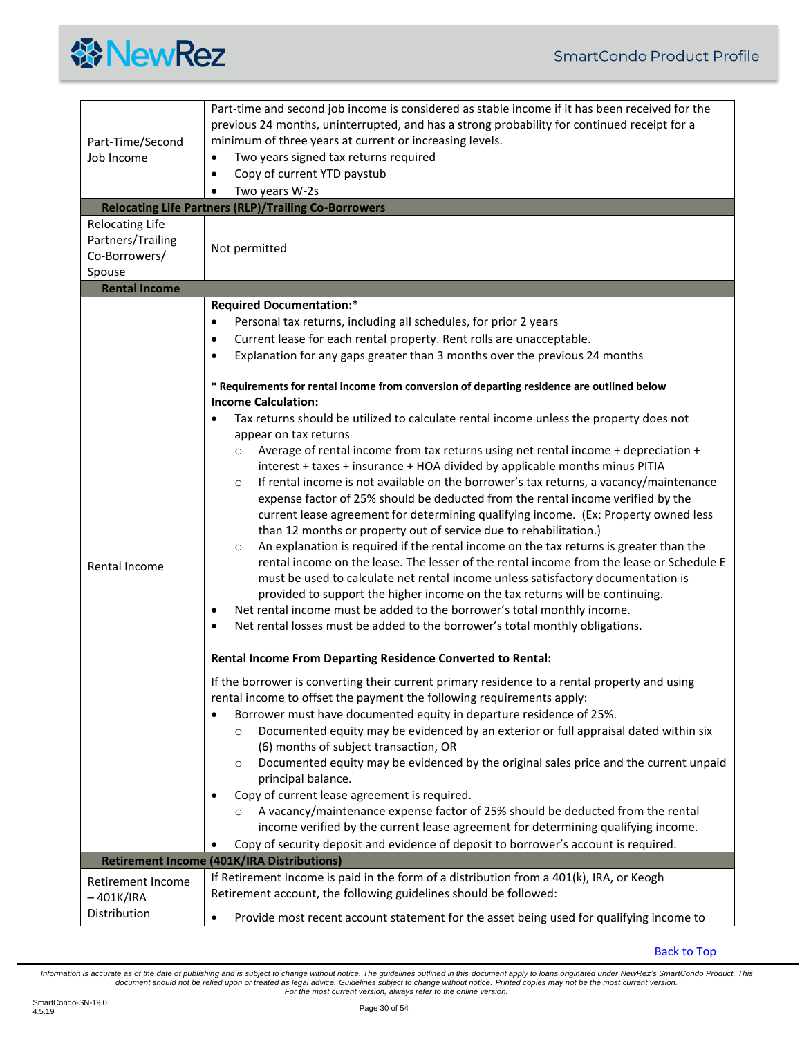| | |
|---|---|
| Part-Time/Second Job Income | Part-time and second job income is considered as stable income if it has been received for the previous 24 months, uninterrupted, and has a strong probability for continued receipt for a minimum of three years at current or increasing levels.<br>• Two years signed tax returns required<br>• Copy of current YTD paystub<br>• Two years W-2s |
| **Relocating Life Partners (RLP)/Trailing Co-Borrowers** | |
| Relocating Life Partners/Trailing Co-Borrowers/ Spouse | Not permitted |
| **Rental Income** | |
| Rental Income | **Required Documentation:***<br>• Personal tax returns, including all schedules, for prior 2 years<br>• Current lease for each rental property. Rent rolls are unacceptable.<br>• Explanation for any gaps greater than 3 months over the previous 24 months<br><br>**\* Requirements for rental income from conversion of departing residence are outlined below**<br>**Income Calculation:**<br>• Tax returns should be utilized to calculate rental income unless the property does not appear on tax returns<br>  ○ Average of rental income from tax returns using net rental income + depreciation + interest + taxes + insurance + HOA divided by applicable months minus PITIA<br>  ○ If rental income is not available on the borrower's tax returns, a vacancy/maintenance expense factor of 25% should be deducted from the rental income verified by the current lease agreement for determining qualifying income. (Ex: Property owned less than 12 months or property out of service due to rehabilitation.)<br>  ○ An explanation is required if the rental income on the tax returns is greater than the rental income on the lease. The lesser of the rental income from the lease or Schedule E must be used to calculate net rental income unless satisfactory documentation is provided to support the higher income on the tax returns will be continuing.<br>• Net rental income must be added to the borrower's total monthly income.<br>• Net rental losses must be added to the borrower's total monthly obligations.<br><br>**Rental Income From Departing Residence Converted to Rental:**<br><br>If the borrower is converting their current primary residence to a rental property and using rental income to offset the payment the following requirements apply:<br>• Borrower must have documented equity in departure residence of 25%.<br>  ○ Documented equity may be evidenced by an exterior or full appraisal dated within six (6) months of subject transaction, OR<br>  ○ Documented equity may be evidenced by the original sales price and the current unpaid principal balance.<br>• Copy of current lease agreement is required.<br>  ○ A vacancy/maintenance expense factor of 25% should be deducted from the rental income verified by the current lease agreement for determining qualifying income.<br>• Copy of security deposit and evidence of deposit to borrower's account is required. |
| **Retirement Income (401K/IRA Distributions)** | |
| Retirement Income – 401K/IRA Distribution | If Retirement Income is paid in the form of a distribution from a 401(k), IRA, or Keogh Retirement account, the following guidelines should be followed:<br><br>• Provide most recent account statement for the asset being used for qualifying income to |

Back to Top

*Information is accurate as of the date of publishing and is subject to change without notice. The guidelines outlined in this document apply to loans originated under NewRez's SmartCondo Product. This document should not be relied upon or treated as legal advice. Guidelines subject to change without notice. Printed copies may not be the most current version. For the most current version, always refer to the online version.*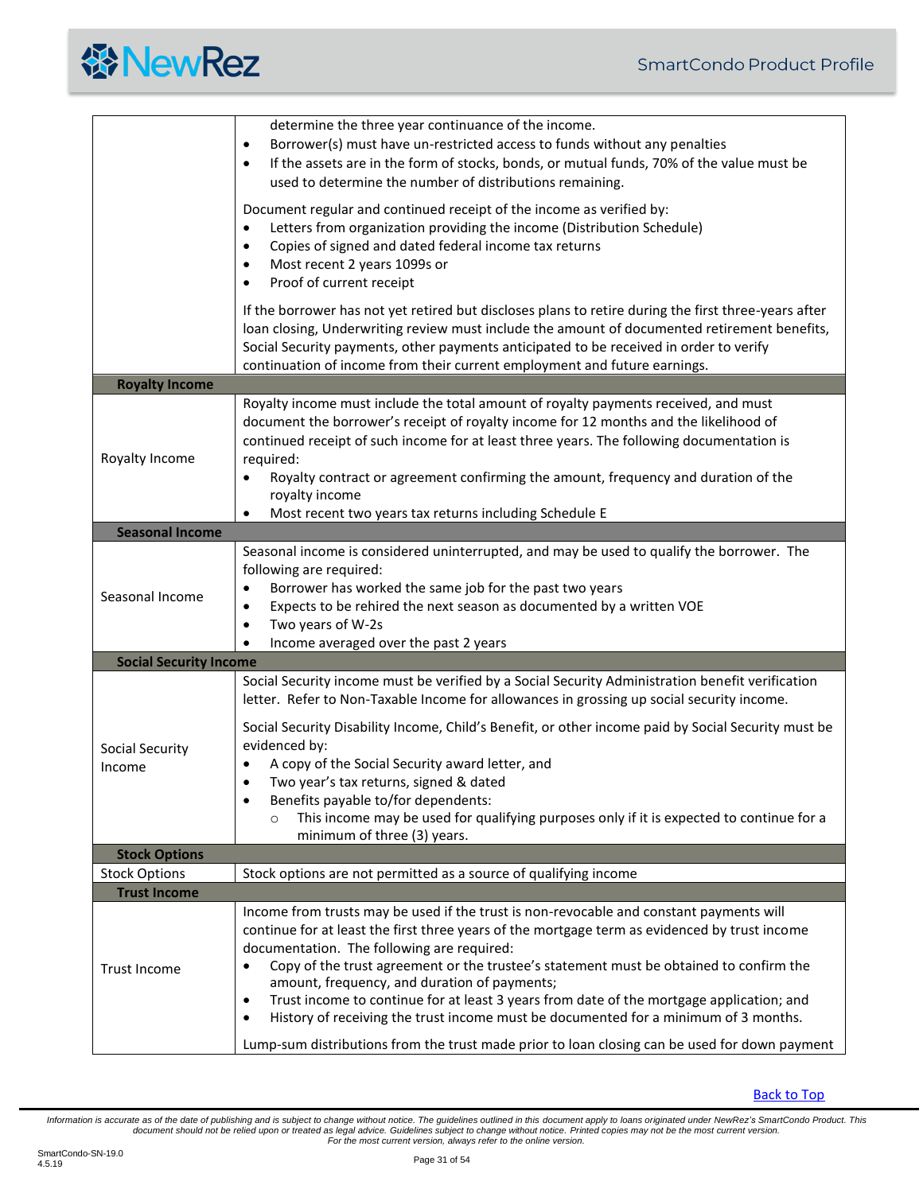| | |
|---|---|
| | determine the three year continuance of the income.<br>• Borrower(s) must have un-restricted access to funds without any penalties<br>• If the assets are in the form of stocks, bonds, or mutual funds, 70% of the value must be used to determine the number of distributions remaining.<br><br>Document regular and continued receipt of the income as verified by:<br>• Letters from organization providing the income (Distribution Schedule)<br>• Copies of signed and dated federal income tax returns<br>• Most recent 2 years 1099s or<br>• Proof of current receipt<br><br>If the borrower has not yet retired but discloses plans to retire during the first three-years after loan closing, Underwriting review must include the amount of documented retirement benefits, Social Security payments, other payments anticipated to be received in order to verify continuation of income from their current employment and future earnings. |
| **Royalty Income** | |
| Royalty Income | Royalty income must include the total amount of royalty payments received, and must document the borrower's receipt of royalty income for 12 months and the likelihood of continued receipt of such income for at least three years. The following documentation is required:<br>• Royalty contract or agreement confirming the amount, frequency and duration of the royalty income<br>• Most recent two years tax returns including Schedule E |
| **Seasonal Income** | |
| Seasonal Income | Seasonal income is considered uninterrupted, and may be used to qualify the borrower. The following are required:<br>• Borrower has worked the same job for the past two years<br>• Expects to be rehired the next season as documented by a written VOE<br>• Two years of W-2s<br>• Income averaged over the past 2 years |
| **Social Security Income** | |
| Social Security Income | Social Security income must be verified by a Social Security Administration benefit verification letter. Refer to Non-Taxable Income for allowances in grossing up social security income.<br><br>Social Security Disability Income, Child's Benefit, or other income paid by Social Security must be evidenced by:<br>• A copy of the Social Security award letter, and<br>• Two year's tax returns, signed & dated<br>• Benefits payable to/for dependents:<br>&nbsp;&nbsp;&nbsp;&nbsp;○ This income may be used for qualifying purposes only if it is expected to continue for a minimum of three (3) years. |
| **Stock Options** | |
| Stock Options | Stock options are not permitted as a source of qualifying income |
| **Trust Income** | |
| Trust Income | Income from trusts may be used if the trust is non-revocable and constant payments will continue for at least the first three years of the mortgage term as evidenced by trust income documentation. The following are required:<br>• Copy of the trust agreement or the trustee's statement must be obtained to confirm the amount, frequency, and duration of payments;<br>• Trust income to continue for at least 3 years from date of the mortgage application; and<br>• History of receiving the trust income must be documented for a minimum of 3 months.<br><br>Lump-sum distributions from the trust made prior to loan closing can be used for down payment |

Back to Top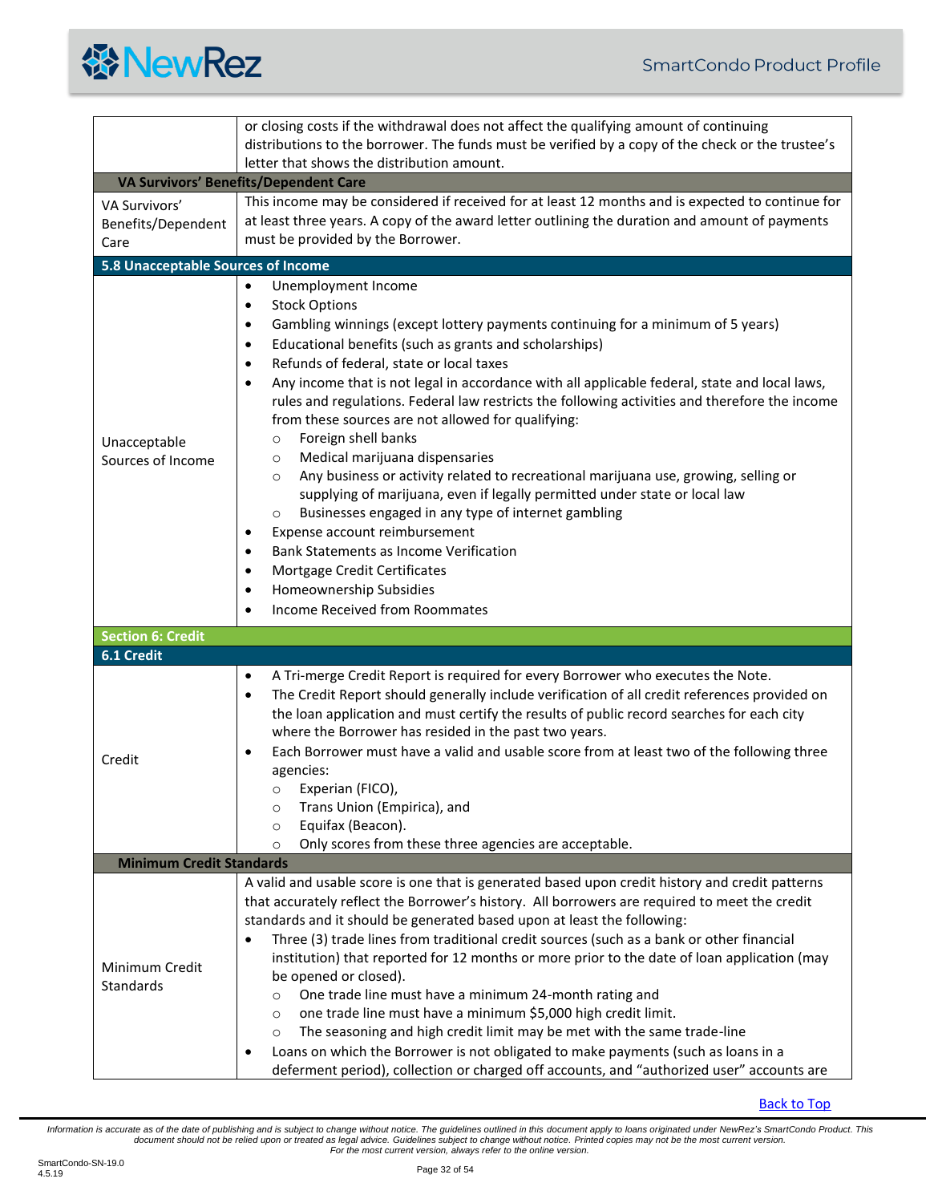| | |
|---|---|
| | or closing costs if the withdrawal does not affect the qualifying amount of continuing distributions to the borrower. The funds must be verified by a copy of the check or the trustee's letter that shows the distribution amount. |

**VA Survivors' Benefits/Dependent Care**

| | |
|---|---|
| VA Survivors' Benefits/Dependent Care | This income may be considered if received for at least 12 months and is expected to continue for at least three years. A copy of the award letter outlining the duration and amount of payments must be provided by the Borrower. |

### 5.8 Unacceptable Sources of Income

| | |
|---|---|
| Unacceptable Sources of Income | • Unemployment Income<br>• Stock Options<br>• Gambling winnings (except lottery payments continuing for a minimum of 5 years)<br>• Educational benefits (such as grants and scholarships)<br>• Refunds of federal, state or local taxes<br>• Any income that is not legal in accordance with all applicable federal, state and local laws, rules and regulations. Federal law restricts the following activities and therefore the income from these sources are not allowed for qualifying:<br>&nbsp;&nbsp;&nbsp;&nbsp;○ Foreign shell banks<br>&nbsp;&nbsp;&nbsp;&nbsp;○ Medical marijuana dispensaries<br>&nbsp;&nbsp;&nbsp;&nbsp;○ Any business or activity related to recreational marijuana use, growing, selling or supplying of marijuana, even if legally permitted under state or local law<br>&nbsp;&nbsp;&nbsp;&nbsp;○ Businesses engaged in any type of internet gambling<br>• Expense account reimbursement<br>• Bank Statements as Income Verification<br>• Mortgage Credit Certificates<br>• Homeownership Subsidies<br>• Income Received from Roommates |

## Section 6: Credit

### 6.1 Credit

| | |
|---|---|
| Credit | • A Tri-merge Credit Report is required for every Borrower who executes the Note.<br>• The Credit Report should generally include verification of all credit references provided on the loan application and must certify the results of public record searches for each city where the Borrower has resided in the past two years.<br>• Each Borrower must have a valid and usable score from at least two of the following three agencies:<br>&nbsp;&nbsp;&nbsp;&nbsp;○ Experian (FICO),<br>&nbsp;&nbsp;&nbsp;&nbsp;○ Trans Union (Empirica), and<br>&nbsp;&nbsp;&nbsp;&nbsp;○ Equifax (Beacon).<br>&nbsp;&nbsp;&nbsp;&nbsp;○ Only scores from these three agencies are acceptable. |

**Minimum Credit Standards**

| | |
|---|---|
| Minimum Credit Standards | A valid and usable score is one that is generated based upon credit history and credit patterns that accurately reflect the Borrower's history. All borrowers are required to meet the credit standards and it should be generated based upon at least the following:<br>• Three (3) trade lines from traditional credit sources (such as a bank or other financial institution) that reported for 12 months or more prior to the date of loan application (may be opened or closed).<br>&nbsp;&nbsp;&nbsp;&nbsp;○ One trade line must have a minimum 24-month rating and<br>&nbsp;&nbsp;&nbsp;&nbsp;○ one trade line must have a minimum $5,000 high credit limit.<br>&nbsp;&nbsp;&nbsp;&nbsp;○ The seasoning and high credit limit may be met with the same trade-line<br>• Loans on which the Borrower is not obligated to make payments (such as loans in a deferment period), collection or charged off accounts, and "authorized user" accounts are |

Back to Top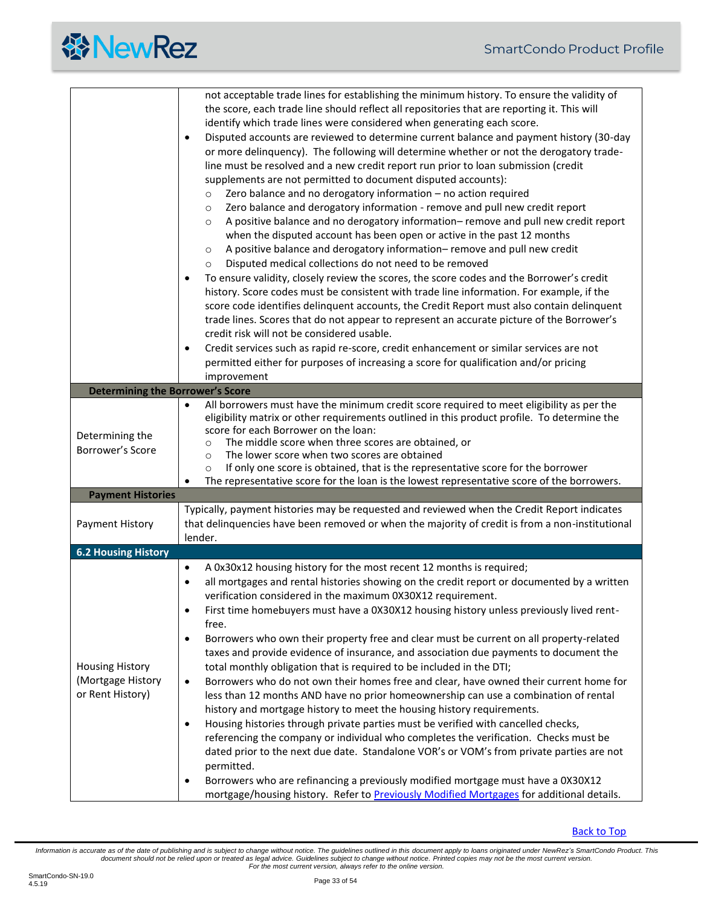| | |
|---|---|
| | not acceptable trade lines for establishing the minimum history. To ensure the validity of the score, each trade line should reflect all repositories that are reporting it. This will identify which trade lines were considered when generating each score.<br>• Disputed accounts are reviewed to determine current balance and payment history (30-day or more delinquency). The following will determine whether or not the derogatory trade-line must be resolved and a new credit report run prior to loan submission (credit supplements are not permitted to document disputed accounts):<br>  ○ Zero balance and no derogatory information – no action required<br>  ○ Zero balance and derogatory information - remove and pull new credit report<br>  ○ A positive balance and no derogatory information– remove and pull new credit report when the disputed account has been open or active in the past 12 months<br>  ○ A positive balance and derogatory information– remove and pull new credit<br>  ○ Disputed medical collections do not need to be removed<br>• To ensure validity, closely review the scores, the score codes and the Borrower's credit history. Score codes must be consistent with trade line information. For example, if the score code identifies delinquent accounts, the Credit Report must also contain delinquent trade lines. Scores that do not appear to represent an accurate picture of the Borrower's credit risk will not be considered usable.<br>• Credit services such as rapid re-score, credit enhancement or similar services are not permitted either for purposes of increasing a score for qualification and/or pricing improvement |
| **Determining the Borrower's Score** | |
| Determining the Borrower's Score | • All borrowers must have the minimum credit score required to meet eligibility as per the eligibility matrix or other requirements outlined in this product profile. To determine the score for each Borrower on the loan:<br>  ○ The middle score when three scores are obtained, or<br>  ○ The lower score when two scores are obtained<br>  ○ If only one score is obtained, that is the representative score for the borrower<br>• The representative score for the loan is the lowest representative score of the borrowers. |
| **Payment Histories** | |
| Payment History | Typically, payment histories may be requested and reviewed when the Credit Report indicates that delinquencies have been removed or when the majority of credit is from a non-institutional lender. |
| **6.2 Housing History** | |
| Housing History (Mortgage History or Rent History) | • A 0x30x12 housing history for the most recent 12 months is required;<br>• all mortgages and rental histories showing on the credit report or documented by a written verification considered in the maximum 0X30X12 requirement.<br>• First time homebuyers must have a 0X30X12 housing history unless previously lived rent-free.<br>• Borrowers who own their property free and clear must be current on all property-related taxes and provide evidence of insurance, and association due payments to document the total monthly obligation that is required to be included in the DTI;<br>• Borrowers who do not own their homes free and clear, have owned their current home for less than 12 months AND have no prior homeownership can use a combination of rental history and mortgage history to meet the housing history requirements.<br>• Housing histories through private parties must be verified with cancelled checks, referencing the company or individual who completes the verification. Checks must be dated prior to the next due date. Standalone VOR's or VOM's from private parties are not permitted.<br>• Borrowers who are refinancing a previously modified mortgage must have a 0X30X12 mortgage/housing history. Refer to Previously Modified Mortgages for additional details. |

Back to Top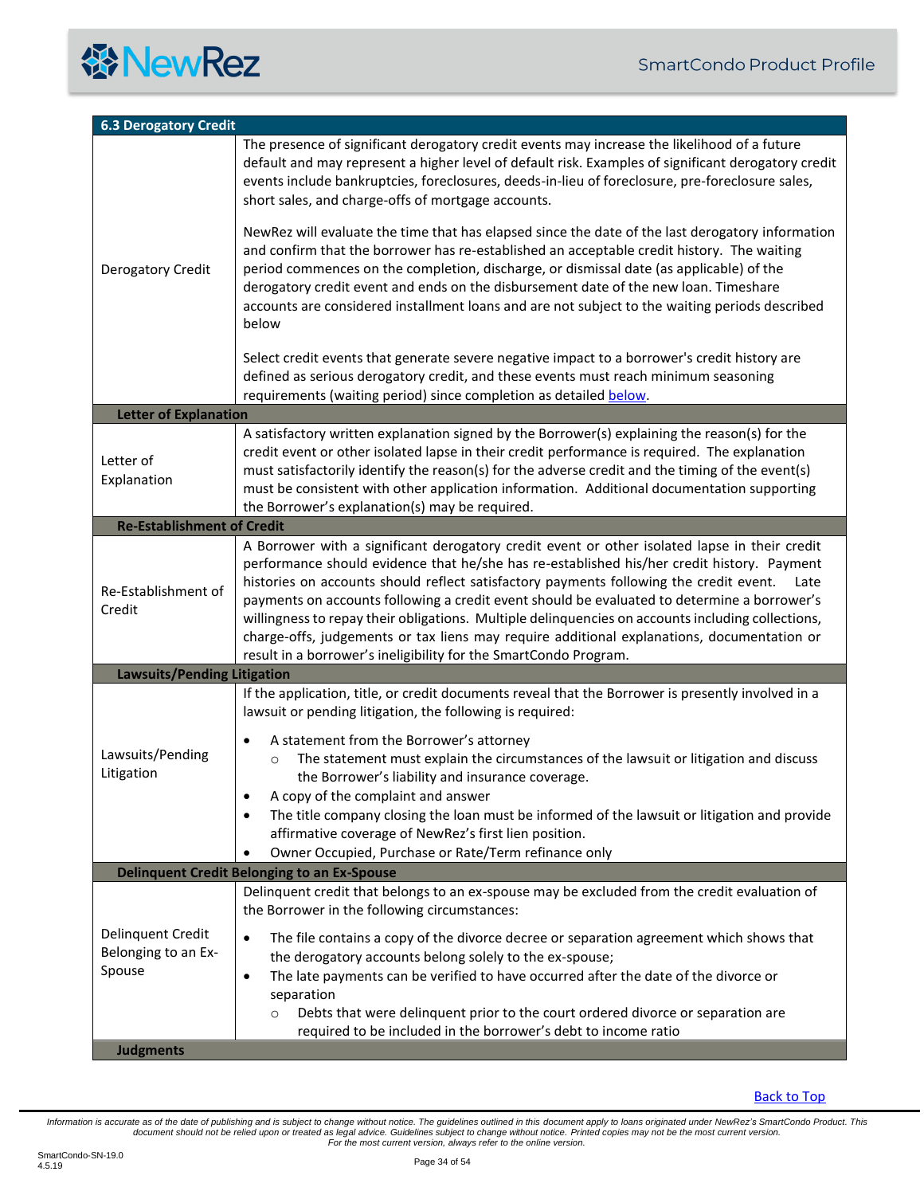| 6.3 Derogatory Credit | |
|---|---|
| Derogatory Credit | The presence of significant derogatory credit events may increase the likelihood of a future default and may represent a higher level of default risk. Examples of significant derogatory credit events include bankruptcies, foreclosures, deeds-in-lieu of foreclosure, pre-foreclosure sales, short sales, and charge-offs of mortgage accounts.<br><br>NewRez will evaluate the time that has elapsed since the date of the last derogatory information and confirm that the borrower has re-established an acceptable credit history. The waiting period commences on the completion, discharge, or dismissal date (as applicable) of the derogatory credit event and ends on the disbursement date of the new loan. Timeshare accounts are considered installment loans and are not subject to the waiting periods described below<br><br>Select credit events that generate severe negative impact to a borrower's credit history are defined as serious derogatory credit, and these events must reach minimum seasoning requirements (waiting period) since completion as detailed below. |
| **Letter of Explanation** | |
| Letter of Explanation | A satisfactory written explanation signed by the Borrower(s) explaining the reason(s) for the credit event or other isolated lapse in their credit performance is required. The explanation must satisfactorily identify the reason(s) for the adverse credit and the timing of the event(s) must be consistent with other application information. Additional documentation supporting the Borrower's explanation(s) may be required. |
| **Re-Establishment of Credit** | |
| Re-Establishment of Credit | A Borrower with a significant derogatory credit event or other isolated lapse in their credit performance should evidence that he/she has re-established his/her credit history. Payment histories on accounts should reflect satisfactory payments following the credit event. Late payments on accounts following a credit event should be evaluated to determine a borrower's willingness to repay their obligations. Multiple delinquencies on accounts including collections, charge-offs, judgements or tax liens may require additional explanations, documentation or result in a borrower's ineligibility for the SmartCondo Program. |
| **Lawsuits/Pending Litigation** | |
| Lawsuits/Pending Litigation | If the application, title, or credit documents reveal that the Borrower is presently involved in a lawsuit or pending litigation, the following is required:<br><br>• A statement from the Borrower's attorney<br>  ○ The statement must explain the circumstances of the lawsuit or litigation and discuss the Borrower's liability and insurance coverage.<br>• A copy of the complaint and answer<br>• The title company closing the loan must be informed of the lawsuit or litigation and provide affirmative coverage of NewRez's first lien position.<br>• Owner Occupied, Purchase or Rate/Term refinance only |
| **Delinquent Credit Belonging to an Ex-Spouse** | |
| Delinquent Credit Belonging to an Ex-Spouse | Delinquent credit that belongs to an ex-spouse may be excluded from the credit evaluation of the Borrower in the following circumstances:<br><br>• The file contains a copy of the divorce decree or separation agreement which shows that the derogatory accounts belong solely to the ex-spouse;<br>• The late payments can be verified to have occurred after the date of the divorce or separation<br>  ○ Debts that were delinquent prior to the court ordered divorce or separation are required to be included in the borrower's debt to income ratio |
| **Judgments** | |

Back to Top

*Information is accurate as of the date of publishing and is subject to change without notice. The guidelines outlined in this document apply to loans originated under NewRez's SmartCondo Product. This document should not be relied upon or treated as legal advice. Guidelines subject to change without notice. Printed copies may not be the most current version. For the most current version, always refer to the online version.*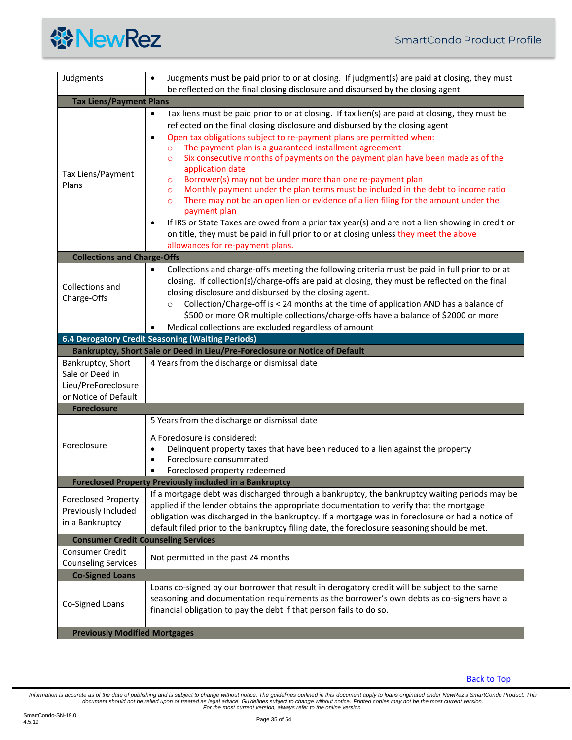| | |
|---|---|
| Judgments | • Judgments must be paid prior to or at closing. If judgment(s) are paid at closing, they must be reflected on the final closing disclosure and disbursed by the closing agent |
| **Tax Liens/Payment Plans** | |
| Tax Liens/Payment Plans | • Tax liens must be paid prior to or at closing. If tax lien(s) are paid at closing, they must be reflected on the final closing disclosure and disbursed by the closing agent<br>• Open tax obligations subject to re-payment plans are permitted when:<br>&nbsp;&nbsp;○ The payment plan is a guaranteed installment agreement<br>&nbsp;&nbsp;○ Six consecutive months of payments on the payment plan have been made as of the application date<br>&nbsp;&nbsp;○ Borrower(s) may not be under more than one re-payment plan<br>&nbsp;&nbsp;○ Monthly payment under the plan terms must be included in the debt to income ratio<br>&nbsp;&nbsp;○ There may not be an open lien or evidence of a lien filing for the amount under the payment plan<br>• If IRS or State Taxes are owed from a prior tax year(s) and are not a lien showing in credit or on title, they must be paid in full prior to or at closing unless they meet the above allowances for re-payment plans. |
| **Collections and Charge-Offs** | |
| Collections and Charge-Offs | • Collections and charge-offs meeting the following criteria must be paid in full prior to or at closing. If collection(s)/charge-offs are paid at closing, they must be reflected on the final closing disclosure and disbursed by the closing agent.<br>&nbsp;&nbsp;○ Collection/Charge-off is ≤ 24 months at the time of application AND has a balance of \$500 or more OR multiple collections/charge-offs have a balance of \$2000 or more<br>• Medical collections are excluded regardless of amount |
| **6.4 Derogatory Credit Seasoning (Waiting Periods)** | |
| **Bankruptcy, Short Sale or Deed in Lieu/Pre-Foreclosure or Notice of Default** | |
| Bankruptcy, Short Sale or Deed in Lieu/PreForeclosure or Notice of Default | 4 Years from the discharge or dismissal date |
| **Foreclosure** | |
| Foreclosure | 5 Years from the discharge or dismissal date<br><br>A Foreclosure is considered:<br>• Delinquent property taxes that have been reduced to a lien against the property<br>• Foreclosure consummated<br>• Foreclosed property redeemed |
| **Foreclosed Property Previously included in a Bankruptcy** | |
| Foreclosed Property Previously Included in a Bankruptcy | If a mortgage debt was discharged through a bankruptcy, the bankruptcy waiting periods may be applied if the lender obtains the appropriate documentation to verify that the mortgage obligation was discharged in the bankruptcy. If a mortgage was in foreclosure or had a notice of default filed prior to the bankruptcy filing date, the foreclosure seasoning should be met. |
| **Consumer Credit Counseling Services** | |
| Consumer Credit Counseling Services | Not permitted in the past 24 months |
| **Co-Signed Loans** | |
| Co-Signed Loans | Loans co-signed by our borrower that result in derogatory credit will be subject to the same seasoning and documentation requirements as the borrower's own debts as co-signers have a financial obligation to pay the debt if that person fails to do so. |
| **Previously Modified Mortgages** | |

Back to Top

*Information is accurate as of the date of publishing and is subject to change without notice. The guidelines outlined in this document apply to loans originated under NewRez's SmartCondo Product. This document should not be relied upon or treated as legal advice. Guidelines subject to change without notice. Printed copies may not be the most current version. For the most current version, always refer to the online version.*

SmartCondo-SN-19.0
4.5.19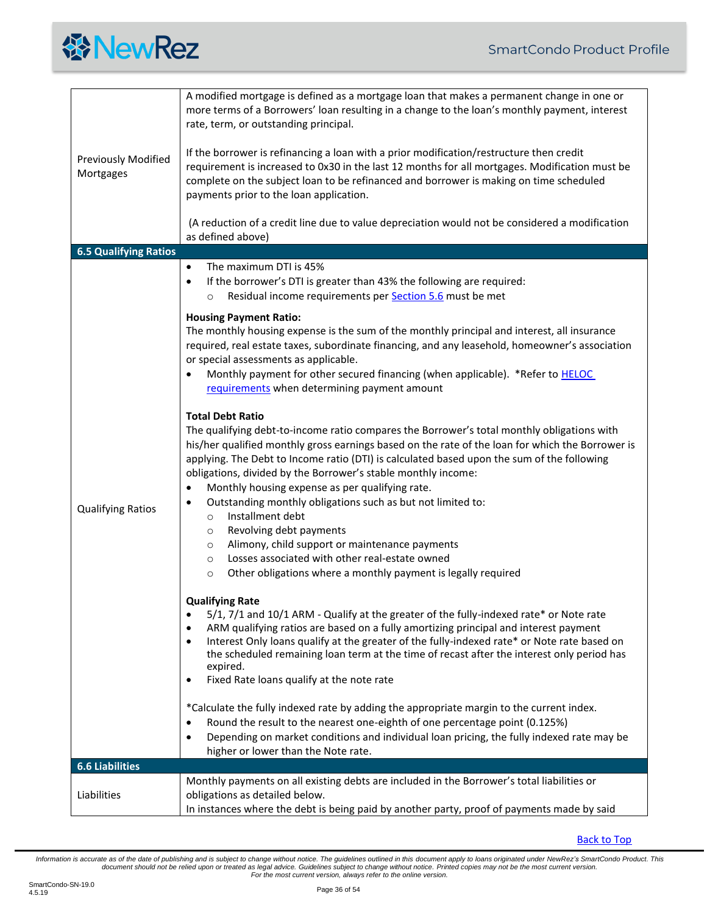| | |
|---|---|
| Previously Modified Mortgages | A modified mortgage is defined as a mortgage loan that makes a permanent change in one or more terms of a Borrowers' loan resulting in a change to the loan's monthly payment, interest rate, term, or outstanding principal.<br><br>If the borrower is refinancing a loan with a prior modification/restructure then credit requirement is increased to 0x30 in the last 12 months for all mortgages. Modification must be complete on the subject loan to be refinanced and borrower is making on time scheduled payments prior to the loan application.<br><br>(A reduction of a credit line due to value depreciation would not be considered a modification as defined above) |
| **6.5 Qualifying Ratios** | |
| Qualifying Ratios | • The maximum DTI is 45%<br>• If the borrower's DTI is greater than 43% the following are required:<br>&nbsp;&nbsp;&nbsp;&nbsp;○ Residual income requirements per Section 5.6 must be met<br><br>**Housing Payment Ratio:**<br>The monthly housing expense is the sum of the monthly principal and interest, all insurance required, real estate taxes, subordinate financing, and any leasehold, homeowner's association or special assessments as applicable.<br>• Monthly payment for other secured financing (when applicable). *Refer to HELOC requirements when determining payment amount<br><br>**Total Debt Ratio**<br>The qualifying debt-to-income ratio compares the Borrower's total monthly obligations with his/her qualified monthly gross earnings based on the rate of the loan for which the Borrower is applying. The Debt to Income ratio (DTI) is calculated based upon the sum of the following obligations, divided by the Borrower's stable monthly income:<br>• Monthly housing expense as per qualifying rate.<br>• Outstanding monthly obligations such as but not limited to:<br>&nbsp;&nbsp;&nbsp;&nbsp;○ Installment debt<br>&nbsp;&nbsp;&nbsp;&nbsp;○ Revolving debt payments<br>&nbsp;&nbsp;&nbsp;&nbsp;○ Alimony, child support or maintenance payments<br>&nbsp;&nbsp;&nbsp;&nbsp;○ Losses associated with other real-estate owned<br>&nbsp;&nbsp;&nbsp;&nbsp;○ Other obligations where a monthly payment is legally required<br><br>**Qualifying Rate**<br>• 5/1, 7/1 and 10/1 ARM - Qualify at the greater of the fully-indexed rate* or Note rate<br>• ARM qualifying ratios are based on a fully amortizing principal and interest payment<br>• Interest Only loans qualify at the greater of the fully-indexed rate* or Note rate based on the scheduled remaining loan term at the time of recast after the interest only period has expired.<br>• Fixed Rate loans qualify at the note rate<br><br>*Calculate the fully indexed rate by adding the appropriate margin to the current index.<br>• Round the result to the nearest one-eighth of one percentage point (0.125%)<br>• Depending on market conditions and individual loan pricing, the fully indexed rate may be higher or lower than the Note rate. |
| **6.6 Liabilities** | |
| Liabilities | Monthly payments on all existing debts are included in the Borrower's total liabilities or obligations as detailed below.<br>In instances where the debt is being paid by another party, proof of payments made by said |

Back to Top

*Information is accurate as of the date of publishing and is subject to change without notice. The guidelines outlined in this document apply to loans originated under NewRez's SmartCondo Product. This document should not be relied upon or treated as legal advice. Guidelines subject to change without notice. Printed copies may not be the most current version. For the most current version, always refer to the online version.*

SmartCondo-SN-19.0
4.5.19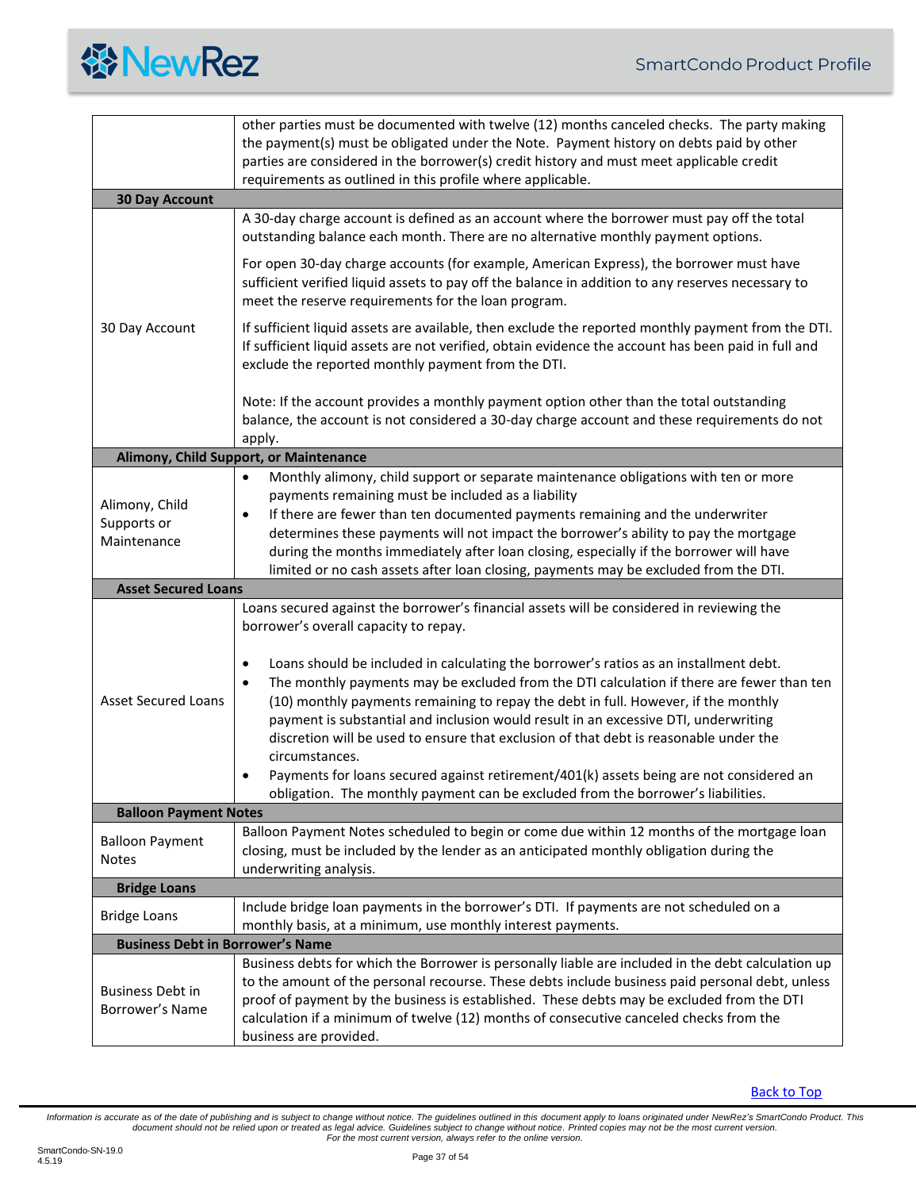| | |
|---|---|
| | other parties must be documented with twelve (12) months canceled checks. The party making the payment(s) must be obligated under the Note. Payment history on debts paid by other parties are considered in the borrower(s) credit history and must meet applicable credit requirements as outlined in this profile where applicable. |
| **30 Day Account** | |
| 30 Day Account | A 30-day charge account is defined as an account where the borrower must pay off the total outstanding balance each month. There are no alternative monthly payment options.<br><br>For open 30-day charge accounts (for example, American Express), the borrower must have sufficient verified liquid assets to pay off the balance in addition to any reserves necessary to meet the reserve requirements for the loan program.<br><br>If sufficient liquid assets are available, then exclude the reported monthly payment from the DTI. If sufficient liquid assets are not verified, obtain evidence the account has been paid in full and exclude the reported monthly payment from the DTI.<br><br>Note: If the account provides a monthly payment option other than the total outstanding balance, the account is not considered a 30-day charge account and these requirements do not apply. |
| **Alimony, Child Support, or Maintenance** | |
| Alimony, Child Supports or Maintenance | • Monthly alimony, child support or separate maintenance obligations with ten or more payments remaining must be included as a liability<br>• If there are fewer than ten documented payments remaining and the underwriter determines these payments will not impact the borrower's ability to pay the mortgage during the months immediately after loan closing, especially if the borrower will have limited or no cash assets after loan closing, payments may be excluded from the DTI. |
| **Asset Secured Loans** | |
| Asset Secured Loans | Loans secured against the borrower's financial assets will be considered in reviewing the borrower's overall capacity to repay.<br><br>• Loans should be included in calculating the borrower's ratios as an installment debt.<br>• The monthly payments may be excluded from the DTI calculation if there are fewer than ten (10) monthly payments remaining to repay the debt in full. However, if the monthly payment is substantial and inclusion would result in an excessive DTI, underwriting discretion will be used to ensure that exclusion of that debt is reasonable under the circumstances.<br>• Payments for loans secured against retirement/401(k) assets being are not considered an obligation. The monthly payment can be excluded from the borrower's liabilities. |
| **Balloon Payment Notes** | |
| Balloon Payment Notes | Balloon Payment Notes scheduled to begin or come due within 12 months of the mortgage loan closing, must be included by the lender as an anticipated monthly obligation during the underwriting analysis. |
| **Bridge Loans** | |
| Bridge Loans | Include bridge loan payments in the borrower's DTI. If payments are not scheduled on a monthly basis, at a minimum, use monthly interest payments. |
| **Business Debt in Borrower's Name** | |
| Business Debt in Borrower's Name | Business debts for which the Borrower is personally liable are included in the debt calculation up to the amount of the personal recourse. These debts include business paid personal debt, unless proof of payment by the business is established. These debts may be excluded from the DTI calculation if a minimum of twelve (12) months of consecutive canceled checks from the business are provided. |

Back to Top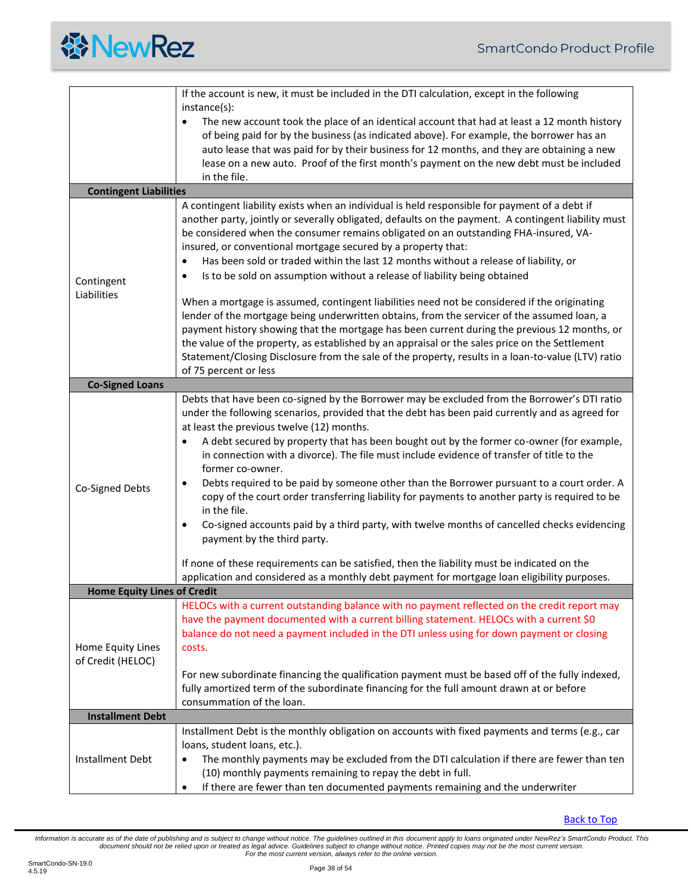| | |
|---|---|
| | If the account is new, it must be included in the DTI calculation, except in the following instance(s):<br>• The new account took the place of an identical account that had at least a 12 month history of being paid for by the business (as indicated above). For example, the borrower has an auto lease that was paid for by their business for 12 months, and they are obtaining a new lease on a new auto. Proof of the first month's payment on the new debt must be included in the file. |
| **Contingent Liabilities** | |
| Contingent Liabilities | A contingent liability exists when an individual is held responsible for payment of a debt if another party, jointly or severally obligated, defaults on the payment. A contingent liability must be considered when the consumer remains obligated on an outstanding FHA-insured, VA-insured, or conventional mortgage secured by a property that:<br>• Has been sold or traded within the last 12 months without a release of liability, or<br>• Is to be sold on assumption without a release of liability being obtained<br><br>When a mortgage is assumed, contingent liabilities need not be considered if the originating lender of the mortgage being underwritten obtains, from the servicer of the assumed loan, a payment history showing that the mortgage has been current during the previous 12 months, or the value of the property, as established by an appraisal or the sales price on the Settlement Statement/Closing Disclosure from the sale of the property, results in a loan-to-value (LTV) ratio of 75 percent or less |
| **Co-Signed Loans** | |
| Co-Signed Debts | Debts that have been co-signed by the Borrower may be excluded from the Borrower's DTI ratio under the following scenarios, provided that the debt has been paid currently and as agreed for at least the previous twelve (12) months.<br>• A debt secured by property that has been bought out by the former co-owner (for example, in connection with a divorce). The file must include evidence of transfer of title to the former co-owner.<br>• Debts required to be paid by someone other than the Borrower pursuant to a court order. A copy of the court order transferring liability for payments to another party is required to be in the file.<br>• Co-signed accounts paid by a third party, with twelve months of cancelled checks evidencing payment by the third party.<br><br>If none of these requirements can be satisfied, then the liability must be indicated on the application and considered as a monthly debt payment for mortgage loan eligibility purposes. |
| **Home Equity Lines of Credit** | |
| Home Equity Lines of Credit (HELOC) | HELOCs with a current outstanding balance with no payment reflected on the credit report may have the payment documented with a current billing statement. HELOCs with a current $0 balance do not need a payment included in the DTI unless using for down payment or closing costs.<br><br>For new subordinate financing the qualification payment must be based off of the fully indexed, fully amortized term of the subordinate financing for the full amount drawn at or before consummation of the loan. |
| **Installment Debt** | |
| Installment Debt | Installment Debt is the monthly obligation on accounts with fixed payments and terms (e.g., car loans, student loans, etc.).<br>• The monthly payments may be excluded from the DTI calculation if there are fewer than ten (10) monthly payments remaining to repay the debt in full.<br>• If there are fewer than ten documented payments remaining and the underwriter |

Back to Top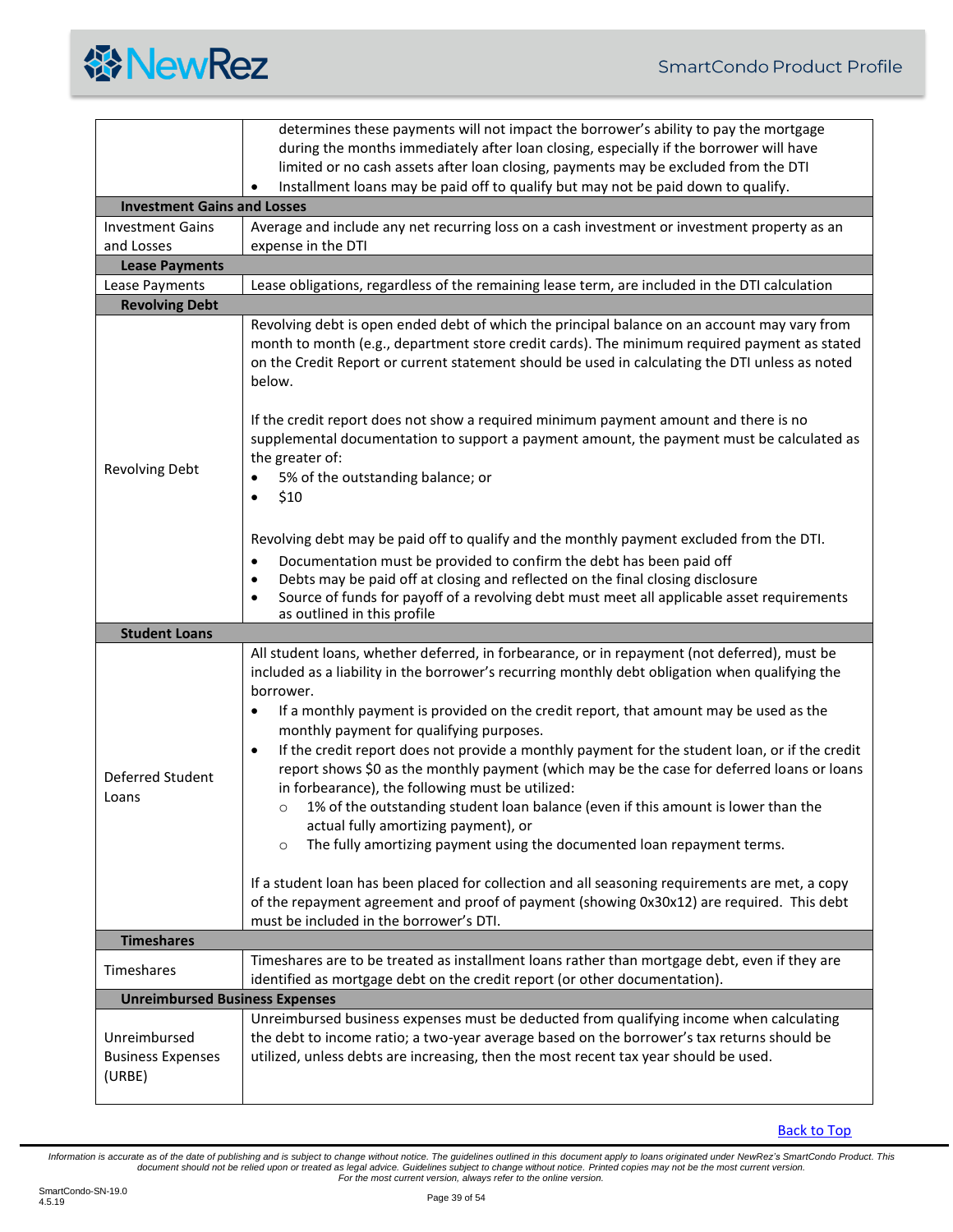| | |
|---|---|
| | determines these payments will not impact the borrower's ability to pay the mortgage during the months immediately after loan closing, especially if the borrower will have limited or no cash assets after loan closing, payments may be excluded from the DTI<br>• Installment loans may be paid off to qualify but may not be paid down to qualify. |
| **Investment Gains and Losses** | |
| Investment Gains and Losses | Average and include any net recurring loss on a cash investment or investment property as an expense in the DTI |
| **Lease Payments** | |
| Lease Payments | Lease obligations, regardless of the remaining lease term, are included in the DTI calculation |
| **Revolving Debt** | |
| Revolving Debt | Revolving debt is open ended debt of which the principal balance on an account may vary from month to month (e.g., department store credit cards). The minimum required payment as stated on the Credit Report or current statement should be used in calculating the DTI unless as noted below.<br><br>If the credit report does not show a required minimum payment amount and there is no supplemental documentation to support a payment amount, the payment must be calculated as the greater of:<br>• 5% of the outstanding balance; or<br>• $10<br><br>Revolving debt may be paid off to qualify and the monthly payment excluded from the DTI.<br>• Documentation must be provided to confirm the debt has been paid off<br>• Debts may be paid off at closing and reflected on the final closing disclosure<br>• Source of funds for payoff of a revolving debt must meet all applicable asset requirements as outlined in this profile |
| **Student Loans** | |
| Deferred Student Loans | All student loans, whether deferred, in forbearance, or in repayment (not deferred), must be included as a liability in the borrower's recurring monthly debt obligation when qualifying the borrower.<br>• If a monthly payment is provided on the credit report, that amount may be used as the monthly payment for qualifying purposes.<br>• If the credit report does not provide a monthly payment for the student loan, or if the credit report shows $0 as the monthly payment (which may be the case for deferred loans or loans in forbearance), the following must be utilized:<br>&nbsp;&nbsp;&nbsp;&nbsp;○ 1% of the outstanding student loan balance (even if this amount is lower than the actual fully amortizing payment), or<br>&nbsp;&nbsp;&nbsp;&nbsp;○ The fully amortizing payment using the documented loan repayment terms.<br><br>If a student loan has been placed for collection and all seasoning requirements are met, a copy of the repayment agreement and proof of payment (showing 0x30x12) are required. This debt must be included in the borrower's DTI. |
| **Timeshares** | |
| Timeshares | Timeshares are to be treated as installment loans rather than mortgage debt, even if they are identified as mortgage debt on the credit report (or other documentation). |
| **Unreimbursed Business Expenses** | |
| Unreimbursed Business Expenses (URBE) | Unreimbursed business expenses must be deducted from qualifying income when calculating the debt to income ratio; a two-year average based on the borrower's tax returns should be utilized, unless debts are increasing, then the most recent tax year should be used. |

Back to Top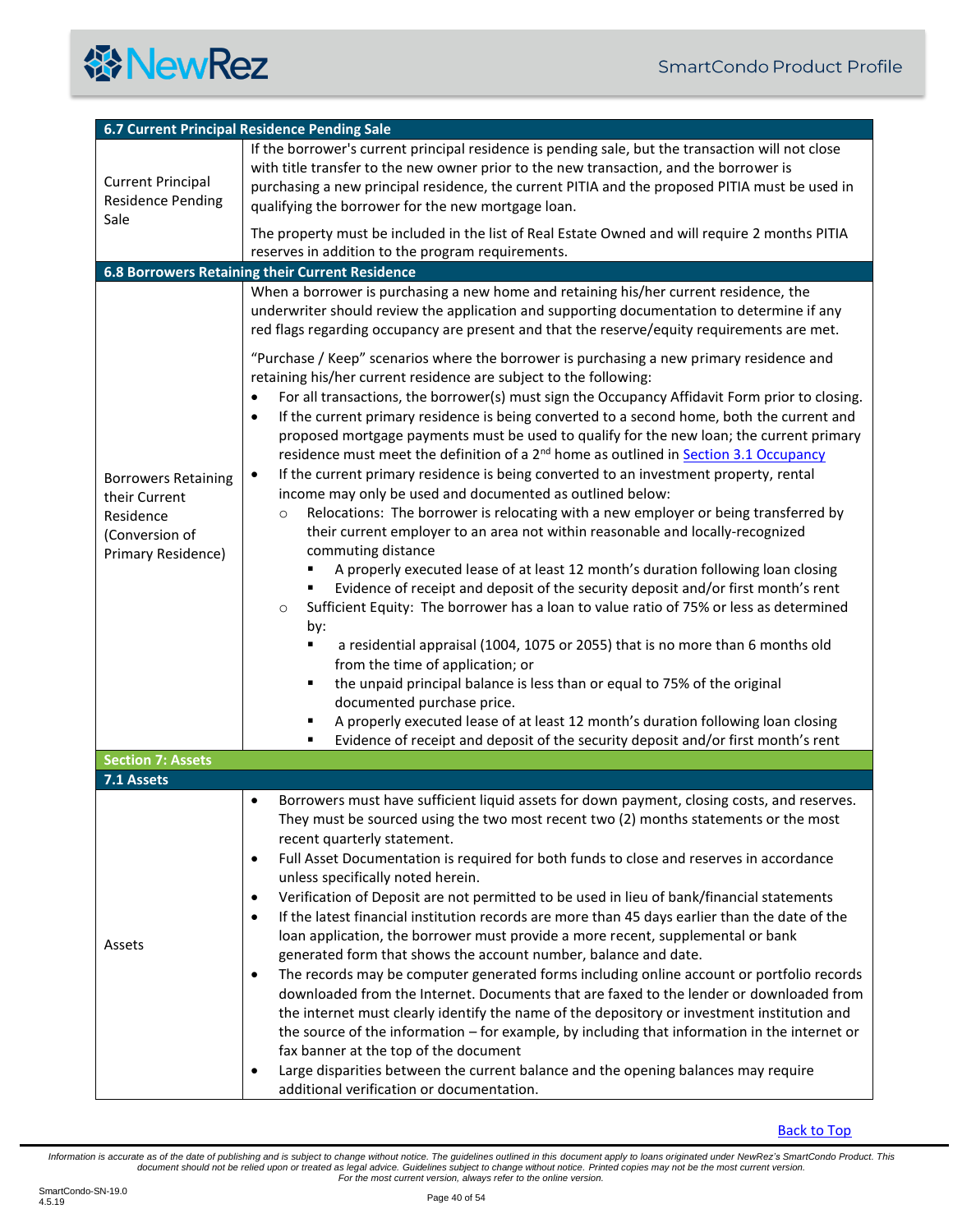## 6.7 Current Principal Residence Pending Sale

| | |
|---|---|
| Current Principal Residence Pending Sale | If the borrower's current principal residence is pending sale, but the transaction will not close with title transfer to the new owner prior to the new transaction, and the borrower is purchasing a new principal residence, the current PITIA and the proposed PITIA must be used in qualifying the borrower for the new mortgage loan.<br><br>The property must be included in the list of Real Estate Owned and will require 2 months PITIA reserves in addition to the program requirements. |

## 6.8 Borrowers Retaining their Current Residence

| | |
|---|---|
| Borrowers Retaining their Current Residence (Conversion of Primary Residence) | When a borrower is purchasing a new home and retaining his/her current residence, the underwriter should review the application and supporting documentation to determine if any red flags regarding occupancy are present and that the reserve/equity requirements are met.<br><br>"Purchase / Keep" scenarios where the borrower is purchasing a new primary residence and retaining his/her current residence are subject to the following:<br>• For all transactions, the borrower(s) must sign the Occupancy Affidavit Form prior to closing.<br>• If the current primary residence is being converted to a second home, both the current and proposed mortgage payments must be used to qualify for the new loan; the current primary residence must meet the definition of a 2nd home as outlined in Section 3.1 Occupancy<br>• If the current primary residence is being converted to an investment property, rental income may only be used and documented as outlined below:<br>&nbsp;&nbsp;○ Relocations: The borrower is relocating with a new employer or being transferred by their current employer to an area not within reasonable and locally-recognized commuting distance<br>&nbsp;&nbsp;&nbsp;&nbsp;▪ A properly executed lease of at least 12 month's duration following loan closing<br>&nbsp;&nbsp;&nbsp;&nbsp;▪ Evidence of receipt and deposit of the security deposit and/or first month's rent<br>&nbsp;&nbsp;○ Sufficient Equity: The borrower has a loan to value ratio of 75% or less as determined by:<br>&nbsp;&nbsp;&nbsp;&nbsp;▪ a residential appraisal (1004, 1075 or 2055) that is no more than 6 months old from the time of application; or<br>&nbsp;&nbsp;&nbsp;&nbsp;▪ the unpaid principal balance is less than or equal to 75% of the original documented purchase price.<br>&nbsp;&nbsp;&nbsp;&nbsp;▪ A properly executed lease of at least 12 month's duration following loan closing<br>&nbsp;&nbsp;&nbsp;&nbsp;▪ Evidence of receipt and deposit of the security deposit and/or first month's rent |

# Section 7: Assets

## 7.1 Assets

| | |
|---|---|
| Assets | • Borrowers must have sufficient liquid assets for down payment, closing costs, and reserves. They must be sourced using the two most recent two (2) months statements or the most recent quarterly statement.<br>• Full Asset Documentation is required for both funds to close and reserves in accordance unless specifically noted herein.<br>• Verification of Deposit are not permitted to be used in lieu of bank/financial statements<br>• If the latest financial institution records are more than 45 days earlier than the date of the loan application, the borrower must provide a more recent, supplemental or bank generated form that shows the account number, balance and date.<br>• The records may be computer generated forms including online account or portfolio records downloaded from the Internet. Documents that are faxed to the lender or downloaded from the internet must clearly identify the name of the depository or investment institution and the source of the information – for example, by including that information in the internet or fax banner at the top of the document<br>• Large disparities between the current balance and the opening balances may require additional verification or documentation. |

Back to Top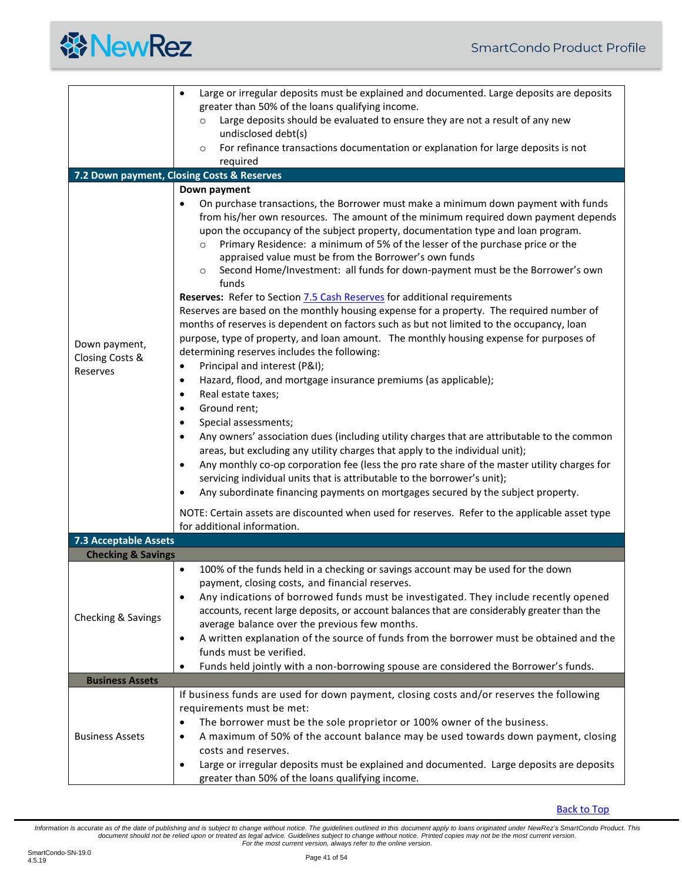| | |
|---|---|
| | • Large or irregular deposits must be explained and documented. Large deposits are deposits greater than 50% of the loans qualifying income.<br>  ○ Large deposits should be evaluated to ensure they are not a result of any new undisclosed debt(s)<br>  ○ For refinance transactions documentation or explanation for large deposits is not required |
| **7.2 Down payment, Closing Costs & Reserves** | |
| Down payment, Closing Costs & Reserves | **Down payment**<br>• On purchase transactions, the Borrower must make a minimum down payment with funds from his/her own resources. The amount of the minimum required down payment depends upon the occupancy of the subject property, documentation type and loan program.<br>  ○ Primary Residence: a minimum of 5% of the lesser of the purchase price or the appraised value must be from the Borrower's own funds<br>  ○ Second Home/Investment: all funds for down-payment must be the Borrower's own funds<br>**Reserves:** Refer to Section 7.5 Cash Reserves for additional requirements<br>Reserves are based on the monthly housing expense for a property. The required number of months of reserves is dependent on factors such as but not limited to the occupancy, loan purpose, type of property, and loan amount. The monthly housing expense for purposes of determining reserves includes the following:<br>• Principal and interest (P&I);<br>• Hazard, flood, and mortgage insurance premiums (as applicable);<br>• Real estate taxes;<br>• Ground rent;<br>• Special assessments;<br>• Any owners' association dues (including utility charges that are attributable to the common areas, but excluding any utility charges that apply to the individual unit);<br>• Any monthly co-op corporation fee (less the pro rate share of the master utility charges for servicing individual units that is attributable to the borrower's unit);<br>• Any subordinate financing payments on mortgages secured by the subject property.<br><br>NOTE: Certain assets are discounted when used for reserves. Refer to the applicable asset type for additional information. |
| **7.3 Acceptable Assets** | |
| **Checking & Savings** | |
| Checking & Savings | • 100% of the funds held in a checking or savings account may be used for the down payment, closing costs, and financial reserves.<br>• Any indications of borrowed funds must be investigated. They include recently opened accounts, recent large deposits, or account balances that are considerably greater than the average balance over the previous few months.<br>• A written explanation of the source of funds from the borrower must be obtained and the funds must be verified.<br>• Funds held jointly with a non-borrowing spouse are considered the Borrower's funds. |
| **Business Assets** | |
| Business Assets | If business funds are used for down payment, closing costs and/or reserves the following requirements must be met:<br>• The borrower must be the sole proprietor or 100% owner of the business.<br>• A maximum of 50% of the account balance may be used towards down payment, closing costs and reserves.<br>• Large or irregular deposits must be explained and documented. Large deposits are deposits greater than 50% of the loans qualifying income. |

Back to Top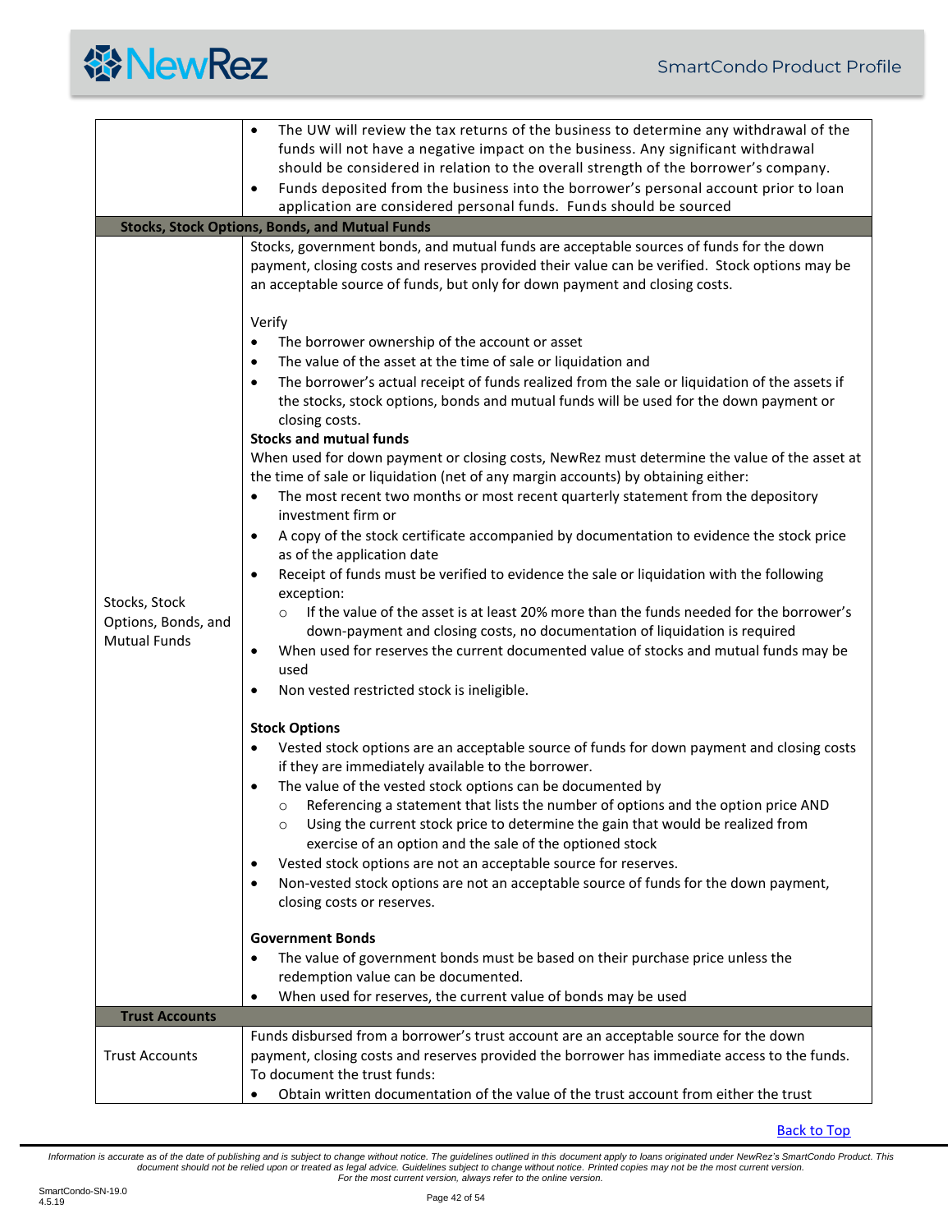| | |
|---|---|
| | • The UW will review the tax returns of the business to determine any withdrawal of the funds will not have a negative impact on the business. Any significant withdrawal should be considered in relation to the overall strength of the borrower's company.<br>• Funds deposited from the business into the borrower's personal account prior to loan application are considered personal funds. Funds should be sourced |
| **Stocks, Stock Options, Bonds, and Mutual Funds** | |
| Stocks, Stock Options, Bonds, and Mutual Funds | Stocks, government bonds, and mutual funds are acceptable sources of funds for the down payment, closing costs and reserves provided their value can be verified. Stock options may be an acceptable source of funds, but only for down payment and closing costs.<br><br>Verify<br>• The borrower ownership of the account or asset<br>• The value of the asset at the time of sale or liquidation and<br>• The borrower's actual receipt of funds realized from the sale or liquidation of the assets if the stocks, stock options, bonds and mutual funds will be used for the down payment or closing costs.<br>**Stocks and mutual funds**<br>When used for down payment or closing costs, NewRez must determine the value of the asset at the time of sale or liquidation (net of any margin accounts) by obtaining either:<br>• The most recent two months or most recent quarterly statement from the depository investment firm or<br>• A copy of the stock certificate accompanied by documentation to evidence the stock price as of the application date<br>• Receipt of funds must be verified to evidence the sale or liquidation with the following exception:<br>  ○ If the value of the asset is at least 20% more than the funds needed for the borrower's down-payment and closing costs, no documentation of liquidation is required<br>• When used for reserves the current documented value of stocks and mutual funds may be used<br>• Non vested restricted stock is ineligible.<br><br>**Stock Options**<br>• Vested stock options are an acceptable source of funds for down payment and closing costs if they are immediately available to the borrower.<br>• The value of the vested stock options can be documented by<br>  ○ Referencing a statement that lists the number of options and the option price AND<br>  ○ Using the current stock price to determine the gain that would be realized from exercise of an option and the sale of the optioned stock<br>• Vested stock options are not an acceptable source for reserves.<br>• Non-vested stock options are not an acceptable source of funds for the down payment, closing costs or reserves.<br><br>**Government Bonds**<br>• The value of government bonds must be based on their purchase price unless the redemption value can be documented.<br>• When used for reserves, the current value of bonds may be used |
| **Trust Accounts** | |
| Trust Accounts | Funds disbursed from a borrower's trust account are an acceptable source for the down payment, closing costs and reserves provided the borrower has immediate access to the funds. To document the trust funds:<br>• Obtain written documentation of the value of the trust account from either the trust |

Back to Top

*Information is accurate as of the date of publishing and is subject to change without notice. The guidelines outlined in this document apply to loans originated under NewRez's SmartCondo Product. This document should not be relied upon or treated as legal advice. Guidelines subject to change without notice. Printed copies may not be the most current version. For the most current version, always refer to the online version.*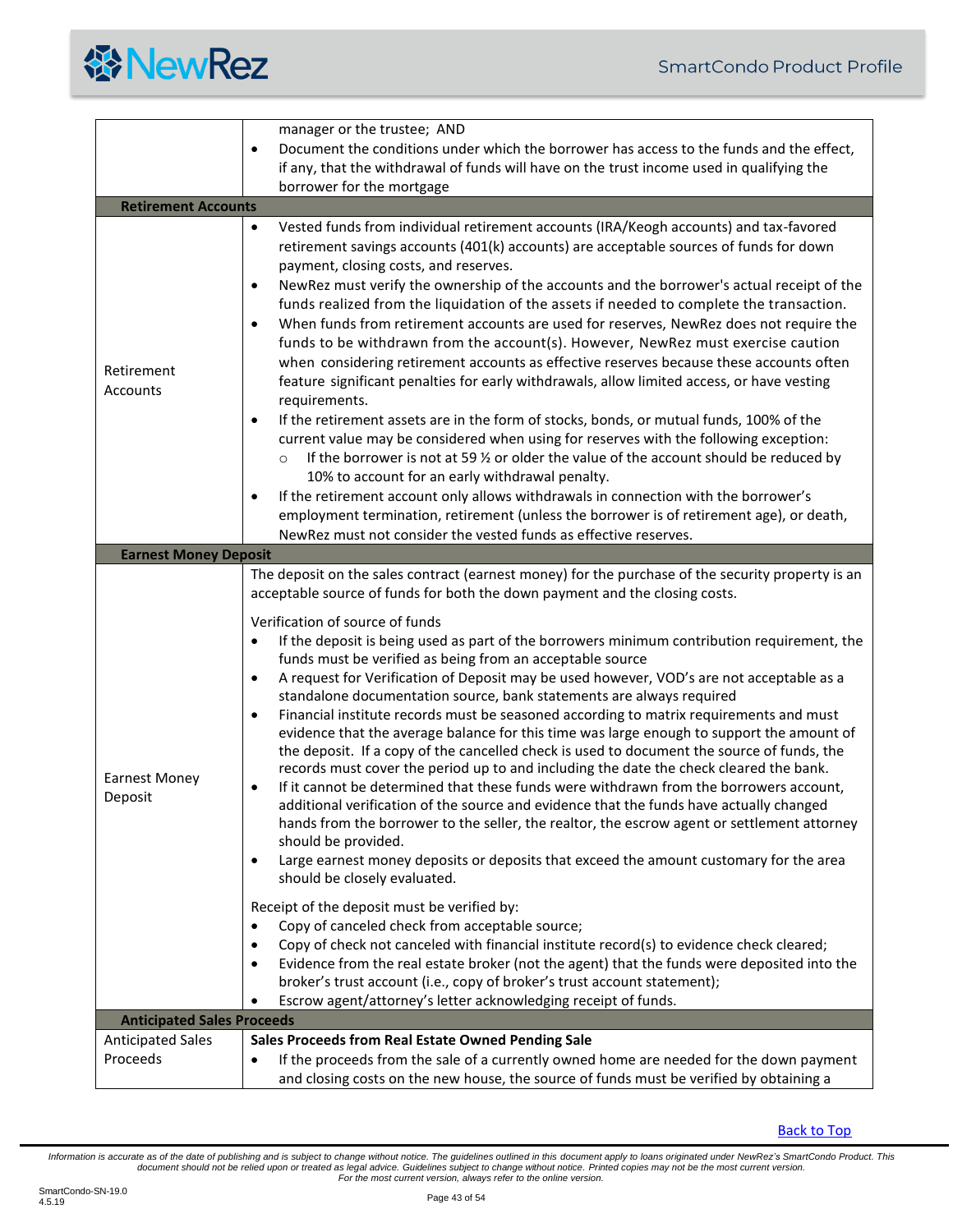| | |
|---|---|
| | manager or the trustee; AND<br>• Document the conditions under which the borrower has access to the funds and the effect, if any, that the withdrawal of funds will have on the trust income used in qualifying the borrower for the mortgage |
| **Retirement Accounts** | |
| Retirement Accounts | • Vested funds from individual retirement accounts (IRA/Keogh accounts) and tax-favored retirement savings accounts (401(k) accounts) are acceptable sources of funds for down payment, closing costs, and reserves.<br>• NewRez must verify the ownership of the accounts and the borrower's actual receipt of the funds realized from the liquidation of the assets if needed to complete the transaction.<br>• When funds from retirement accounts are used for reserves, NewRez does not require the funds to be withdrawn from the account(s). However, NewRez must exercise caution when considering retirement accounts as effective reserves because these accounts often feature significant penalties for early withdrawals, allow limited access, or have vesting requirements.<br>• If the retirement assets are in the form of stocks, bonds, or mutual funds, 100% of the current value may be considered when using for reserves with the following exception:<br>  ○ If the borrower is not at 59 ½ or older the value of the account should be reduced by 10% to account for an early withdrawal penalty.<br>• If the retirement account only allows withdrawals in connection with the borrower's employment termination, retirement (unless the borrower is of retirement age), or death, NewRez must not consider the vested funds as effective reserves. |
| **Earnest Money Deposit** | |
| Earnest Money Deposit | The deposit on the sales contract (earnest money) for the purchase of the security property is an acceptable source of funds for both the down payment and the closing costs.<br><br>Verification of source of funds<br>• If the deposit is being used as part of the borrowers minimum contribution requirement, the funds must be verified as being from an acceptable source<br>• A request for Verification of Deposit may be used however, VOD's are not acceptable as a standalone documentation source, bank statements are always required<br>• Financial institute records must be seasoned according to matrix requirements and must evidence that the average balance for this time was large enough to support the amount of the deposit. If a copy of the cancelled check is used to document the source of funds, the records must cover the period up to and including the date the check cleared the bank.<br>• If it cannot be determined that these funds were withdrawn from the borrowers account, additional verification of the source and evidence that the funds have actually changed hands from the borrower to the seller, the realtor, the escrow agent or settlement attorney should be provided.<br>• Large earnest money deposits or deposits that exceed the amount customary for the area should be closely evaluated.<br><br>Receipt of the deposit must be verified by:<br>• Copy of canceled check from acceptable source;<br>• Copy of check not canceled with financial institute record(s) to evidence check cleared;<br>• Evidence from the real estate broker (not the agent) that the funds were deposited into the broker's trust account (i.e., copy of broker's trust account statement);<br>• Escrow agent/attorney's letter acknowledging receipt of funds. |
| **Anticipated Sales Proceeds** | |
| Anticipated Sales Proceeds | **Sales Proceeds from Real Estate Owned Pending Sale**<br>• If the proceeds from the sale of a currently owned home are needed for the down payment and closing costs on the new house, the source of funds must be verified by obtaining a |

Back to Top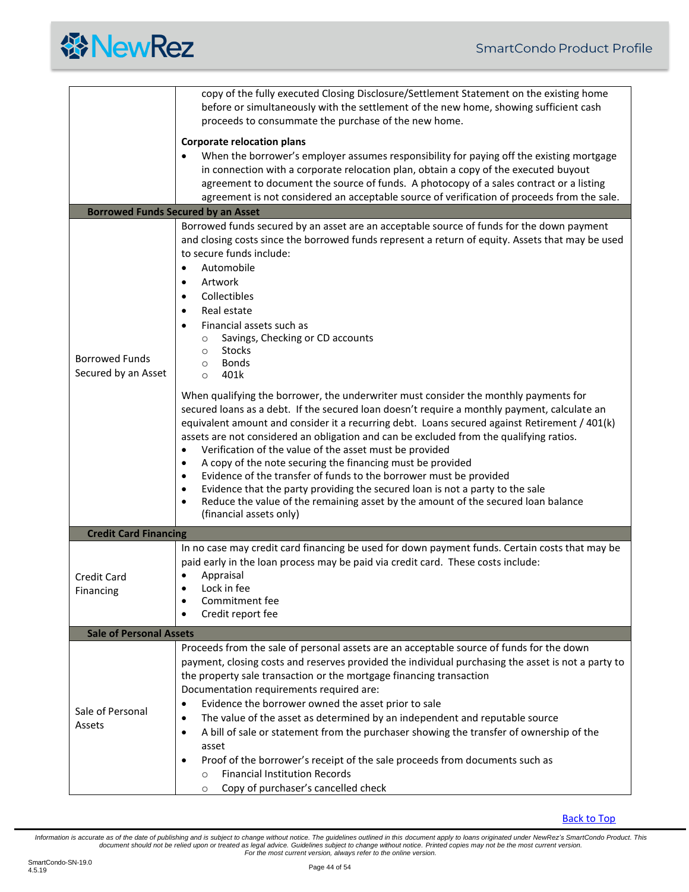| | |
|---|---|
| | copy of the fully executed Closing Disclosure/Settlement Statement on the existing home before or simultaneously with the settlement of the new home, showing sufficient cash proceeds to consummate the purchase of the new home.<br><br>**Corporate relocation plans**<br>• When the borrower's employer assumes responsibility for paying off the existing mortgage in connection with a corporate relocation plan, obtain a copy of the executed buyout agreement to document the source of funds. A photocopy of a sales contract or a listing agreement is not considered an acceptable source of verification of proceeds from the sale. |
| **Borrowed Funds Secured by an Asset** | |
| Borrowed Funds Secured by an Asset | Borrowed funds secured by an asset are an acceptable source of funds for the down payment and closing costs since the borrowed funds represent a return of equity. Assets that may be used to secure funds include:<br>• Automobile<br>• Artwork<br>• Collectibles<br>• Real estate<br>• Financial assets such as<br>&nbsp;&nbsp;&nbsp;&nbsp;○ Savings, Checking or CD accounts<br>&nbsp;&nbsp;&nbsp;&nbsp;○ Stocks<br>&nbsp;&nbsp;&nbsp;&nbsp;○ Bonds<br>&nbsp;&nbsp;&nbsp;&nbsp;○ 401k<br><br>When qualifying the borrower, the underwriter must consider the monthly payments for secured loans as a debt. If the secured loan doesn't require a monthly payment, calculate an equivalent amount and consider it a recurring debt. Loans secured against Retirement / 401(k) assets are not considered an obligation and can be excluded from the qualifying ratios.<br>• Verification of the value of the asset must be provided<br>• A copy of the note securing the financing must be provided<br>• Evidence of the transfer of funds to the borrower must be provided<br>• Evidence that the party providing the secured loan is not a party to the sale<br>• Reduce the value of the remaining asset by the amount of the secured loan balance (financial assets only) |
| **Credit Card Financing** | |
| Credit Card Financing | In no case may credit card financing be used for down payment funds. Certain costs that may be paid early in the loan process may be paid via credit card. These costs include:<br>• Appraisal<br>• Lock in fee<br>• Commitment fee<br>• Credit report fee |
| **Sale of Personal Assets** | |
| Sale of Personal Assets | Proceeds from the sale of personal assets are an acceptable source of funds for the down payment, closing costs and reserves provided the individual purchasing the asset is not a party to the property sale transaction or the mortgage financing transaction<br>Documentation requirements required are:<br>• Evidence the borrower owned the asset prior to sale<br>• The value of the asset as determined by an independent and reputable source<br>• A bill of sale or statement from the purchaser showing the transfer of ownership of the asset<br>• Proof of the borrower's receipt of the sale proceeds from documents such as<br>&nbsp;&nbsp;&nbsp;&nbsp;○ Financial Institution Records<br>&nbsp;&nbsp;&nbsp;&nbsp;○ Copy of purchaser's cancelled check |

Back to Top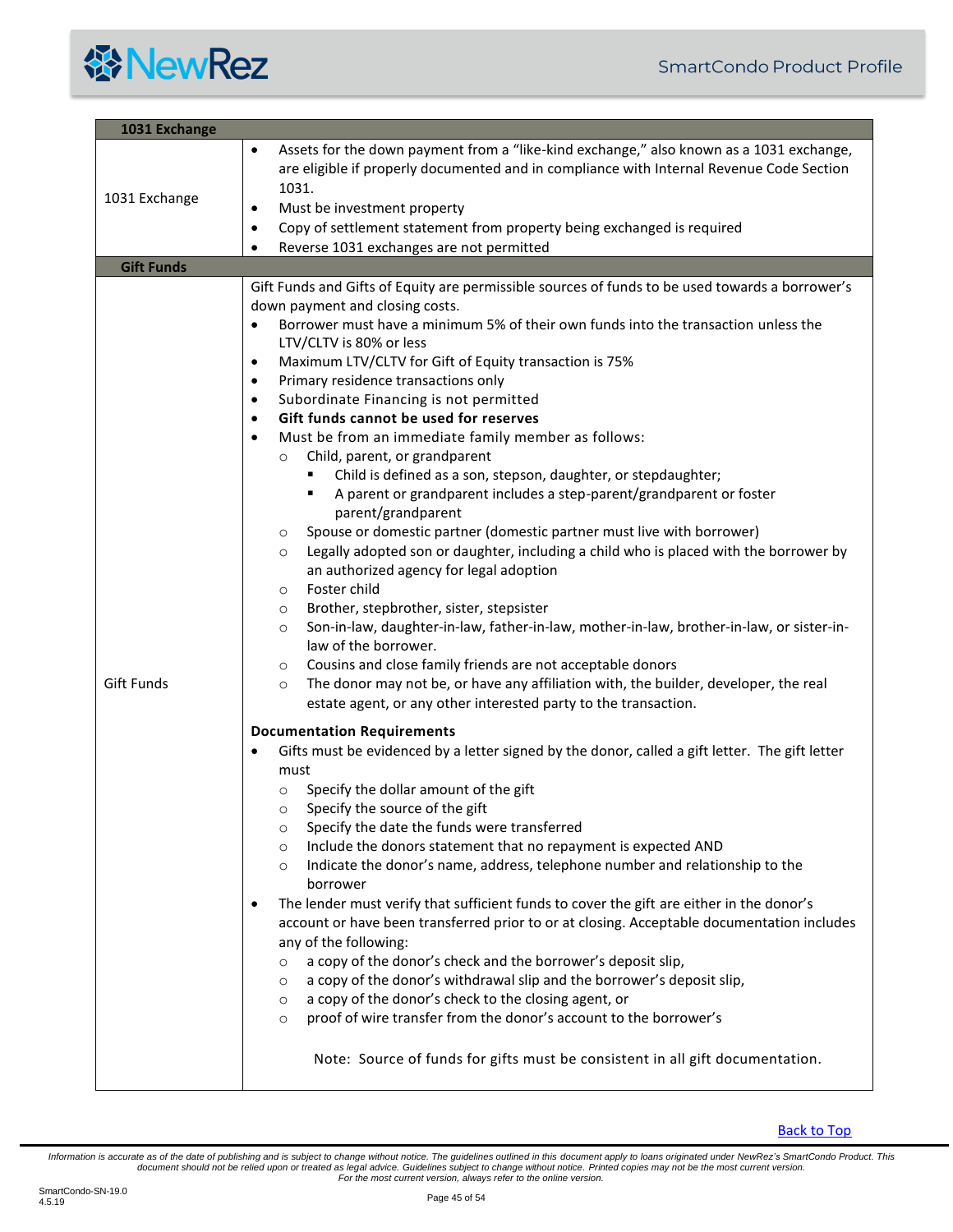| 1031 Exchange | |
|---|---|
| 1031 Exchange | • Assets for the down payment from a "like-kind exchange," also known as a 1031 exchange, are eligible if properly documented and in compliance with Internal Revenue Code Section 1031.<br>• Must be investment property<br>• Copy of settlement statement from property being exchanged is required<br>• Reverse 1031 exchanges are not permitted |
| **Gift Funds** | |
| Gift Funds | Gift Funds and Gifts of Equity are permissible sources of funds to be used towards a borrower's down payment and closing costs.<br>• Borrower must have a minimum 5% of their own funds into the transaction unless the LTV/CLTV is 80% or less<br>• Maximum LTV/CLTV for Gift of Equity transaction is 75%<br>• Primary residence transactions only<br>• Subordinate Financing is not permitted<br>• **Gift funds cannot be used for reserves**<br>• Must be from an immediate family member as follows:<br>&nbsp;&nbsp;&nbsp;&nbsp;○ Child, parent, or grandparent<br>&nbsp;&nbsp;&nbsp;&nbsp;&nbsp;&nbsp;&nbsp;&nbsp;▪ Child is defined as a son, stepson, daughter, or stepdaughter;<br>&nbsp;&nbsp;&nbsp;&nbsp;&nbsp;&nbsp;&nbsp;&nbsp;▪ A parent or grandparent includes a step-parent/grandparent or foster parent/grandparent<br>&nbsp;&nbsp;&nbsp;&nbsp;○ Spouse or domestic partner (domestic partner must live with borrower)<br>&nbsp;&nbsp;&nbsp;&nbsp;○ Legally adopted son or daughter, including a child who is placed with the borrower by an authorized agency for legal adoption<br>&nbsp;&nbsp;&nbsp;&nbsp;○ Foster child<br>&nbsp;&nbsp;&nbsp;&nbsp;○ Brother, stepbrother, sister, stepsister<br>&nbsp;&nbsp;&nbsp;&nbsp;○ Son-in-law, daughter-in-law, father-in-law, mother-in-law, brother-in-law, or sister-in-law of the borrower.<br>&nbsp;&nbsp;&nbsp;&nbsp;○ Cousins and close family friends are not acceptable donors<br>&nbsp;&nbsp;&nbsp;&nbsp;○ The donor may not be, or have any affiliation with, the builder, developer, the real estate agent, or any other interested party to the transaction.<br><br>**Documentation Requirements**<br>• Gifts must be evidenced by a letter signed by the donor, called a gift letter. The gift letter must<br>&nbsp;&nbsp;&nbsp;&nbsp;○ Specify the dollar amount of the gift<br>&nbsp;&nbsp;&nbsp;&nbsp;○ Specify the source of the gift<br>&nbsp;&nbsp;&nbsp;&nbsp;○ Specify the date the funds were transferred<br>&nbsp;&nbsp;&nbsp;&nbsp;○ Include the donors statement that no repayment is expected AND<br>&nbsp;&nbsp;&nbsp;&nbsp;○ Indicate the donor's name, address, telephone number and relationship to the borrower<br>• The lender must verify that sufficient funds to cover the gift are either in the donor's account or have been transferred prior to or at closing. Acceptable documentation includes any of the following:<br>&nbsp;&nbsp;&nbsp;&nbsp;○ a copy of the donor's check and the borrower's deposit slip,<br>&nbsp;&nbsp;&nbsp;&nbsp;○ a copy of the donor's withdrawal slip and the borrower's deposit slip,<br>&nbsp;&nbsp;&nbsp;&nbsp;○ a copy of the donor's check to the closing agent, or<br>&nbsp;&nbsp;&nbsp;&nbsp;○ proof of wire transfer from the donor's account to the borrower's<br><br>Note: Source of funds for gifts must be consistent in all gift documentation. |

Back to Top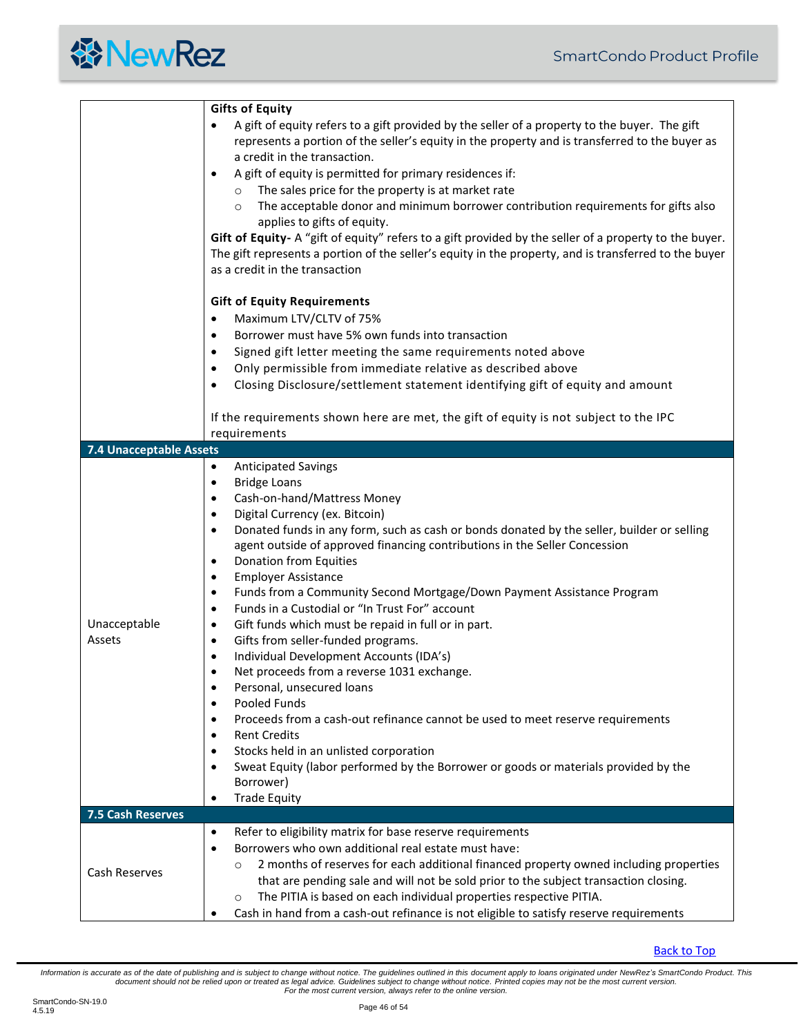| | |
|---|---|
| | **Gifts of Equity**<br>• A gift of equity refers to a gift provided by the seller of a property to the buyer. The gift represents a portion of the seller's equity in the property and is transferred to the buyer as a credit in the transaction.<br>• A gift of equity is permitted for primary residences if:<br>  ○ The sales price for the property is at market rate<br>  ○ The acceptable donor and minimum borrower contribution requirements for gifts also applies to gifts of equity.<br>**Gift of Equity-** A "gift of equity" refers to a gift provided by the seller of a property to the buyer. The gift represents a portion of the seller's equity in the property, and is transferred to the buyer as a credit in the transaction<br><br>**Gift of Equity Requirements**<br>• Maximum LTV/CLTV of 75%<br>• Borrower must have 5% own funds into transaction<br>• Signed gift letter meeting the same requirements noted above<br>• Only permissible from immediate relative as described above<br>• Closing Disclosure/settlement statement identifying gift of equity and amount<br><br>If the requirements shown here are met, the gift of equity is not subject to the IPC requirements |
| **7.4 Unacceptable Assets** | |
| Unacceptable Assets | • Anticipated Savings<br>• Bridge Loans<br>• Cash-on-hand/Mattress Money<br>• Digital Currency (ex. Bitcoin)<br>• Donated funds in any form, such as cash or bonds donated by the seller, builder or selling agent outside of approved financing contributions in the Seller Concession<br>• Donation from Equities<br>• Employer Assistance<br>• Funds from a Community Second Mortgage/Down Payment Assistance Program<br>• Funds in a Custodial or "In Trust For" account<br>• Gift funds which must be repaid in full or in part.<br>• Gifts from seller-funded programs.<br>• Individual Development Accounts (IDA's)<br>• Net proceeds from a reverse 1031 exchange.<br>• Personal, unsecured loans<br>• Pooled Funds<br>• Proceeds from a cash-out refinance cannot be used to meet reserve requirements<br>• Rent Credits<br>• Stocks held in an unlisted corporation<br>• Sweat Equity (labor performed by the Borrower or goods or materials provided by the Borrower)<br>• Trade Equity |
| **7.5 Cash Reserves** | |
| Cash Reserves | • Refer to eligibility matrix for base reserve requirements<br>• Borrowers who own additional real estate must have:<br>  ○ 2 months of reserves for each additional financed property owned including properties that are pending sale and will not be sold prior to the subject transaction closing.<br>  ○ The PITIA is based on each individual properties respective PITIA.<br>• Cash in hand from a cash-out refinance is not eligible to satisfy reserve requirements |

Back to Top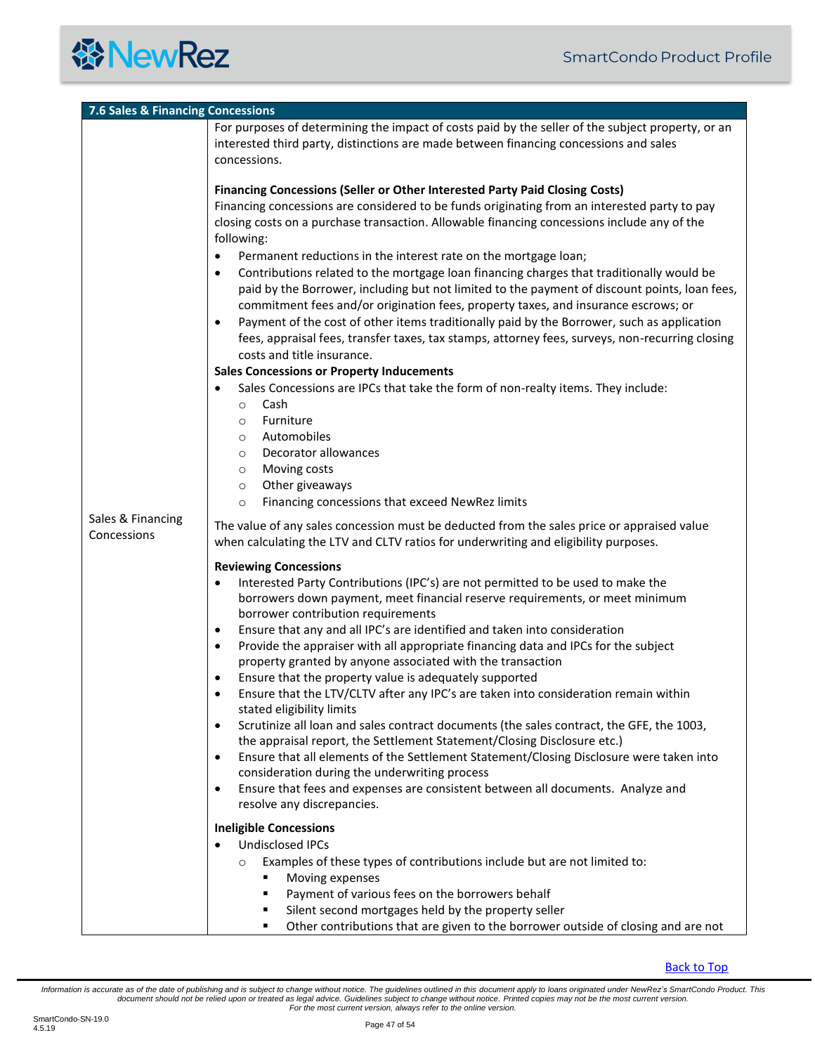## 7.6 Sales & Financing Concessions

**Sales & Financing Concessions**

For purposes of determining the impact of costs paid by the seller of the subject property, or an interested third party, distinctions are made between financing concessions and sales concessions.

**Financing Concessions (Seller or Other Interested Party Paid Closing Costs)**

Financing concessions are considered to be funds originating from an interested party to pay closing costs on a purchase transaction. Allowable financing concessions include any of the following:

- Permanent reductions in the interest rate on the mortgage loan;
- Contributions related to the mortgage loan financing charges that traditionally would be paid by the Borrower, including but not limited to the payment of discount points, loan fees, commitment fees and/or origination fees, property taxes, and insurance escrows; or
- Payment of the cost of other items traditionally paid by the Borrower, such as application fees, appraisal fees, transfer taxes, tax stamps, attorney fees, surveys, non-recurring closing costs and title insurance.

**Sales Concessions or Property Inducements**

- Sales Concessions are IPCs that take the form of non-realty items. They include:
  - Cash
  - Furniture
  - Automobiles
  - Decorator allowances
  - Moving costs
  - Other giveaways
  - Financing concessions that exceed NewRez limits

The value of any sales concession must be deducted from the sales price or appraised value when calculating the LTV and CLTV ratios for underwriting and eligibility purposes.

**Reviewing Concessions**

- Interested Party Contributions (IPC's) are not permitted to be used to make the borrowers down payment, meet financial reserve requirements, or meet minimum borrower contribution requirements
- Ensure that any and all IPC's are identified and taken into consideration
- Provide the appraiser with all appropriate financing data and IPCs for the subject property granted by anyone associated with the transaction
- Ensure that the property value is adequately supported
- Ensure that the LTV/CLTV after any IPC's are taken into consideration remain within stated eligibility limits
- Scrutinize all loan and sales contract documents (the sales contract, the GFE, the 1003, the appraisal report, the Settlement Statement/Closing Disclosure etc.)
- Ensure that all elements of the Settlement Statement/Closing Disclosure were taken into consideration during the underwriting process
- Ensure that fees and expenses are consistent between all documents. Analyze and resolve any discrepancies.

**Ineligible Concessions**

- Undisclosed IPCs
  - Examples of these types of contributions include but are not limited to:
    - Moving expenses
    - Payment of various fees on the borrowers behalf
    - Silent second mortgages held by the property seller
    - Other contributions that are given to the borrower outside of closing and are not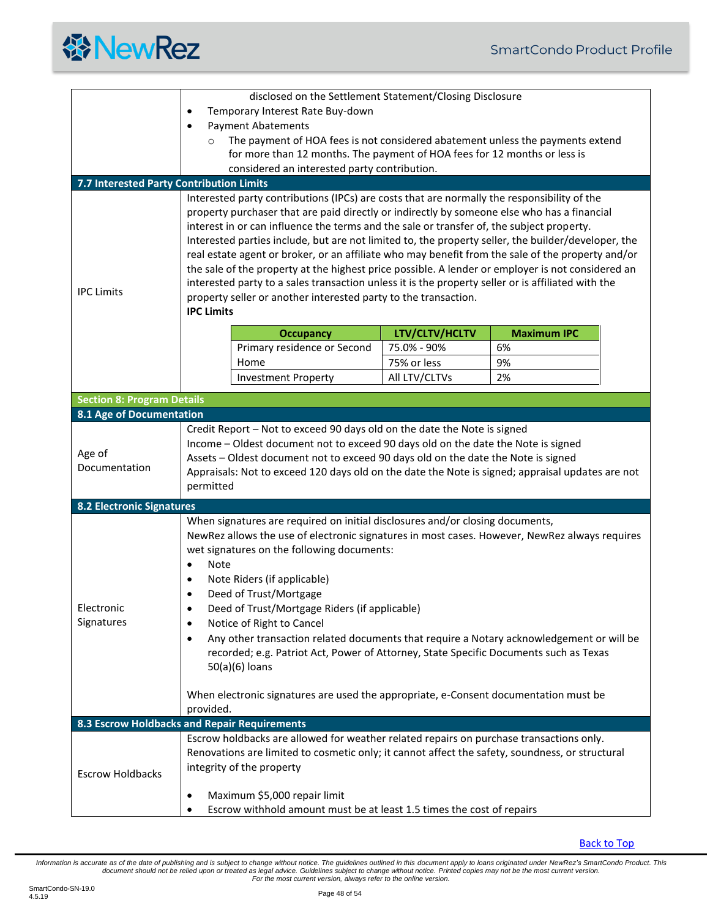disclosed on the Settlement Statement/Closing Disclosure

- Temporary Interest Rate Buy-down
- Payment Abatements
  - The payment of HOA fees is not considered abatement unless the payments extend for more than 12 months. The payment of HOA fees for 12 months or less is considered an interested party contribution.

## 7.7 Interested Party Contribution Limits

**IPC Limits**

Interested party contributions (IPCs) are costs that are normally the responsibility of the property purchaser that are paid directly or indirectly by someone else who has a financial interest in or can influence the terms and the sale or transfer of, the subject property. Interested parties include, but are not limited to, the property seller, the builder/developer, the real estate agent or broker, or an affiliate who may benefit from the sale of the property and/or the sale of the property at the highest price possible. A lender or employer is not considered an interested party to a sales transaction unless it is the property seller or is affiliated with the property seller or another interested party to the transaction.

**IPC Limits**

| Occupancy | LTV/CLTV/HCLTV | Maximum IPC |
|---|---|---|
| Primary residence or Second Home | 75.0% - 90% | 6% |
| | 75% or less | 9% |
| Investment Property | All LTV/CLTVs | 2% |

# Section 8: Program Details

## 8.1 Age of Documentation

**Age of Documentation**

Credit Report – Not to exceed 90 days old on the date the Note is signed
Income – Oldest document not to exceed 90 days old on the date the Note is signed
Assets – Oldest document not to exceed 90 days old on the date the Note is signed
Appraisals: Not to exceed 120 days old on the date the Note is signed; appraisal updates are not permitted

## 8.2 Electronic Signatures

**Electronic Signatures**

When signatures are required on initial disclosures and/or closing documents, NewRez allows the use of electronic signatures in most cases. However, NewRez always requires wet signatures on the following documents:

- Note
- Note Riders (if applicable)
- Deed of Trust/Mortgage
- Deed of Trust/Mortgage Riders (if applicable)
- Notice of Right to Cancel
- Any other transaction related documents that require a Notary acknowledgement or will be recorded; e.g. Patriot Act, Power of Attorney, State Specific Documents such as Texas 50(a)(6) loans

When electronic signatures are used the appropriate, e-Consent documentation must be provided.

## 8.3 Escrow Holdbacks and Repair Requirements

**Escrow Holdbacks**

Escrow holdbacks are allowed for weather related repairs on purchase transactions only. Renovations are limited to cosmetic only; it cannot affect the safety, soundness, or structural integrity of the property

- Maximum $5,000 repair limit
- Escrow withhold amount must be at least 1.5 times the cost of repairs

Back to Top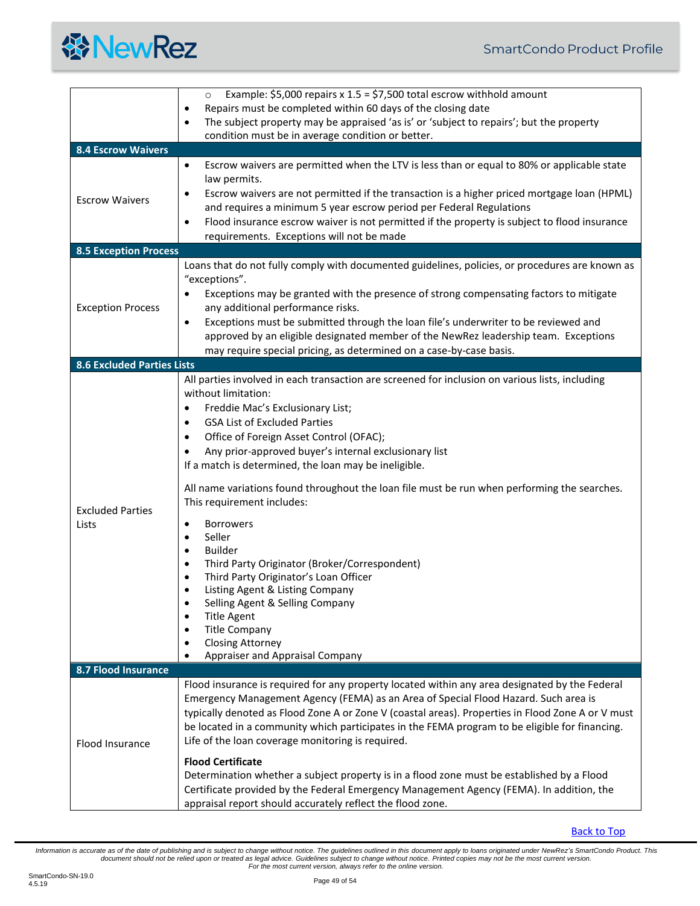| | |
|---|---|
| | ○ Example: $5,000 repairs x 1.5 = $7,500 total escrow withhold amount<br>• Repairs must be completed within 60 days of the closing date<br>• The subject property may be appraised 'as is' or 'subject to repairs'; but the property condition must be in average condition or better. |
| **8.4 Escrow Waivers** | |
| Escrow Waivers | • Escrow waivers are permitted when the LTV is less than or equal to 80% or applicable state law permits.<br>• Escrow waivers are not permitted if the transaction is a higher priced mortgage loan (HPML) and requires a minimum 5 year escrow period per Federal Regulations<br>• Flood insurance escrow waiver is not permitted if the property is subject to flood insurance requirements. Exceptions will not be made |
| **8.5 Exception Process** | |
| Exception Process | Loans that do not fully comply with documented guidelines, policies, or procedures are known as "exceptions".<br>• Exceptions may be granted with the presence of strong compensating factors to mitigate any additional performance risks.<br>• Exceptions must be submitted through the loan file's underwriter to be reviewed and approved by an eligible designated member of the NewRez leadership team. Exceptions may require special pricing, as determined on a case-by-case basis. |
| **8.6 Excluded Parties Lists** | |
| Excluded Parties Lists | All parties involved in each transaction are screened for inclusion on various lists, including without limitation:<br>• Freddie Mac's Exclusionary List;<br>• GSA List of Excluded Parties<br>• Office of Foreign Asset Control (OFAC);<br>• Any prior-approved buyer's internal exclusionary list<br>If a match is determined, the loan may be ineligible.<br><br>All name variations found throughout the loan file must be run when performing the searches. This requirement includes:<br><br>• Borrowers<br>• Seller<br>• Builder<br>• Third Party Originator (Broker/Correspondent)<br>• Third Party Originator's Loan Officer<br>• Listing Agent & Listing Company<br>• Selling Agent & Selling Company<br>• Title Agent<br>• Title Company<br>• Closing Attorney<br>• Appraiser and Appraisal Company |
| **8.7 Flood Insurance** | |
| Flood Insurance | Flood insurance is required for any property located within any area designated by the Federal Emergency Management Agency (FEMA) as an Area of Special Flood Hazard. Such area is typically denoted as Flood Zone A or Zone V (coastal areas). Properties in Flood Zone A or V must be located in a community which participates in the FEMA program to be eligible for financing. Life of the loan coverage monitoring is required.<br><br>**Flood Certificate**<br>Determination whether a subject property is in a flood zone must be established by a Flood Certificate provided by the Federal Emergency Management Agency (FEMA). In addition, the appraisal report should accurately reflect the flood zone. |

Back to Top

*Information is accurate as of the date of publishing and is subject to change without notice. The guidelines outlined in this document apply to loans originated under NewRez's SmartCondo Product. This document should not be relied upon or treated as legal advice. Guidelines subject to change without notice. Printed copies may not be the most current version. For the most current version, always refer to the online version.*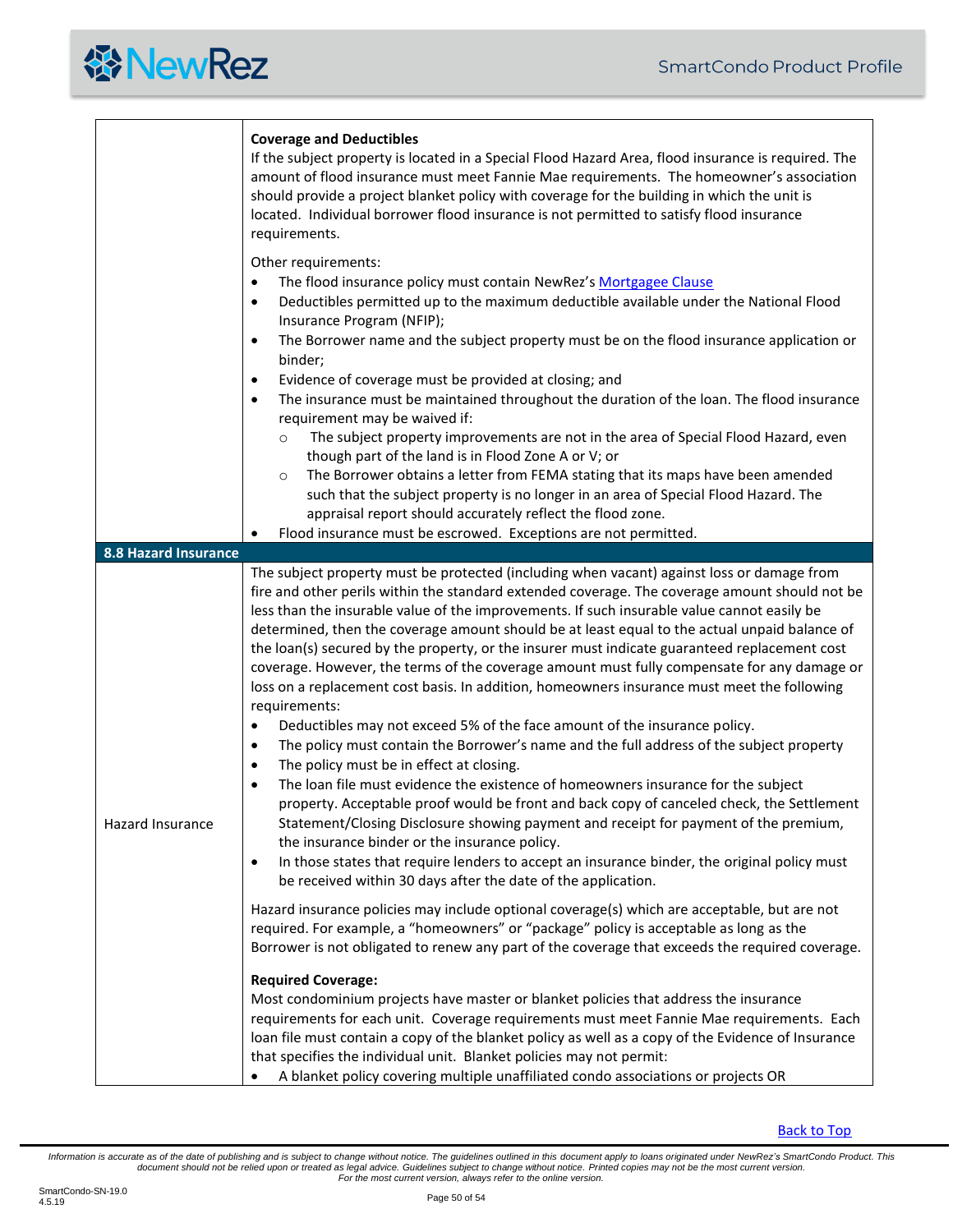| | |
|---|---|
| | **Coverage and Deductibles**<br>If the subject property is located in a Special Flood Hazard Area, flood insurance is required. The amount of flood insurance must meet Fannie Mae requirements. The homeowner's association should provide a project blanket policy with coverage for the building in which the unit is located. Individual borrower flood insurance is not permitted to satisfy flood insurance requirements.<br><br>Other requirements:<br>• The flood insurance policy must contain NewRez's Mortgagee Clause<br>• Deductibles permitted up to the maximum deductible available under the National Flood Insurance Program (NFIP);<br>• The Borrower name and the subject property must be on the flood insurance application or binder;<br>• Evidence of coverage must be provided at closing; and<br>• The insurance must be maintained throughout the duration of the loan. The flood insurance requirement may be waived if:<br>&nbsp;&nbsp;&nbsp;&nbsp;○ The subject property improvements are not in the area of Special Flood Hazard, even though part of the land is in Flood Zone A or V; or<br>&nbsp;&nbsp;&nbsp;&nbsp;○ The Borrower obtains a letter from FEMA stating that its maps have been amended such that the subject property is no longer in an area of Special Flood Hazard. The appraisal report should accurately reflect the flood zone.<br>• Flood insurance must be escrowed. Exceptions are not permitted. |
| **8.8 Hazard Insurance** | |
| Hazard Insurance | The subject property must be protected (including when vacant) against loss or damage from fire and other perils within the standard extended coverage. The coverage amount should not be less than the insurable value of the improvements. If such insurable value cannot easily be determined, then the coverage amount should be at least equal to the actual unpaid balance of the loan(s) secured by the property, or the insurer must indicate guaranteed replacement cost coverage. However, the terms of the coverage amount must fully compensate for any damage or loss on a replacement cost basis. In addition, homeowners insurance must meet the following requirements:<br>• Deductibles may not exceed 5% of the face amount of the insurance policy.<br>• The policy must contain the Borrower's name and the full address of the subject property<br>• The policy must be in effect at closing.<br>• The loan file must evidence the existence of homeowners insurance for the subject property. Acceptable proof would be front and back copy of canceled check, the Settlement Statement/Closing Disclosure showing payment and receipt for payment of the premium, the insurance binder or the insurance policy.<br>• In those states that require lenders to accept an insurance binder, the original policy must be received within 30 days after the date of the application.<br><br>Hazard insurance policies may include optional coverage(s) which are acceptable, but are not required. For example, a "homeowners" or "package" policy is acceptable as long as the Borrower is not obligated to renew any part of the coverage that exceeds the required coverage.<br><br>**Required Coverage:**<br>Most condominium projects have master or blanket policies that address the insurance requirements for each unit. Coverage requirements must meet Fannie Mae requirements. Each loan file must contain a copy of the blanket policy as well as a copy of the Evidence of Insurance that specifies the individual unit. Blanket policies may not permit:<br>• A blanket policy covering multiple unaffiliated condo associations or projects OR |

Back to Top

*Information is accurate as of the date of publishing and is subject to change without notice. The guidelines outlined in this document apply to loans originated under NewRez's SmartCondo Product. This document should not be relied upon or treated as legal advice. Guidelines subject to change without notice. Printed copies may not be the most current version. For the most current version, always refer to the online version.*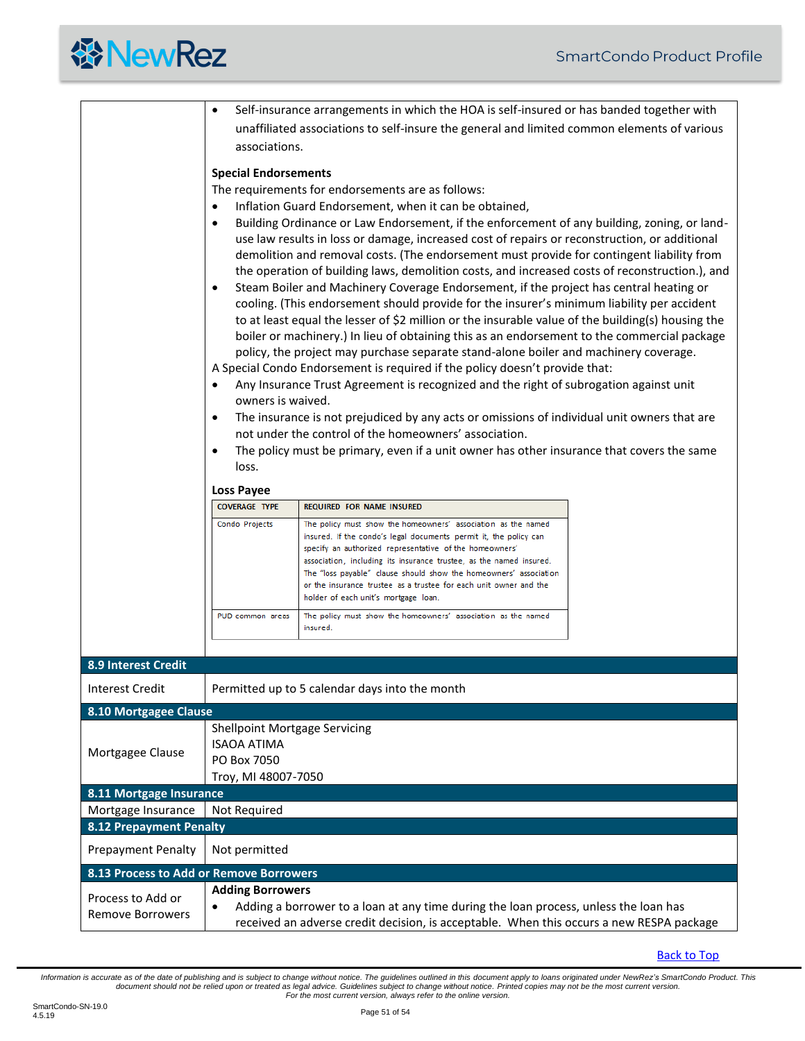- Self-insurance arrangements in which the HOA is self-insured or has banded together with unaffiliated associations to self-insure the general and limited common elements of various associations.

**Special Endorsements**

The requirements for endorsements are as follows:

- Inflation Guard Endorsement, when it can be obtained,
- Building Ordinance or Law Endorsement, if the enforcement of any building, zoning, or land-use law results in loss or damage, increased cost of repairs or reconstruction, or additional demolition and removal costs. (The endorsement must provide for contingent liability from the operation of building laws, demolition costs, and increased costs of reconstruction.), and
- Steam Boiler and Machinery Coverage Endorsement, if the project has central heating or cooling. (This endorsement should provide for the insurer's minimum liability per accident to at least equal the lesser of $2 million or the insurable value of the building(s) housing the boiler or machinery.) In lieu of obtaining this as an endorsement to the commercial package policy, the project may purchase separate stand-alone boiler and machinery coverage.

A Special Condo Endorsement is required if the policy doesn't provide that:

- Any Insurance Trust Agreement is recognized and the right of subrogation against unit owners is waived.
- The insurance is not prejudiced by any acts or omissions of individual unit owners that are not under the control of the homeowners' association.
- The policy must be primary, even if a unit owner has other insurance that covers the same loss.

**Loss Payee**

| COVERAGE TYPE | REQUIRED FOR NAME INSURED |
|---|---|
| Condo Projects | The policy must show the homeowners' association as the named insured. If the condo's legal documents permit it, the policy can specify an authorized representative of the homeowners' association, including its insurance trustee, as the named insured. The "loss payable" clause should show the homeowners' association or the insurance trustee as a trustee for each unit owner and the holder of each unit's mortgage loan. |
| PUD common areas | The policy must show the homeowners' association as the named insured. |

## 8.9 Interest Credit

| | |
|---|---|
| Interest Credit | Permitted up to 5 calendar days into the month |

## 8.10 Mortgagee Clause

| | |
|---|---|
| Mortgagee Clause | Shellpoint Mortgage Servicing<br>ISAOA ATIMA<br>PO Box 7050<br>Troy, MI 48007-7050 |

## 8.11 Mortgage Insurance

| | |
|---|---|
| Mortgage Insurance | Not Required |

## 8.12 Prepayment Penalty

| | |
|---|---|
| Prepayment Penalty | Not permitted |

## 8.13 Process to Add or Remove Borrowers

Process to Add or Remove Borrowers

**Adding Borrowers**

- Adding a borrower to a loan at any time during the loan process, unless the loan has received an adverse credit decision, is acceptable. When this occurs a new RESPA package

Back to Top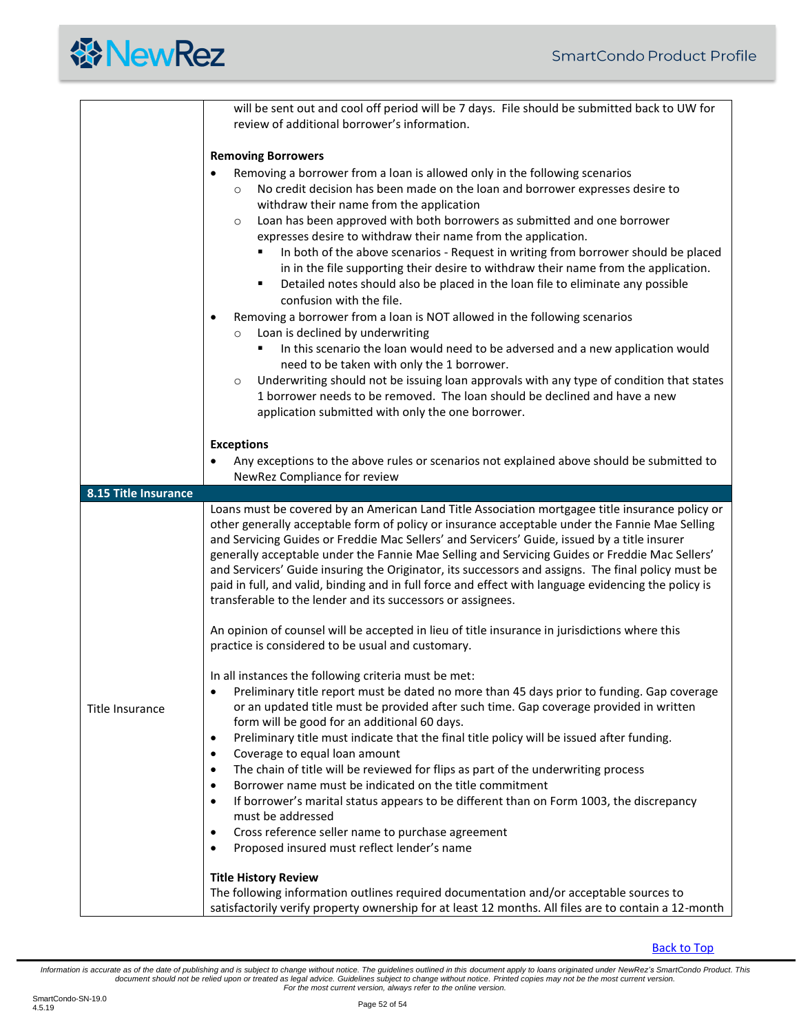will be sent out and cool off period will be 7 days. File should be submitted back to UW for review of additional borrower's information.

**Removing Borrowers**

- Removing a borrower from a loan is allowed only in the following scenarios
  - No credit decision has been made on the loan and borrower expresses desire to withdraw their name from the application
  - Loan has been approved with both borrowers as submitted and one borrower expresses desire to withdraw their name from the application.
    - In both of the above scenarios - Request in writing from borrower should be placed in in the file supporting their desire to withdraw their name from the application.
    - Detailed notes should also be placed in the loan file to eliminate any possible confusion with the file.
- Removing a borrower from a loan is NOT allowed in the following scenarios
  - Loan is declined by underwriting
    - In this scenario the loan would need to be adversed and a new application would need to be taken with only the 1 borrower.
  - Underwriting should not be issuing loan approvals with any type of condition that states 1 borrower needs to be removed. The loan should be declined and have a new application submitted with only the one borrower.

**Exceptions**

- Any exceptions to the above rules or scenarios not explained above should be submitted to NewRez Compliance for review

## 8.15 Title Insurance

**Title Insurance**

Loans must be covered by an American Land Title Association mortgagee title insurance policy or other generally acceptable form of policy or insurance acceptable under the Fannie Mae Selling and Servicing Guides or Freddie Mac Sellers' and Servicers' Guide, issued by a title insurer generally acceptable under the Fannie Mae Selling and Servicing Guides or Freddie Mac Sellers' and Servicers' Guide insuring the Originator, its successors and assigns. The final policy must be paid in full, and valid, binding and in full force and effect with language evidencing the policy is transferable to the lender and its successors or assignees.

An opinion of counsel will be accepted in lieu of title insurance in jurisdictions where this practice is considered to be usual and customary.

In all instances the following criteria must be met:

- Preliminary title report must be dated no more than 45 days prior to funding. Gap coverage or an updated title must be provided after such time. Gap coverage provided in written form will be good for an additional 60 days.
- Preliminary title must indicate that the final title policy will be issued after funding.
- Coverage to equal loan amount
- The chain of title will be reviewed for flips as part of the underwriting process
- Borrower name must be indicated on the title commitment
- If borrower's marital status appears to be different than on Form 1003, the discrepancy must be addressed
- Cross reference seller name to purchase agreement
- Proposed insured must reflect lender's name

**Title History Review**

The following information outlines required documentation and/or acceptable sources to satisfactorily verify property ownership for at least 12 months. All files are to contain a 12-month

[Back to Top]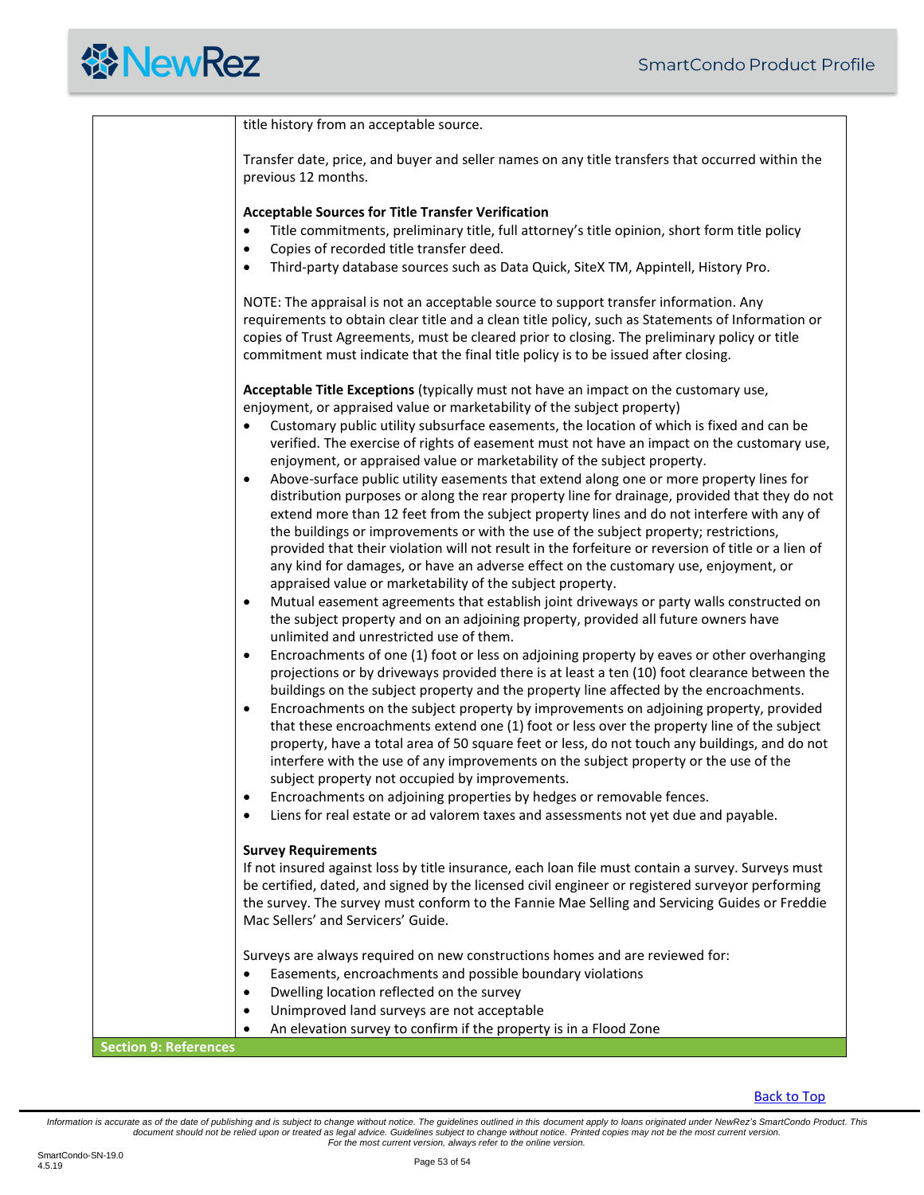title history from an acceptable source.

Transfer date, price, and buyer and seller names on any title transfers that occurred within the previous 12 months.

**Acceptable Sources for Title Transfer Verification**

- Title commitments, preliminary title, full attorney's title opinion, short form title policy
- Copies of recorded title transfer deed.
- Third-party database sources such as Data Quick, SiteX TM, Appintell, History Pro.

NOTE: The appraisal is not an acceptable source to support transfer information. Any requirements to obtain clear title and a clean title policy, such as Statements of Information or copies of Trust Agreements, must be cleared prior to closing. The preliminary policy or title commitment must indicate that the final title policy is to be issued after closing.

**Acceptable Title Exceptions** (typically must not have an impact on the customary use, enjoyment, or appraised value or marketability of the subject property)

- Customary public utility subsurface easements, the location of which is fixed and can be verified. The exercise of rights of easement must not have an impact on the customary use, enjoyment, or appraised value or marketability of the subject property.
- Above-surface public utility easements that extend along one or more property lines for distribution purposes or along the rear property line for drainage, provided that they do not extend more than 12 feet from the subject property lines and do not interfere with any of the buildings or improvements or with the use of the subject property; restrictions, provided that their violation will not result in the forfeiture or reversion of title or a lien of any kind for damages, or have an adverse effect on the customary use, enjoyment, or appraised value or marketability of the subject property.
- Mutual easement agreements that establish joint driveways or party walls constructed on the subject property and on an adjoining property, provided all future owners have unlimited and unrestricted use of them.
- Encroachments of one (1) foot or less on adjoining property by eaves or other overhanging projections or by driveways provided there is at least a ten (10) foot clearance between the buildings on the subject property and the property line affected by the encroachments.
- Encroachments on the subject property by improvements on adjoining property, provided that these encroachments extend one (1) foot or less over the property line of the subject property, have a total area of 50 square feet or less, do not touch any buildings, and do not interfere with the use of any improvements on the subject property or the use of the subject property not occupied by improvements.
- Encroachments on adjoining properties by hedges or removable fences.
- Liens for real estate or ad valorem taxes and assessments not yet due and payable.

**Survey Requirements**

If not insured against loss by title insurance, each loan file must contain a survey. Surveys must be certified, dated, and signed by the licensed civil engineer or registered surveyor performing the survey. The survey must conform to the Fannie Mae Selling and Servicing Guides or Freddie Mac Sellers' and Servicers' Guide.

Surveys are always required on new constructions homes and are reviewed for:

- Easements, encroachments and possible boundary violations
- Dwelling location reflected on the survey
- Unimproved land surveys are not acceptable
- An elevation survey to confirm if the property is in a Flood Zone

## Section 9: References

Back to Top

*Information is accurate as of the date of publishing and is subject to change without notice. The guidelines outlined in this document apply to loans originated under NewRez's SmartCondo Product. This document should not be relied upon or treated as legal advice. Guidelines subject to change without notice. Printed copies may not be the most current version. For the most current version, always refer to the online version.*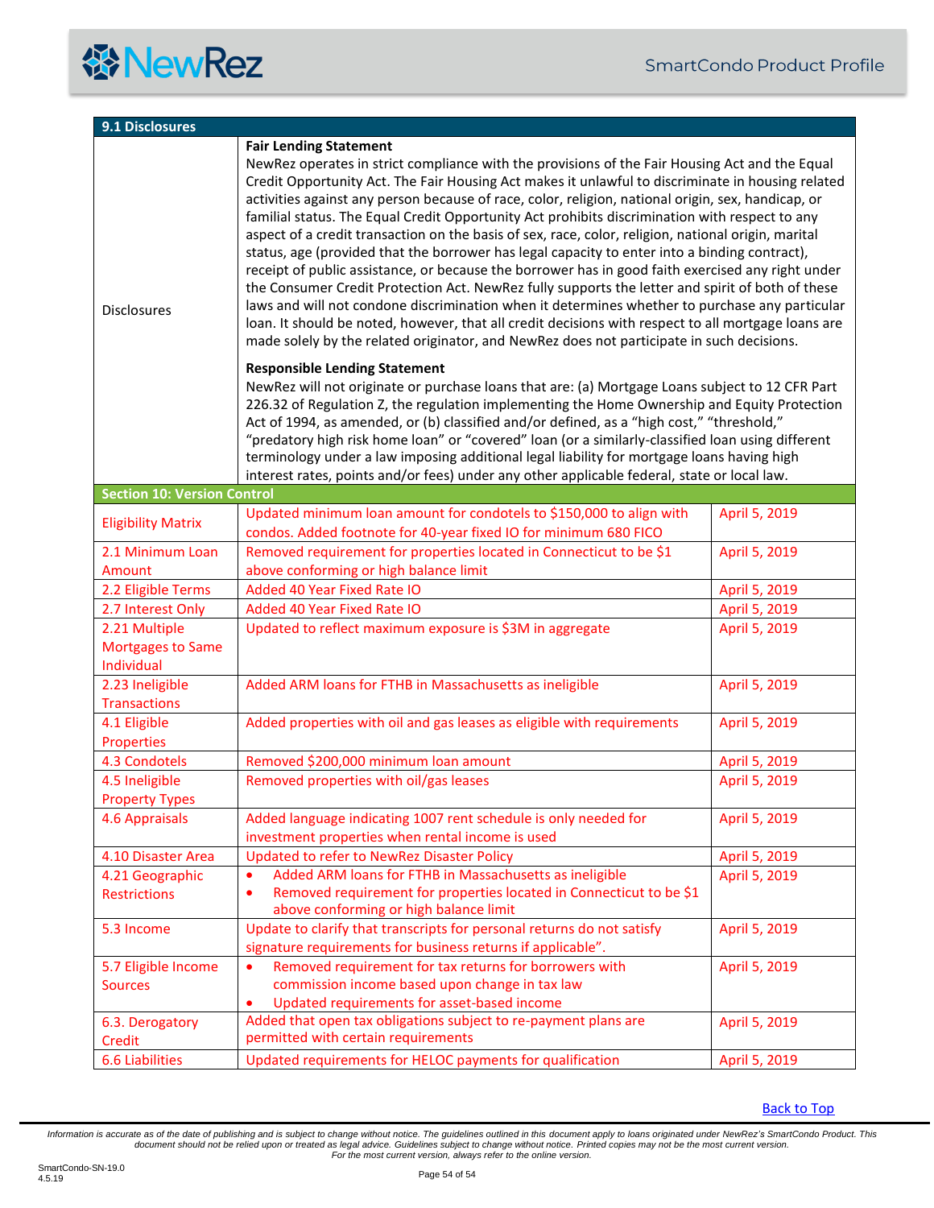## 9.1 Disclosures

| | |
|---|---|
| Disclosures | **Fair Lending Statement**<br>NewRez operates in strict compliance with the provisions of the Fair Housing Act and the Equal Credit Opportunity Act. The Fair Housing Act makes it unlawful to discriminate in housing related activities against any person because of race, color, religion, national origin, sex, handicap, or familial status. The Equal Credit Opportunity Act prohibits discrimination with respect to any aspect of a credit transaction on the basis of sex, race, color, religion, national origin, marital status, age (provided that the borrower has legal capacity to enter into a binding contract), receipt of public assistance, or because the borrower has in good faith exercised any right under the Consumer Credit Protection Act. NewRez fully supports the letter and spirit of both of these laws and will not condone discrimination when it determines whether to purchase any particular loan. It should be noted, however, that all credit decisions with respect to all mortgage loans are made solely by the related originator, and NewRez does not participate in such decisions.<br><br>**Responsible Lending Statement**<br>NewRez will not originate or purchase loans that are: (a) Mortgage Loans subject to 12 CFR Part 226.32 of Regulation Z, the regulation implementing the Home Ownership and Equity Protection Act of 1994, as amended, or (b) classified and/or defined, as a "high cost," "threshold," "predatory high risk home loan" or "covered" loan (or a similarly-classified loan using different terminology under a law imposing additional legal liability for mortgage loans having high interest rates, points and/or fees) under any other applicable federal, state or local law. |

## Section 10: Version Control

| | | |
|---|---|---|
| Eligibility Matrix | Updated minimum loan amount for condotels to $150,000 to align with condos. Added footnote for 40-year fixed IO for minimum 680 FICO | April 5, 2019 |
| 2.1 Minimum Loan Amount | Removed requirement for properties located in Connecticut to be $1 above conforming or high balance limit | April 5, 2019 |
| 2.2 Eligible Terms | Added 40 Year Fixed Rate IO | April 5, 2019 |
| 2.7 Interest Only | Added 40 Year Fixed Rate IO | April 5, 2019 |
| 2.21 Multiple Mortgages to Same Individual | Updated to reflect maximum exposure is $3M in aggregate | April 5, 2019 |
| 2.23 Ineligible Transactions | Added ARM loans for FTHB in Massachusetts as ineligible | April 5, 2019 |
| 4.1 Eligible Properties | Added properties with oil and gas leases as eligible with requirements | April 5, 2019 |
| 4.3 Condotels | Removed $200,000 minimum loan amount | April 5, 2019 |
| 4.5 Ineligible Property Types | Removed properties with oil/gas leases | April 5, 2019 |
| 4.6 Appraisals | Added language indicating 1007 rent schedule is only needed for investment properties when rental income is used | April 5, 2019 |
| 4.10 Disaster Area | Updated to refer to NewRez Disaster Policy | April 5, 2019 |
| 4.21 Geographic Restrictions | • Added ARM loans for FTHB in Massachusetts as ineligible<br>• Removed requirement for properties located in Connecticut to be $1 above conforming or high balance limit | April 5, 2019 |
| 5.3 Income | Update to clarify that transcripts for personal returns do not satisfy signature requirements for business returns if applicable". | April 5, 2019 |
| 5.7 Eligible Income Sources | • Removed requirement for tax returns for borrowers with commission income based upon change in tax law<br>• Updated requirements for asset-based income | April 5, 2019 |
| 6.3. Derogatory Credit | Added that open tax obligations subject to re-payment plans are permitted with certain requirements | April 5, 2019 |
| 6.6 Liabilities | Updated requirements for HELOC payments for qualification | April 5, 2019 |

Back to Top

*Information is accurate as of the date of publishing and is subject to change without notice. The guidelines outlined in this document apply to loans originated under NewRez's SmartCondo Product. This document should not be relied upon or treated as legal advice. Guidelines subject to change without notice. Printed copies may not be the most current version. For the most current version, always refer to the online version.*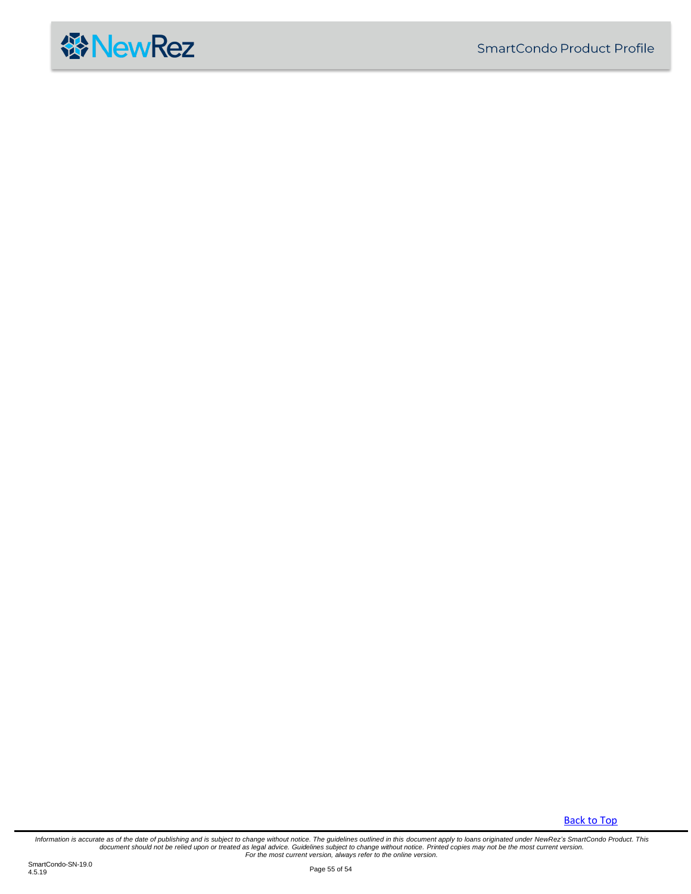[Back to Top]

*Information is accurate as of the date of publishing and is subject to change without notice. The guidelines outlined in this document apply to loans originated under NewRez's SmartCondo Product. This document should not be relied upon or treated as legal advice. Guidelines subject to change without notice. Printed copies may not be the most current version. For the most current version, always refer to the online version.*